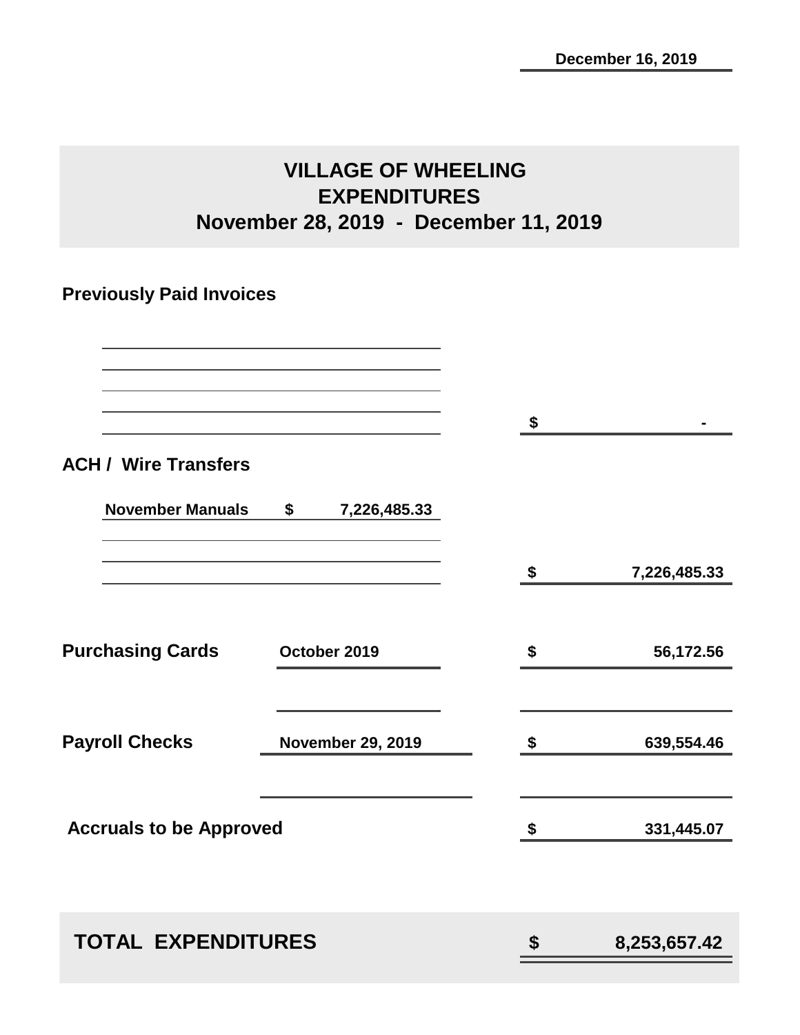December 16, 2019

# VILLAGE OF WHEELING
## EXPENDITURES
## November 28, 2019 - December 11, 2019

| | | |
|---|---|---|
| **Previously Paid Invoices** | | $ - |
| **ACH / Wire Transfers** | November Manuals $ 7,226,485.33 | $ 7,226,485.33 |
| **Purchasing Cards** | October 2019 | $ 56,172.56 |
| **Payroll Checks** | November 29, 2019 | $ 639,554.46 |
| **Accruals to be Approved** | | $ 331,445.07 |
| **TOTAL EXPENDITURES** | | **$ 8,253,657.42** |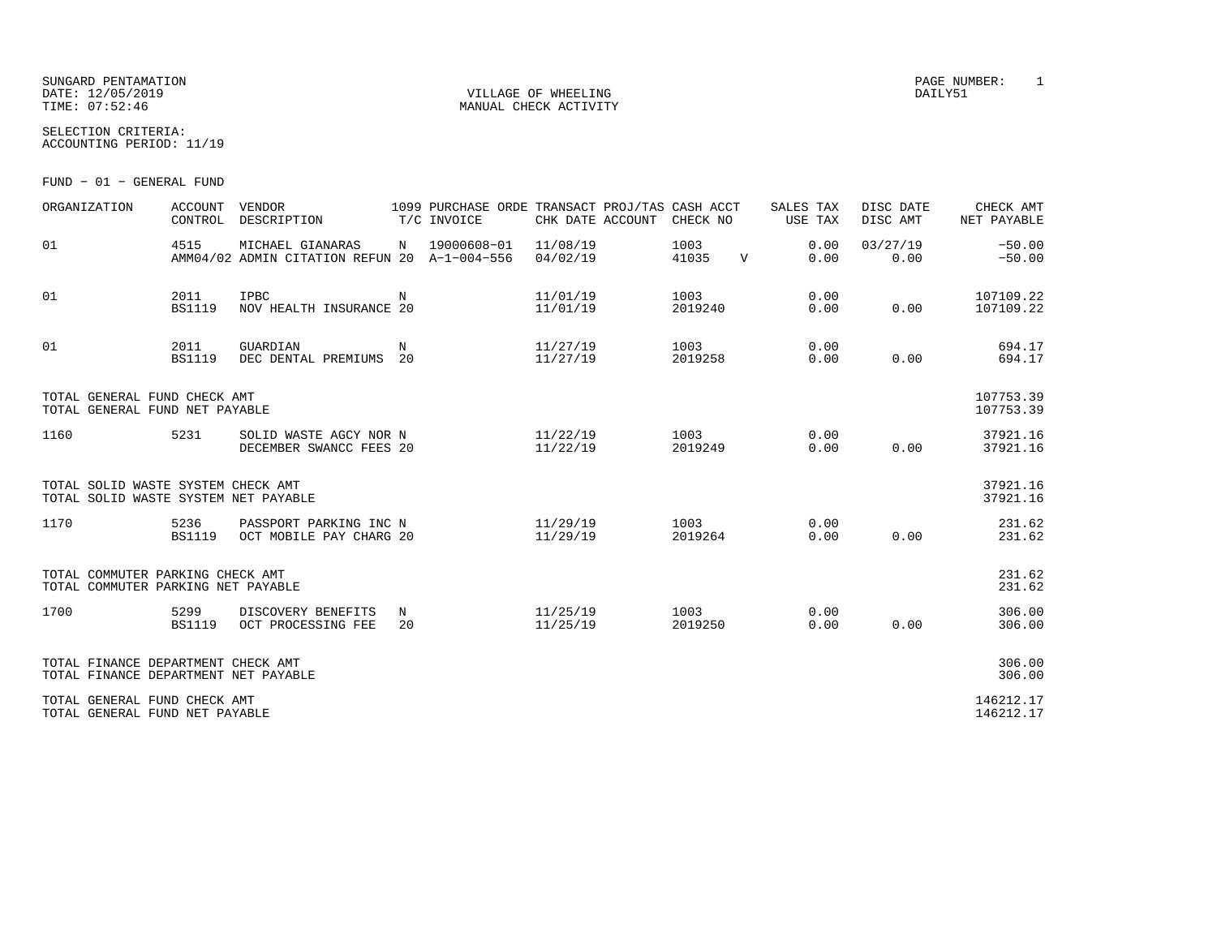SUNGARD PENTAMATION
DATE: 12/05/2019
TIME: 07:52:46

VILLAGE OF WHEELING
MANUAL CHECK ACTIVITY

PAGE NUMBER: 1
DAILY51

SELECTION CRITERIA:
ACCOUNTING PERIOD: 11/19

FUND - 01 - GENERAL FUND

| ORGANIZATION | ACCOUNT CONTROL | VENDOR DESCRIPTION | 1099 T/C | PURCHASE ORDE INVOICE | TRANSACT CHK DATE | PROJ/TAS ACCOUNT | CASH ACCT CHECK NO | | SALES TAX USE TAX | DISC DATE DISC AMT | CHECK AMT NET PAYABLE |
|---|---|---|---|---|---|---|---|---|---|---|---|
| 01 | 4515<br>AMM04/02 | MICHAEL GIANARAS<br>ADMIN CITATION REFUN | N<br>20 | 19000608-01<br>A-1-004-556 | 11/08/19<br>04/02/19 | | 1003<br>41035 | V | 0.00<br>0.00 | 03/27/19<br>0.00 | -50.00<br>-50.00 |
| 01 | 2011<br>BS1119 | IPBC<br>NOV HEALTH INSURANCE | N<br>20 | | 11/01/19<br>11/01/19 | | 1003<br>2019240 | | 0.00<br>0.00 | 0.00 | 107109.22<br>107109.22 |
| 01 | 2011<br>BS1119 | GUARDIAN<br>DEC DENTAL PREMIUMS | N<br>20 | | 11/27/19<br>11/27/19 | | 1003<br>2019258 | | 0.00<br>0.00 | 0.00 | 694.17<br>694.17 |
| TOTAL GENERAL FUND CHECK AMT<br>TOTAL GENERAL FUND NET PAYABLE | | | | | | | | | | | 107753.39<br>107753.39 |
| 1160 | 5231 | SOLID WASTE AGCY NOR<br>DECEMBER SWANCC FEES | N<br>20 | | 11/22/19<br>11/22/19 | | 1003<br>2019249 | | 0.00<br>0.00 | 0.00 | 37921.16<br>37921.16 |
| TOTAL SOLID WASTE SYSTEM CHECK AMT<br>TOTAL SOLID WASTE SYSTEM NET PAYABLE | | | | | | | | | | | 37921.16<br>37921.16 |
| 1170 | 5236<br>BS1119 | PASSPORT PARKING INC<br>OCT MOBILE PAY CHARG | N<br>20 | | 11/29/19<br>11/29/19 | | 1003<br>2019264 | | 0.00<br>0.00 | 0.00 | 231.62<br>231.62 |
| TOTAL COMMUTER PARKING CHECK AMT<br>TOTAL COMMUTER PARKING NET PAYABLE | | | | | | | | | | | 231.62<br>231.62 |
| 1700 | 5299<br>BS1119 | DISCOVERY BENEFITS<br>OCT PROCESSING FEE | N<br>20 | | 11/25/19<br>11/25/19 | | 1003<br>2019250 | | 0.00<br>0.00 | 0.00 | 306.00<br>306.00 |
| TOTAL FINANCE DEPARTMENT CHECK AMT<br>TOTAL FINANCE DEPARTMENT NET PAYABLE | | | | | | | | | | | 306.00<br>306.00 |
| TOTAL GENERAL FUND CHECK AMT<br>TOTAL GENERAL FUND NET PAYABLE | | | | | | | | | | | 146212.17<br>146212.17 |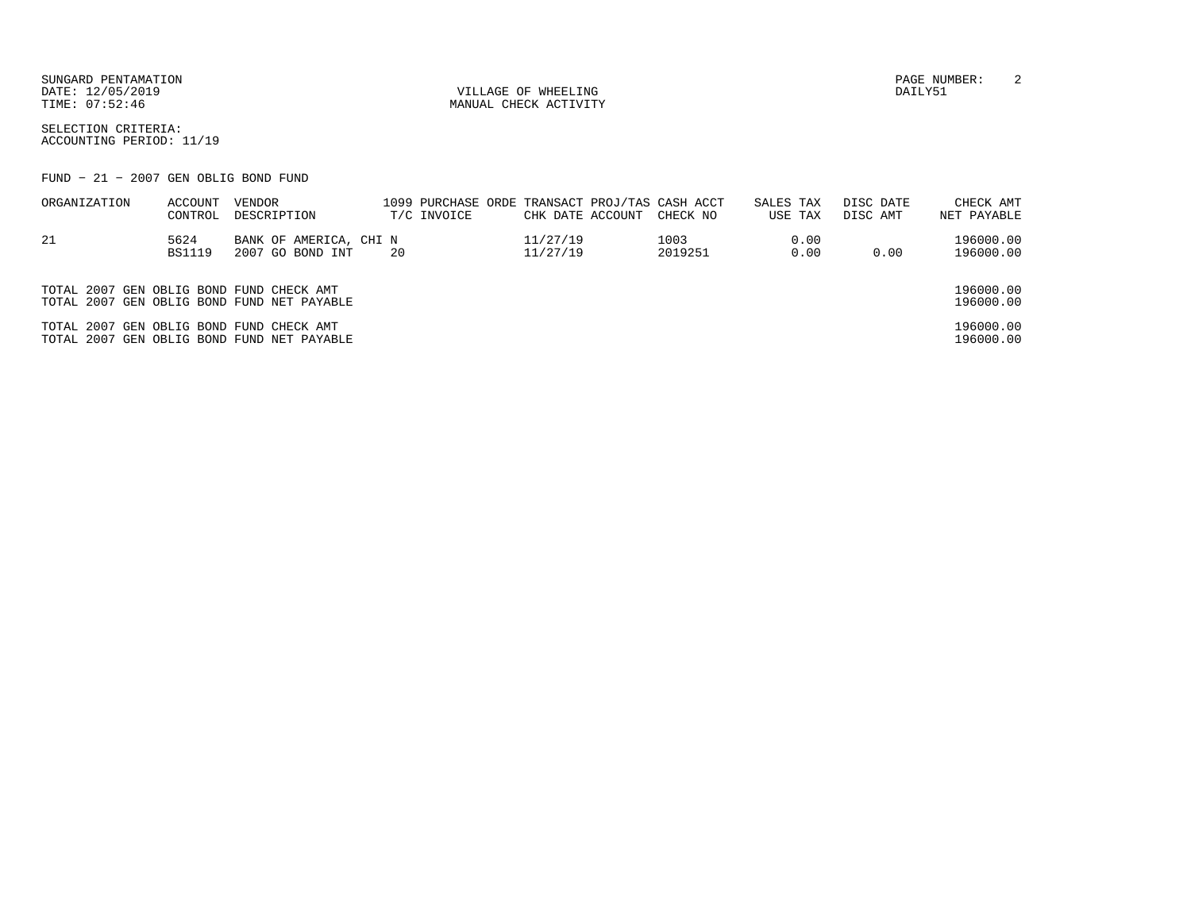SUNGARD PENTAMATION
DATE: 12/05/2019
TIME: 07:52:46

VILLAGE OF WHEELING
MANUAL CHECK ACTIVITY

DAILY51

SELECTION CRITERIA:
ACCOUNTING PERIOD: 11/19

FUND − 21 − 2007 GEN OBLIG BOND FUND

| ORGANIZATION | ACCOUNT<br>CONTROL | VENDOR<br>DESCRIPTION | 1099<br>T/C | PURCHASE ORDE<br>INVOICE | TRANSACT<br>CHK DATE | PROJ/TAS<br>ACCOUNT | CASH ACCT<br>CHECK NO | SALES TAX<br>USE TAX | DISC DATE<br>DISC AMT | CHECK AMT<br>NET PAYABLE |
|---|---|---|---|---|---|---|---|---|---|---|
| 21 | 5624<br>BS1119 | BANK OF AMERICA, CHI<br>2007 GO BOND INT | N<br>20 | | 11/27/19<br>11/27/19 | | 1003<br>2019251 | 0.00<br>0.00 | <br>0.00 | 196000.00<br>196000.00 |

TOTAL 2007 GEN OBLIG BOND FUND CHECK AMT 196000.00
TOTAL 2007 GEN OBLIG BOND FUND NET PAYABLE 196000.00

TOTAL 2007 GEN OBLIG BOND FUND CHECK AMT 196000.00
TOTAL 2007 GEN OBLIG BOND FUND NET PAYABLE 196000.00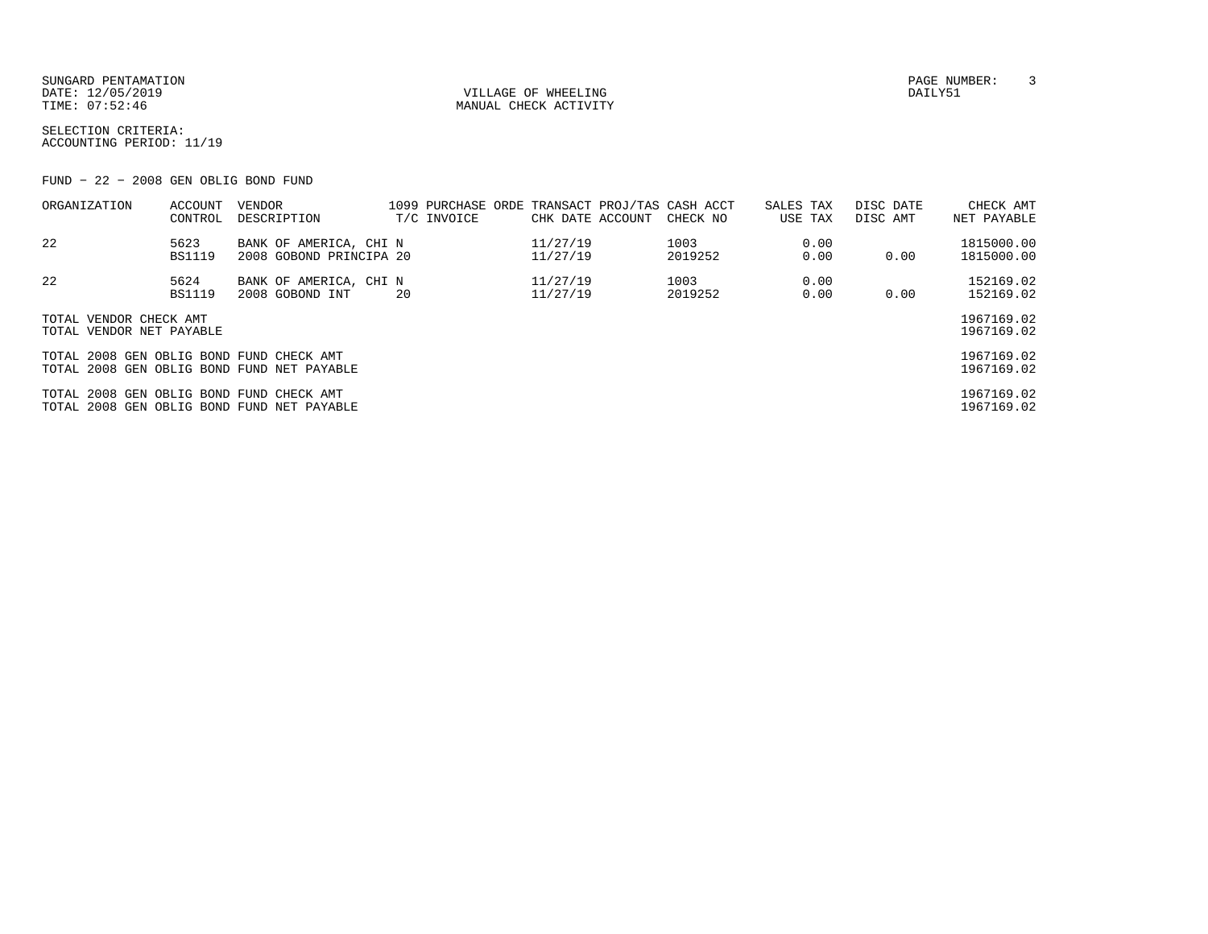SUNGARD PENTAMATION
DATE: 12/05/2019
TIME: 07:52:46

VILLAGE OF WHEELING
MANUAL CHECK ACTIVITY

PAGE NUMBER: 3
DAILY51

SELECTION CRITERIA:
ACCOUNTING PERIOD: 11/19

FUND - 22 - 2008 GEN OBLIG BOND FUND

| ORGANIZATION | ACCOUNT CONTROL | VENDOR DESCRIPTION | 1099 T/C | PURCHASE ORDE INVOICE | TRANSACT CHK DATE | PROJ/TAS ACCOUNT | CASH ACCT CHECK NO | SALES TAX USE TAX | DISC DATE DISC AMT | CHECK AMT NET PAYABLE |
|---|---|---|---|---|---|---|---|---|---|---|
| 22 | 5623<br>BS1119 | BANK OF AMERICA, CHI<br>2008 GOBOND PRINCIPA | N<br>20 | | 11/27/19<br>11/27/19 | | 1003<br>2019252 | 0.00<br>0.00 | <br>0.00 | 1815000.00<br>1815000.00 |
| 22 | 5624<br>BS1119 | BANK OF AMERICA, CHI<br>2008 GOBOND INT | N<br>20 | | 11/27/19<br>11/27/19 | | 1003<br>2019252 | 0.00<br>0.00 | <br>0.00 | 152169.02<br>152169.02 |
| TOTAL VENDOR CHECK AMT | | | | | | | | | | 1967169.02 |
| TOTAL VENDOR NET PAYABLE | | | | | | | | | | 1967169.02 |
| TOTAL 2008 GEN OBLIG BOND FUND CHECK AMT | | | | | | | | | | 1967169.02 |
| TOTAL 2008 GEN OBLIG BOND FUND NET PAYABLE | | | | | | | | | | 1967169.02 |
| TOTAL 2008 GEN OBLIG BOND FUND CHECK AMT | | | | | | | | | | 1967169.02 |
| TOTAL 2008 GEN OBLIG BOND FUND NET PAYABLE | | | | | | | | | | 1967169.02 |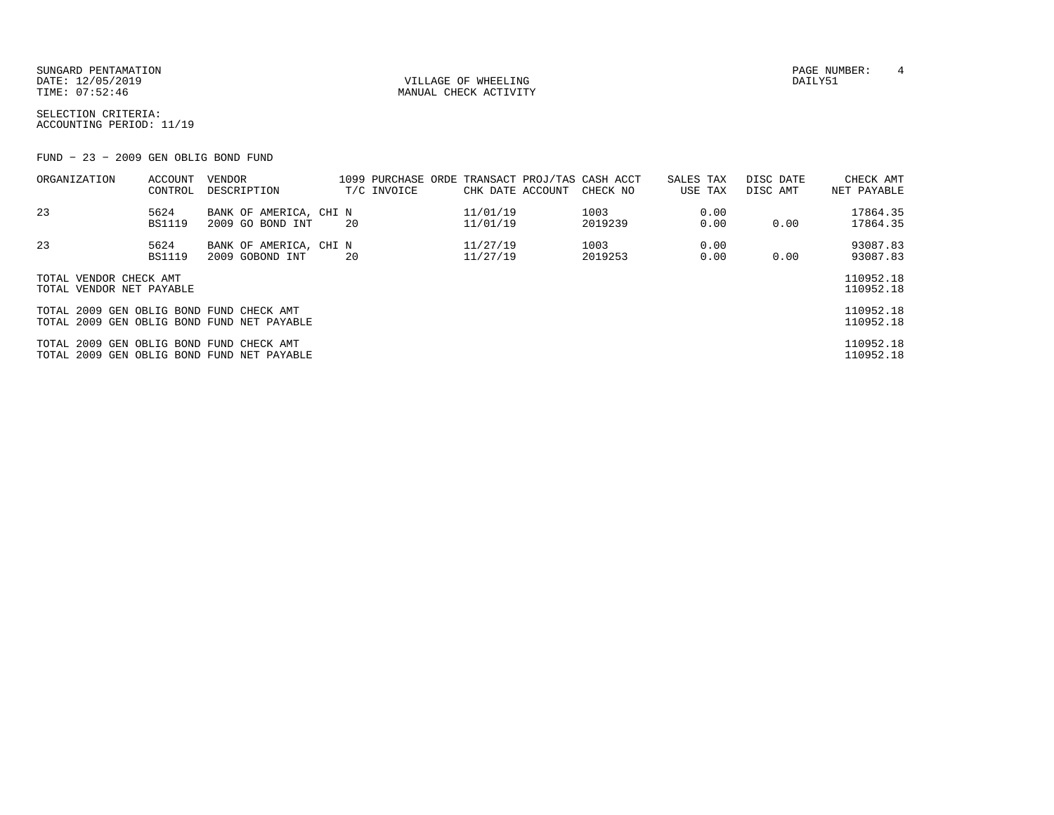SUNGARD PENTAMATION
DATE: 12/05/2019
TIME: 07:52:46

VILLAGE OF WHEELING
MANUAL CHECK ACTIVITY

PAGE NUMBER: 4
DAILY51

SELECTION CRITERIA:
ACCOUNTING PERIOD: 11/19

FUND - 23 - 2009 GEN OBLIG BOND FUND

| ORGANIZATION | ACCOUNT CONTROL | VENDOR DESCRIPTION | 1099 T/C | PURCHASE ORDE INVOICE | TRANSACT CHK DATE | PROJ/TAS ACCOUNT | CASH ACCT CHECK NO | SALES TAX USE TAX | DISC DATE DISC AMT | CHECK AMT NET PAYABLE |
|---|---|---|---|---|---|---|---|---|---|---|
| 23 | 5624 | BANK OF AMERICA, CHI | N | | 11/01/19 | | 1003 | 0.00 | | 17864.35 |
| | BS1119 | 2009 GO BOND INT | 20 | | 11/01/19 | | 2019239 | 0.00 | 0.00 | 17864.35 |
| 23 | 5624 | BANK OF AMERICA, CHI | N | | 11/27/19 | | 1003 | 0.00 | | 93087.83 |
| | BS1119 | 2009 GOBOND INT | 20 | | 11/27/19 | | 2019253 | 0.00 | 0.00 | 93087.83 |
| TOTAL VENDOR CHECK AMT | | | | | | | | | | 110952.18 |
| TOTAL VENDOR NET PAYABLE | | | | | | | | | | 110952.18 |
| TOTAL 2009 GEN OBLIG BOND FUND CHECK AMT | | | | | | | | | | 110952.18 |
| TOTAL 2009 GEN OBLIG BOND FUND NET PAYABLE | | | | | | | | | | 110952.18 |
| TOTAL 2009 GEN OBLIG BOND FUND CHECK AMT | | | | | | | | | | 110952.18 |
| TOTAL 2009 GEN OBLIG BOND FUND NET PAYABLE | | | | | | | | | | 110952.18 |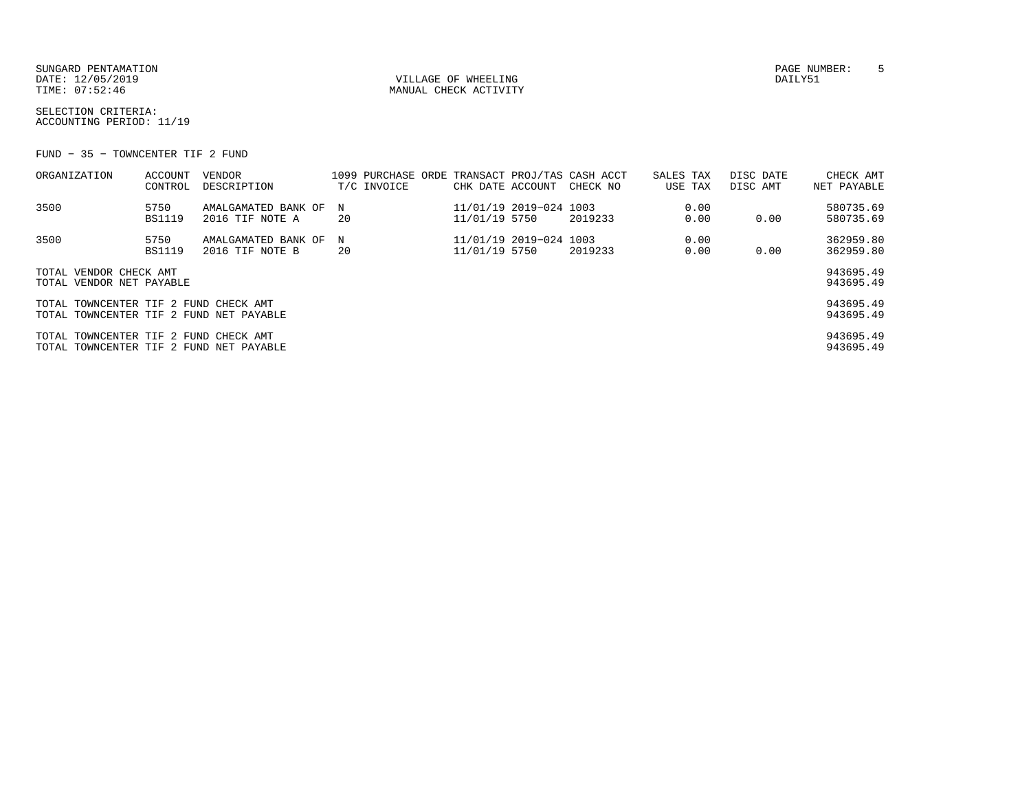SUNGARD PENTAMATION
DATE: 12/05/2019
TIME: 07:52:46

VILLAGE OF WHEELING
MANUAL CHECK ACTIVITY

PAGE NUMBER: 5
DAILY51

SELECTION CRITERIA:
ACCOUNTING PERIOD: 11/19

FUND - 35 - TOWNCENTER TIF 2 FUND

| ORGANIZATION | ACCOUNT CONTROL | VENDOR DESCRIPTION | 1099 T/C | PURCHASE ORDE INVOICE | TRANSACT CHK DATE | PROJ/TAS ACCOUNT | CASH ACCT CHECK NO | SALES TAX USE TAX | DISC DATE DISC AMT | CHECK AMT NET PAYABLE |
|---|---|---|---|---|---|---|---|---|---|---|
| 3500 | 5750 | AMALGAMATED BANK OF | N | | 11/01/19 | 2019-024 | 1003 | 0.00 | | 580735.69 |
| | BS1119 | 2016 TIF NOTE A | 20 | | 11/01/19 | 5750 | 2019233 | 0.00 | 0.00 | 580735.69 |
| 3500 | 5750 | AMALGAMATED BANK OF | N | | 11/01/19 | 2019-024 | 1003 | 0.00 | | 362959.80 |
| | BS1119 | 2016 TIF NOTE B | 20 | | 11/01/19 | 5750 | 2019233 | 0.00 | 0.00 | 362959.80 |
| TOTAL VENDOR CHECK AMT | | | | | | | | | | 943695.49 |
| TOTAL VENDOR NET PAYABLE | | | | | | | | | | 943695.49 |
| TOTAL TOWNCENTER TIF 2 FUND CHECK AMT | | | | | | | | | | 943695.49 |
| TOTAL TOWNCENTER TIF 2 FUND NET PAYABLE | | | | | | | | | | 943695.49 |
| TOTAL TOWNCENTER TIF 2 FUND CHECK AMT | | | | | | | | | | 943695.49 |
| TOTAL TOWNCENTER TIF 2 FUND NET PAYABLE | | | | | | | | | | 943695.49 |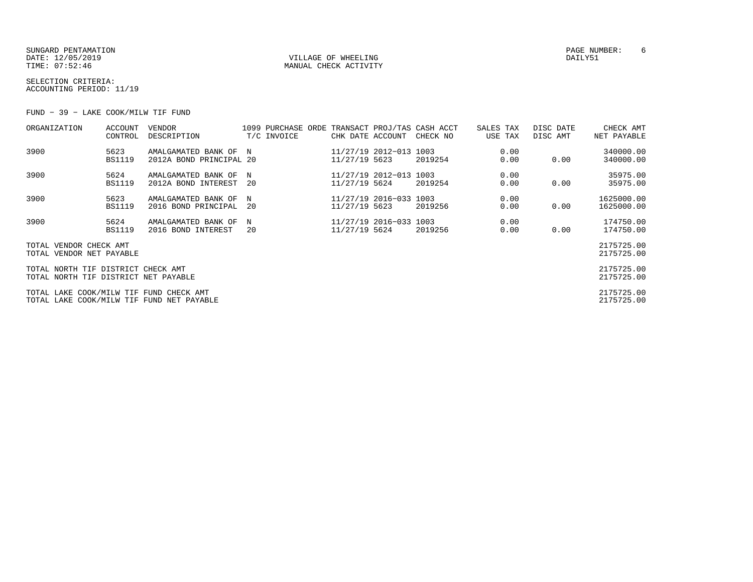SUNGARD PENTAMATION
DATE: 12/05/2019
TIME: 07:52:46

VILLAGE OF WHEELING
MANUAL CHECK ACTIVITY

PAGE NUMBER: 6
DAILY51

SELECTION CRITERIA:
ACCOUNTING PERIOD: 11/19

FUND - 39 - LAKE COOK/MILW TIF FUND

| ORGANIZATION | ACCOUNT CONTROL | VENDOR DESCRIPTION | 1099 T/C | PURCHASE ORDE INVOICE | TRANSACT CHK DATE | PROJ/TAS ACCOUNT | CASH ACCT CHECK NO | SALES TAX USE TAX | DISC DATE DISC AMT | CHECK AMT NET PAYABLE |
|---|---|---|---|---|---|---|---|---|---|---|
| 3900 | 5623 BS1119 | AMALGAMATED BANK OF 2012A BOND PRINCIPAL | N 20 | | 11/27/19 11/27/19 | 2012-013 5623 | 1003 2019254 | 0.00 0.00 | 0.00 | 340000.00 340000.00 |
| 3900 | 5624 BS1119 | AMALGAMATED BANK OF 2012A BOND INTEREST | N 20 | | 11/27/19 11/27/19 | 2012-013 5624 | 1003 2019254 | 0.00 0.00 | 0.00 | 35975.00 35975.00 |
| 3900 | 5623 BS1119 | AMALGAMATED BANK OF 2016 BOND PRINCIPAL | N 20 | | 11/27/19 11/27/19 | 2016-033 5623 | 1003 2019256 | 0.00 0.00 | 0.00 | 1625000.00 1625000.00 |
| 3900 | 5624 BS1119 | AMALGAMATED BANK OF 2016 BOND INTEREST | N 20 | | 11/27/19 11/27/19 | 2016-033 5624 | 1003 2019256 | 0.00 0.00 | 0.00 | 174750.00 174750.00 |

| | |
|---|---|
| TOTAL VENDOR CHECK AMT | 2175725.00 |
| TOTAL VENDOR NET PAYABLE | 2175725.00 |
| TOTAL NORTH TIF DISTRICT CHECK AMT | 2175725.00 |
| TOTAL NORTH TIF DISTRICT NET PAYABLE | 2175725.00 |
| TOTAL LAKE COOK/MILW TIF FUND CHECK AMT | 2175725.00 |
| TOTAL LAKE COOK/MILW TIF FUND NET PAYABLE | 2175725.00 |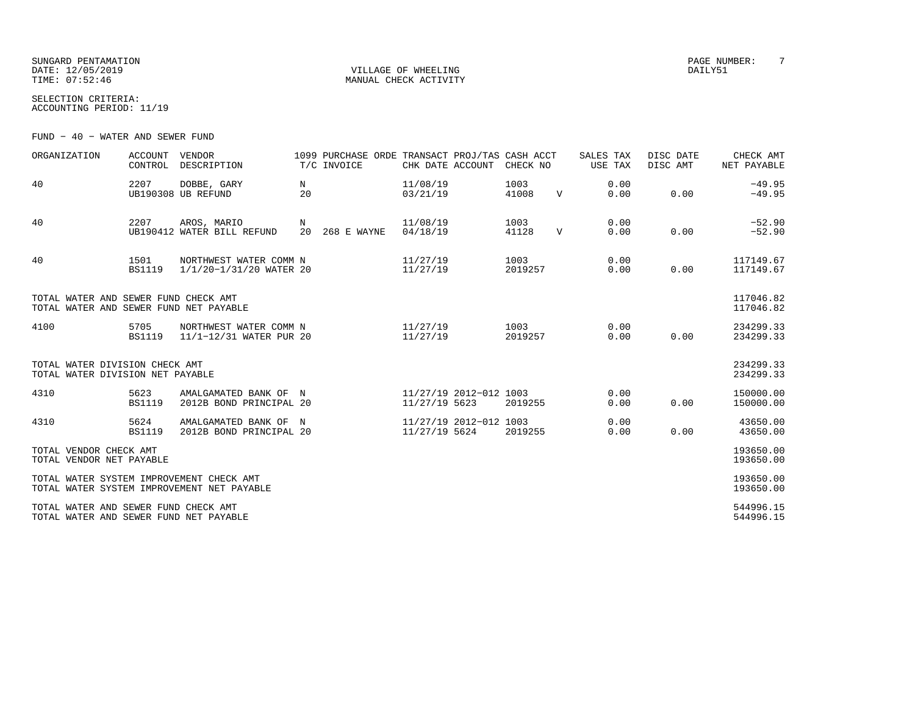SUNGARD PENTAMATION
DATE: 12/05/2019
TIME: 07:52:46

VILLAGE OF WHEELING
MANUAL CHECK ACTIVITY

PAGE NUMBER: 7
DAILY51

SELECTION CRITERIA:
ACCOUNTING PERIOD: 11/19

FUND - 40 - WATER AND SEWER FUND

| ORGANIZATION | ACCOUNT CONTROL | VENDOR DESCRIPTION | 1099 T/C | PURCHASE ORDE INVOICE | TRANSACT CHK DATE | PROJ/TAS ACCOUNT | CASH ACCT CHECK NO | | SALES TAX USE TAX | DISC DATE DISC AMT | CHECK AMT NET PAYABLE |
|---|---|---|---|---|---|---|---|---|---|---|---|
| 40 | 2207 UB190308 | DOBBE, GARY UB REFUND | N 20 | | 11/08/19 03/21/19 | | 1003 41008 | V | 0.00 0.00 | 0.00 | -49.95 -49.95 |
| 40 | 2207 UB190412 | AROS, MARIO WATER BILL REFUND | N 20 | 268 E WAYNE | 11/08/19 04/18/19 | | 1003 41128 | V | 0.00 0.00 | 0.00 | -52.90 -52.90 |
| 40 | 1501 BS1119 | NORTHWEST WATER COMM 1/1/20-1/31/20 WATER | N 20 | | 11/27/19 11/27/19 | | 1003 2019257 | | 0.00 0.00 | 0.00 | 117149.67 117149.67 |
| TOTAL WATER AND SEWER FUND CHECK AMT | | | | | | | | | | | 117046.82 |
| TOTAL WATER AND SEWER FUND NET PAYABLE | | | | | | | | | | | 117046.82 |
| 4100 | 5705 BS1119 | NORTHWEST WATER COMM 11/1-12/31 WATER PUR | N 20 | | 11/27/19 11/27/19 | | 1003 2019257 | | 0.00 0.00 | 0.00 | 234299.33 234299.33 |
| TOTAL WATER DIVISION CHECK AMT | | | | | | | | | | | 234299.33 |
| TOTAL WATER DIVISION NET PAYABLE | | | | | | | | | | | 234299.33 |
| 4310 | 5623 BS1119 | AMALGAMATED BANK OF 2012B BOND PRINCIPAL | N 20 | | 11/27/19 11/27/19 | 2012-012 5623 | 1003 2019255 | | 0.00 0.00 | 0.00 | 150000.00 150000.00 |
| 4310 | 5624 BS1119 | AMALGAMATED BANK OF 2012B BOND PRINCIPAL | N 20 | | 11/27/19 11/27/19 | 2012-012 5624 | 1003 2019255 | | 0.00 0.00 | 0.00 | 43650.00 43650.00 |
| TOTAL VENDOR CHECK AMT | | | | | | | | | | | 193650.00 |
| TOTAL VENDOR NET PAYABLE | | | | | | | | | | | 193650.00 |
| TOTAL WATER SYSTEM IMPROVEMENT CHECK AMT | | | | | | | | | | | 193650.00 |
| TOTAL WATER SYSTEM IMPROVEMENT NET PAYABLE | | | | | | | | | | | 193650.00 |
| TOTAL WATER AND SEWER FUND CHECK AMT | | | | | | | | | | | 544996.15 |
| TOTAL WATER AND SEWER FUND NET PAYABLE | | | | | | | | | | | 544996.15 |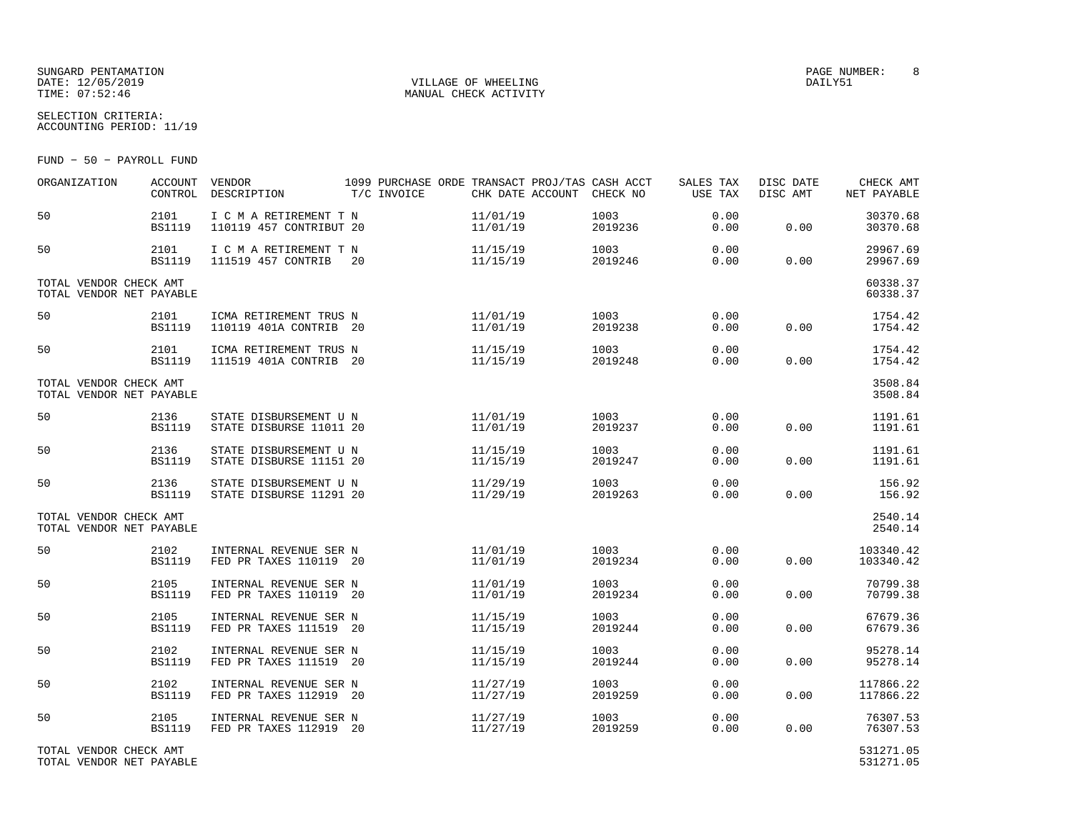SUNGARD PENTAMATION
DATE: 12/05/2019
TIME: 07:52:46

VILLAGE OF WHEELING
MANUAL CHECK ACTIVITY

PAGE NUMBER: 8
DAILY51

SELECTION CRITERIA:
ACCOUNTING PERIOD: 11/19

FUND - 50 - PAYROLL FUND

| ORGANIZATION | ACCOUNT CONTROL | VENDOR DESCRIPTION | 1099 T/C | PURCHASE ORDE INVOICE | TRANSACT CHK DATE | PROJ/TAS ACCOUNT | CASH ACCT CHECK NO | SALES TAX USE TAX | DISC DATE DISC AMT | CHECK AMT NET PAYABLE |
|---|---|---|---|---|---|---|---|---|---|---|
| 50 | 2101 BS1119 | I C M A RETIREMENT T 110119 457 CONTRIBUT | N 20 | | 11/01/19 11/01/19 | | 1003 2019236 | 0.00 0.00 | 0.00 | 30370.68 30370.68 |
| 50 | 2101 BS1119 | I C M A RETIREMENT T 111519 457 CONTRIB | N 20 | | 11/15/19 11/15/19 | | 1003 2019246 | 0.00 0.00 | 0.00 | 29967.69 29967.69 |
| TOTAL VENDOR CHECK AMT TOTAL VENDOR NET PAYABLE | | | | | | | | | | 60338.37 60338.37 |
| 50 | 2101 BS1119 | ICMA RETIREMENT TRUS 110119 401A CONTRIB | N 20 | | 11/01/19 11/01/19 | | 1003 2019238 | 0.00 0.00 | 0.00 | 1754.42 1754.42 |
| 50 | 2101 BS1119 | ICMA RETIREMENT TRUS 111519 401A CONTRIB | N 20 | | 11/15/19 11/15/19 | | 1003 2019248 | 0.00 0.00 | 0.00 | 1754.42 1754.42 |
| TOTAL VENDOR CHECK AMT TOTAL VENDOR NET PAYABLE | | | | | | | | | | 3508.84 3508.84 |
| 50 | 2136 BS1119 | STATE DISBURSEMENT U STATE DISBURSE 11011 | N 20 | | 11/01/19 11/01/19 | | 1003 2019237 | 0.00 0.00 | 0.00 | 1191.61 1191.61 |
| 50 | 2136 BS1119 | STATE DISBURSEMENT U STATE DISBURSE 11151 | N 20 | | 11/15/19 11/15/19 | | 1003 2019247 | 0.00 0.00 | 0.00 | 1191.61 1191.61 |
| 50 | 2136 BS1119 | STATE DISBURSEMENT U STATE DISBURSE 11291 | N 20 | | 11/29/19 11/29/19 | | 1003 2019263 | 0.00 0.00 | 0.00 | 156.92 156.92 |
| TOTAL VENDOR CHECK AMT TOTAL VENDOR NET PAYABLE | | | | | | | | | | 2540.14 2540.14 |
| 50 | 2102 BS1119 | INTERNAL REVENUE SER FED PR TAXES 110119 | N 20 | | 11/01/19 11/01/19 | | 1003 2019234 | 0.00 0.00 | 0.00 | 103340.42 103340.42 |
| 50 | 2105 BS1119 | INTERNAL REVENUE SER FED PR TAXES 110119 | N 20 | | 11/01/19 11/01/19 | | 1003 2019234 | 0.00 0.00 | 0.00 | 70799.38 70799.38 |
| 50 | 2105 BS1119 | INTERNAL REVENUE SER FED PR TAXES 111519 | N 20 | | 11/15/19 11/15/19 | | 1003 2019244 | 0.00 0.00 | 0.00 | 67679.36 67679.36 |
| 50 | 2102 BS1119 | INTERNAL REVENUE SER FED PR TAXES 111519 | N 20 | | 11/15/19 11/15/19 | | 1003 2019244 | 0.00 0.00 | 0.00 | 95278.14 95278.14 |
| 50 | 2102 BS1119 | INTERNAL REVENUE SER FED PR TAXES 112919 | N 20 | | 11/27/19 11/27/19 | | 1003 2019259 | 0.00 0.00 | 0.00 | 117866.22 117866.22 |
| 50 | 2105 BS1119 | INTERNAL REVENUE SER FED PR TAXES 112919 | N 20 | | 11/27/19 11/27/19 | | 1003 2019259 | 0.00 0.00 | 0.00 | 76307.53 76307.53 |
| TOTAL VENDOR CHECK AMT TOTAL VENDOR NET PAYABLE | | | | | | | | | | 531271.05 531271.05 |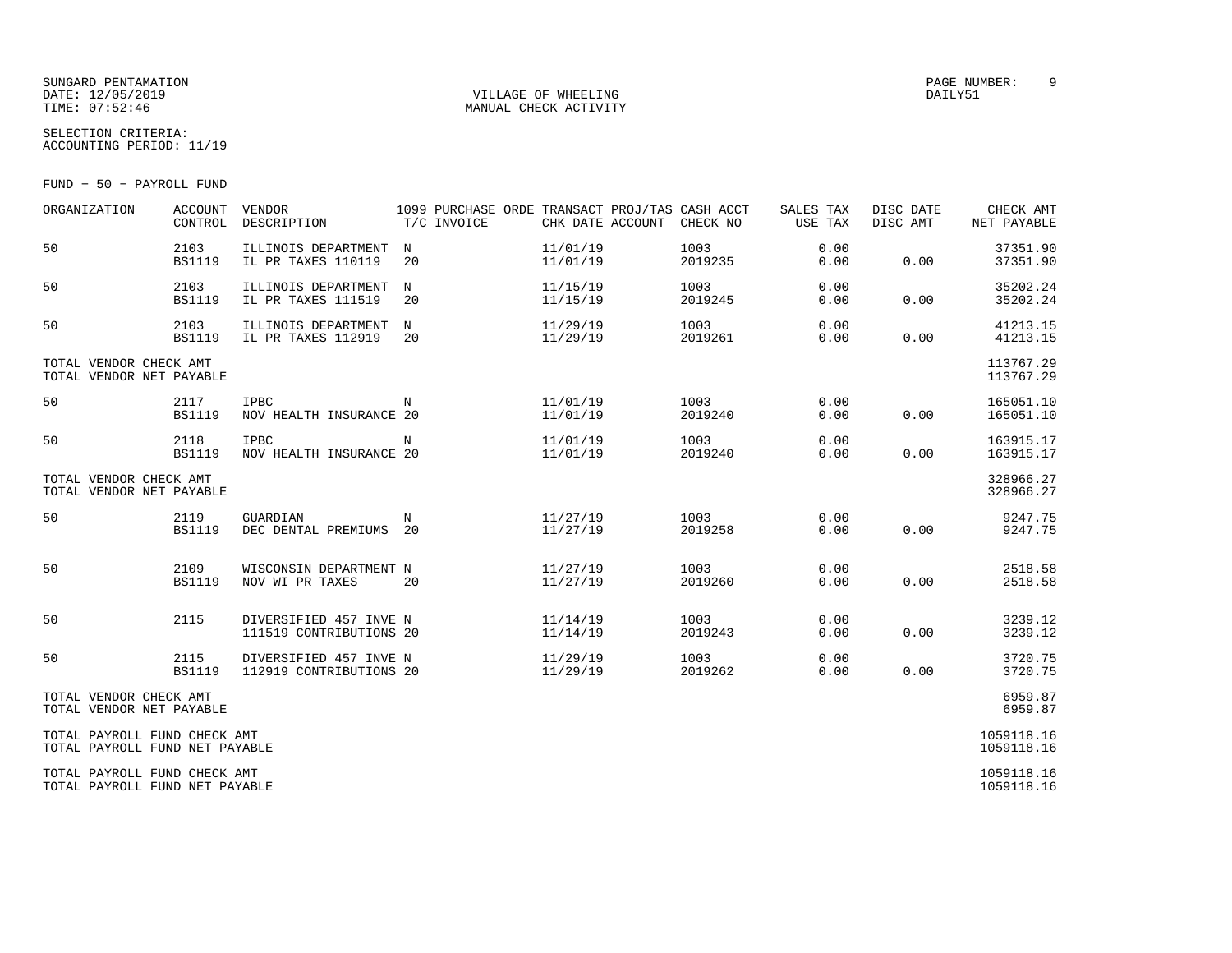SUNGARD PENTAMATION
DATE: 12/05/2019
TIME: 07:52:46

VILLAGE OF WHEELING
MANUAL CHECK ACTIVITY

PAGE NUMBER: 9
DAILY51

SELECTION CRITERIA:
ACCOUNTING PERIOD: 11/19

FUND - 50 - PAYROLL FUND

| ORGANIZATION | ACCOUNT CONTROL | VENDOR DESCRIPTION | 1099 T/C | PURCHASE ORDE INVOICE | TRANSACT CHK DATE | PROJ/TAS ACCOUNT | CASH ACCT CHECK NO | SALES TAX USE TAX | DISC DATE DISC AMT | CHECK AMT NET PAYABLE |
|---|---|---|---|---|---|---|---|---|---|---|
| 50 | 2103<br>BS1119 | ILLINOIS DEPARTMENT<br>IL PR TAXES 110119 | N<br>20 | | 11/01/19<br>11/01/19 | | 1003<br>2019235 | 0.00<br>0.00 | <br>0.00 | 37351.90<br>37351.90 |
| 50 | 2103<br>BS1119 | ILLINOIS DEPARTMENT<br>IL PR TAXES 111519 | N<br>20 | | 11/15/19<br>11/15/19 | | 1003<br>2019245 | 0.00<br>0.00 | <br>0.00 | 35202.24<br>35202.24 |
| 50 | 2103<br>BS1119 | ILLINOIS DEPARTMENT<br>IL PR TAXES 112919 | N<br>20 | | 11/29/19<br>11/29/19 | | 1003<br>2019261 | 0.00<br>0.00 | <br>0.00 | 41213.15<br>41213.15 |
| TOTAL VENDOR CHECK AMT<br>TOTAL VENDOR NET PAYABLE | | | | | | | | | | 113767.29<br>113767.29 |
| 50 | 2117<br>BS1119 | IPBC<br>NOV HEALTH INSURANCE | N<br>20 | | 11/01/19<br>11/01/19 | | 1003<br>2019240 | 0.00<br>0.00 | <br>0.00 | 165051.10<br>165051.10 |
| 50 | 2118<br>BS1119 | IPBC<br>NOV HEALTH INSURANCE | N<br>20 | | 11/01/19<br>11/01/19 | | 1003<br>2019240 | 0.00<br>0.00 | <br>0.00 | 163915.17<br>163915.17 |
| TOTAL VENDOR CHECK AMT<br>TOTAL VENDOR NET PAYABLE | | | | | | | | | | 328966.27<br>328966.27 |
| 50 | 2119<br>BS1119 | GUARDIAN<br>DEC DENTAL PREMIUMS | N<br>20 | | 11/27/19<br>11/27/19 | | 1003<br>2019258 | 0.00<br>0.00 | <br>0.00 | 9247.75<br>9247.75 |
| 50 | 2109<br>BS1119 | WISCONSIN DEPARTMENT<br>NOV WI PR TAXES | N<br>20 | | 11/27/19<br>11/27/19 | | 1003<br>2019260 | 0.00<br>0.00 | <br>0.00 | 2518.58<br>2518.58 |
| 50 | 2115 | DIVERSIFIED 457 INVE<br>111519 CONTRIBUTIONS | N<br>20 | | 11/14/19<br>11/14/19 | | 1003<br>2019243 | 0.00<br>0.00 | <br>0.00 | 3239.12<br>3239.12 |
| 50 | 2115<br>BS1119 | DIVERSIFIED 457 INVE<br>112919 CONTRIBUTIONS | N<br>20 | | 11/29/19<br>11/29/19 | | 1003<br>2019262 | 0.00<br>0.00 | <br>0.00 | 3720.75<br>3720.75 |
| TOTAL VENDOR CHECK AMT<br>TOTAL VENDOR NET PAYABLE | | | | | | | | | | 6959.87<br>6959.87 |
| TOTAL PAYROLL FUND CHECK AMT<br>TOTAL PAYROLL FUND NET PAYABLE | | | | | | | | | | 1059118.16<br>1059118.16 |
| TOTAL PAYROLL FUND CHECK AMT<br>TOTAL PAYROLL FUND NET PAYABLE | | | | | | | | | | 1059118.16<br>1059118.16 |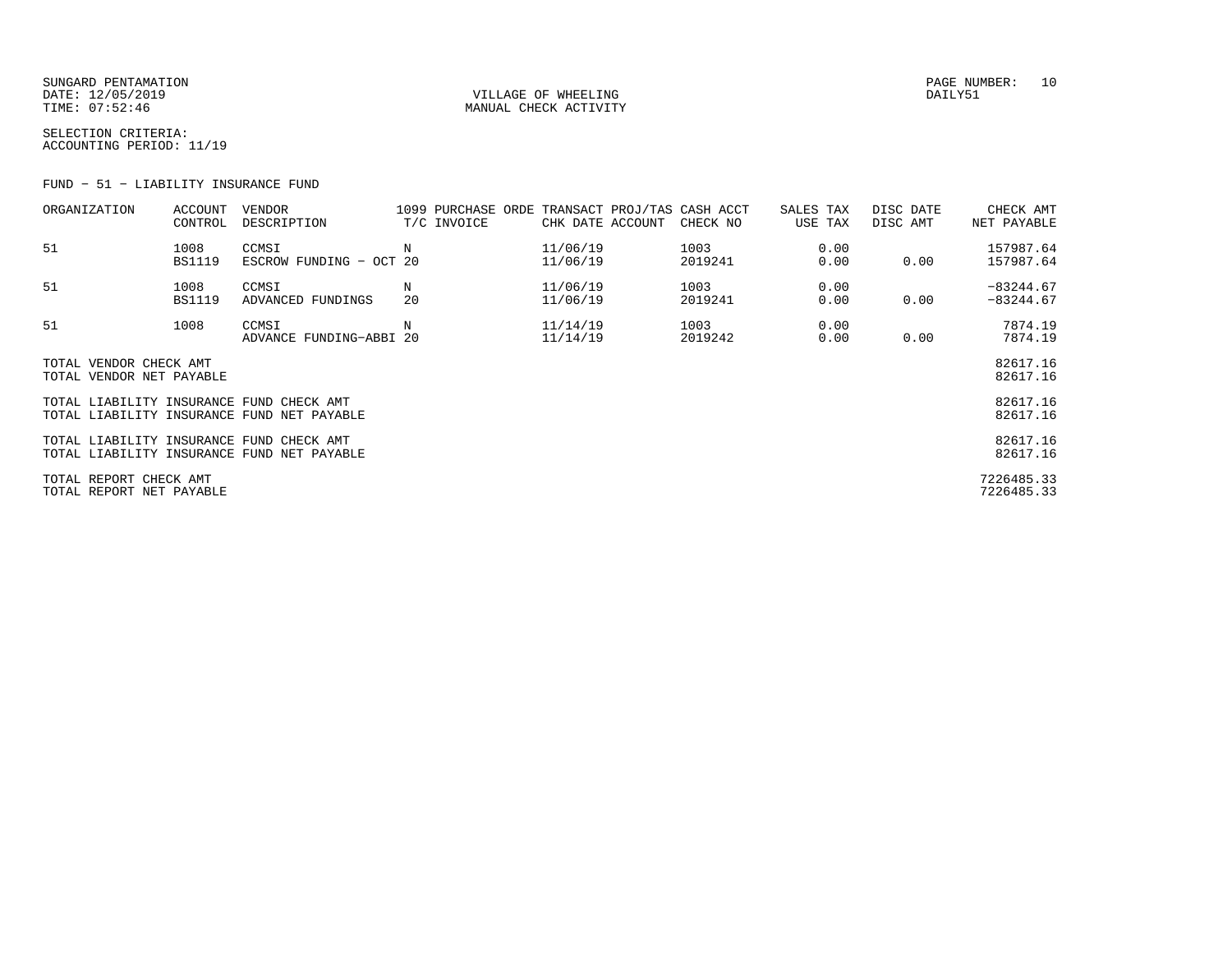SUNGARD PENTAMATION
DATE: 12/05/2019
TIME: 07:52:46

VILLAGE OF WHEELING
MANUAL CHECK ACTIVITY

PAGE NUMBER: 10
DAILY51

SELECTION CRITERIA:
ACCOUNTING PERIOD: 11/19

FUND - 51 - LIABILITY INSURANCE FUND

| ORGANIZATION | ACCOUNT CONTROL | VENDOR DESCRIPTION | 1099 T/C | PURCHASE ORDE INVOICE | TRANSACT CHK DATE | PROJ/TAS ACCOUNT | CASH ACCT CHECK NO | SALES TAX USE TAX | DISC DATE DISC AMT | CHECK AMT NET PAYABLE |
|---|---|---|---|---|---|---|---|---|---|---|
| 51 | 1008<br>BS1119 | CCMSI<br>ESCROW FUNDING - OCT | N<br>20 | | 11/06/19<br>11/06/19 | | 1003<br>2019241 | 0.00<br>0.00 | <br>0.00 | 157987.64<br>157987.64 |
| 51 | 1008<br>BS1119 | CCMSI<br>ADVANCED FUNDINGS | N<br>20 | | 11/06/19<br>11/06/19 | | 1003<br>2019241 | 0.00<br>0.00 | <br>0.00 | -83244.67<br>-83244.67 |
| 51 | 1008 | CCMSI<br>ADVANCE FUNDING-ABBI | N<br>20 | | 11/14/19<br>11/14/19 | | 1003<br>2019242 | 0.00<br>0.00 | <br>0.00 | 7874.19<br>7874.19 |

| | |
|---|---|
| TOTAL VENDOR CHECK AMT | 82617.16 |
| TOTAL VENDOR NET PAYABLE | 82617.16 |
| TOTAL LIABILITY INSURANCE FUND CHECK AMT | 82617.16 |
| TOTAL LIABILITY INSURANCE FUND NET PAYABLE | 82617.16 |
| TOTAL LIABILITY INSURANCE FUND CHECK AMT | 82617.16 |
| TOTAL LIABILITY INSURANCE FUND NET PAYABLE | 82617.16 |
| TOTAL REPORT CHECK AMT | 7226485.33 |
| TOTAL REPORT NET PAYABLE | 7226485.33 |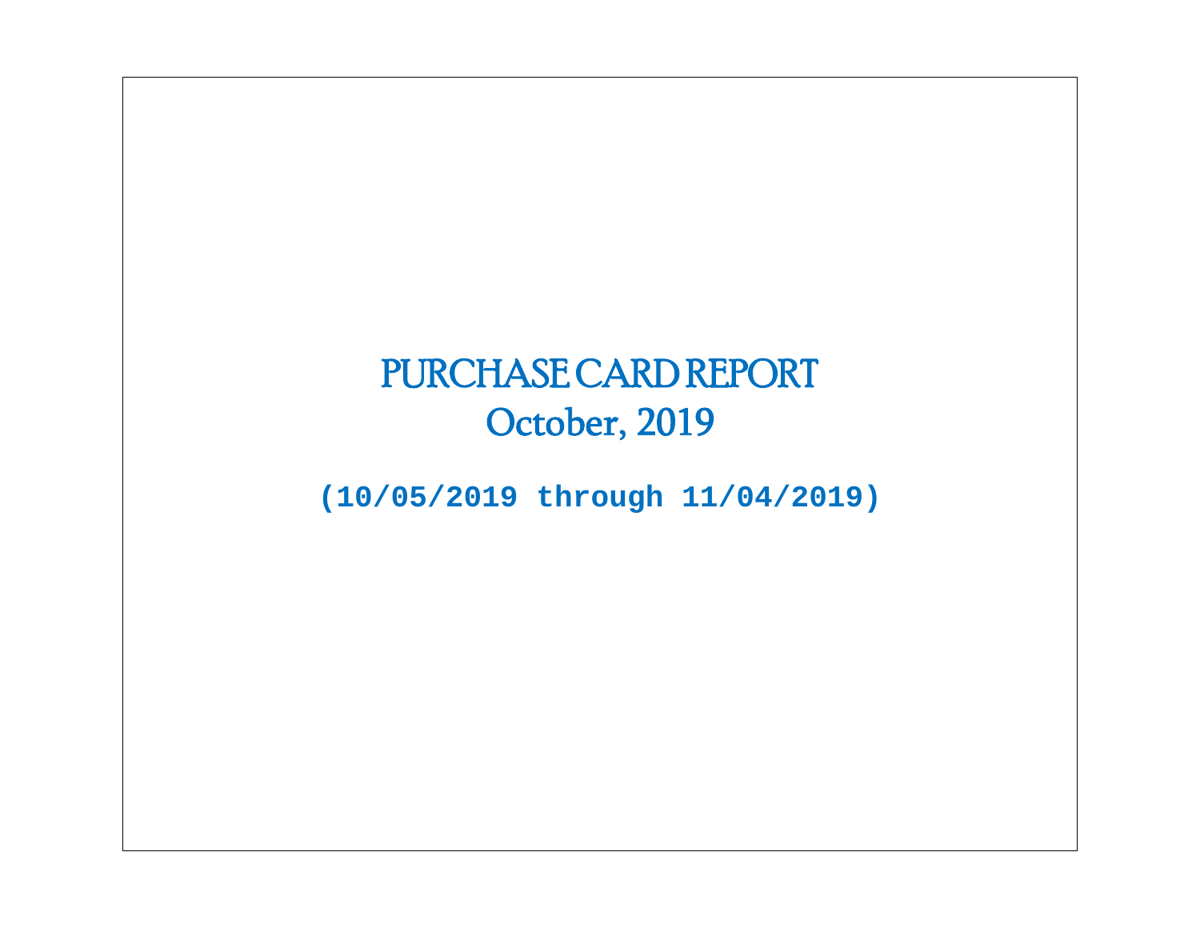# PURCHASE CARD REPORT

## October, 2019

**(10/05/2019 through 11/04/2019)**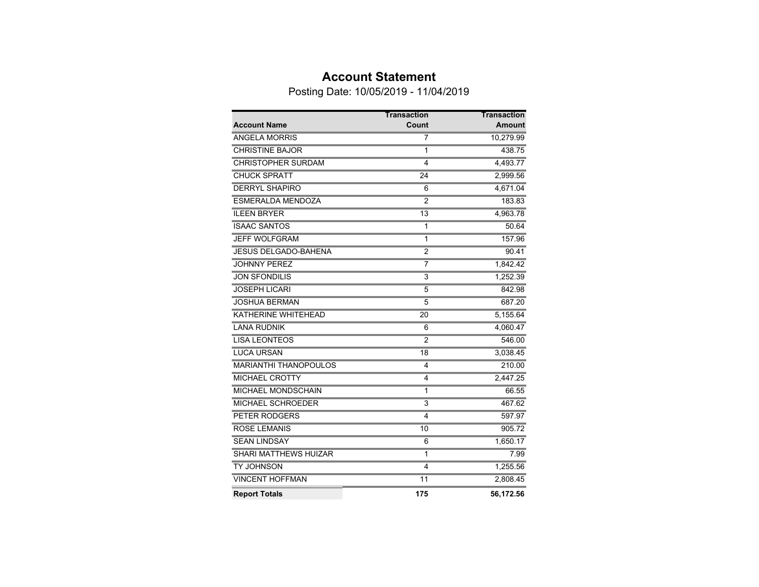# Account Statement

Posting Date: 10/05/2019 - 11/04/2019

| Account Name | Transaction Count | Transaction Amount |
|---|---|---|
| ANGELA MORRIS | 7 | 10,279.99 |
| CHRISTINE BAJOR | 1 | 438.75 |
| CHRISTOPHER SURDAM | 4 | 4,493.77 |
| CHUCK SPRATT | 24 | 2,999.56 |
| DERRYL SHAPIRO | 6 | 4,671.04 |
| ESMERALDA MENDOZA | 2 | 183.83 |
| ILEEN BRYER | 13 | 4,963.78 |
| ISAAC SANTOS | 1 | 50.64 |
| JEFF WOLFGRAM | 1 | 157.96 |
| JESUS DELGADO-BAHENA | 2 | 90.41 |
| JOHNNY PEREZ | 7 | 1,842.42 |
| JON SFONDILIS | 3 | 1,252.39 |
| JOSEPH LICARI | 5 | 842.98 |
| JOSHUA BERMAN | 5 | 687.20 |
| KATHERINE WHITEHEAD | 20 | 5,155.64 |
| LANA RUDNIK | 6 | 4,060.47 |
| LISA LEONTEOS | 2 | 546.00 |
| LUCA URSAN | 18 | 3,038.45 |
| MARIANTHI THANOPOULOS | 4 | 210.00 |
| MICHAEL CROTTY | 4 | 2,447.25 |
| MICHAEL MONDSCHAIN | 1 | 66.55 |
| MICHAEL SCHROEDER | 3 | 467.62 |
| PETER RODGERS | 4 | 597.97 |
| ROSE LEMANIS | 10 | 905.72 |
| SEAN LINDSAY | 6 | 1,650.17 |
| SHARI MATTHEWS HUIZAR | 1 | 7.99 |
| TY JOHNSON | 4 | 1,255.56 |
| VINCENT HOFFMAN | 11 | 2,808.45 |
| **Report Totals** | **175** | **56,172.56** |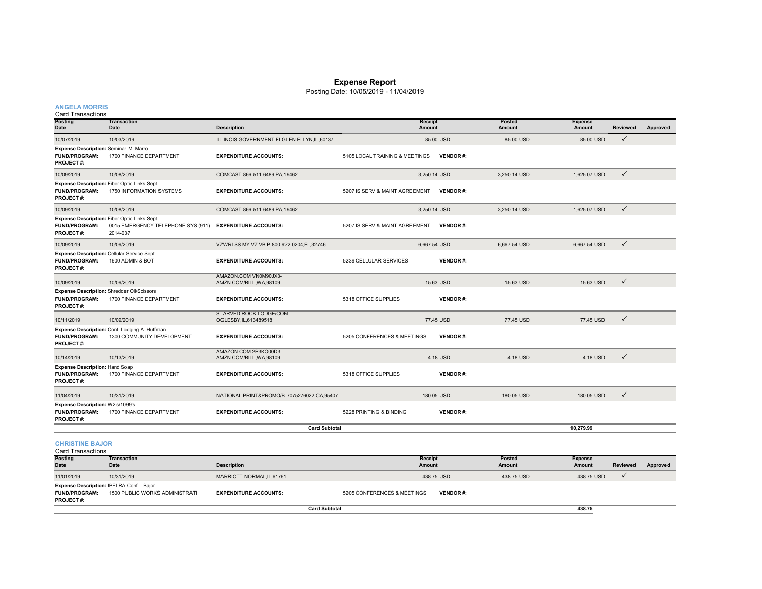# Expense Report

Posting Date: 10/05/2019 - 11/04/2019

## ANGELA MORRIS

Card Transactions

| Posting Date | Transaction Date | Description | Receipt Amount | Posted Amount | Expense Amount | Reviewed | Approved |
|---|---|---|---|---|---|---|---|
| 10/07/2019 | 10/03/2019 | ILLINOIS GOVERNMENT FI-GLEN ELLYN,IL,60137 | 85.00 USD | 85.00 USD | 85.00 USD | ✓ | |
| **Expense Description:** Seminar-M. Marro | | | | | | | |
| **FUND/PROGRAM:** 1700 FINANCE DEPARTMENT | | **EXPENDITURE ACCOUNTS:** 5105 LOCAL TRAINING & MEETINGS | **VENDOR #:** | | | | |
| **PROJECT #:** | | | | | | | |
| 10/09/2019 | 10/08/2019 | COMCAST-866-511-6489,PA,19462 | 3,250.14 USD | 3,250.14 USD | 1,625.07 USD | ✓ | |
| **Expense Description:** Fiber Optic Links-Sept | | | | | | | |
| **FUND/PROGRAM:** 1750 INFORMATION SYSTEMS | | **EXPENDITURE ACCOUNTS:** 5207 IS SERV & MAINT AGREEMENT | **VENDOR #:** | | | | |
| **PROJECT #:** | | | | | | | |
| 10/09/2019 | 10/08/2019 | COMCAST-866-511-6489,PA,19462 | 3,250.14 USD | 3,250.14 USD | 1,625.07 USD | ✓ | |
| **Expense Description:** Fiber Optic Links-Sept | | | | | | | |
| **FUND/PROGRAM:** 0015 EMERGENCY TELEPHONE SYS (911) | | **EXPENDITURE ACCOUNTS:** 5207 IS SERV & MAINT AGREEMENT | **VENDOR #:** | | | | |
| **PROJECT #:** 2014-037 | | | | | | | |
| 10/09/2019 | 10/09/2019 | VZWRLSS MY VZ VB P-800-922-0204,FL,32746 | 6,667.54 USD | 6,667.54 USD | 6,667.54 USD | ✓ | |
| **Expense Description:** Cellular Service-Sept | | | | | | | |
| **FUND/PROGRAM:** 1600 ADMIN & BOT | | **EXPENDITURE ACCOUNTS:** 5239 CELLULAR SERVICES | **VENDOR #:** | | | | |
| **PROJECT #:** | | | | | | | |
| 10/09/2019 | 10/09/2019 | AMAZON.COM VN0M90JX3-AMZN.COM/BILL,WA,98109 | 15.63 USD | 15.63 USD | 15.63 USD | ✓ | |
| **Expense Description:** Shredder Oil/Scissors | | | | | | | |
| **FUND/PROGRAM:** 1700 FINANCE DEPARTMENT | | **EXPENDITURE ACCOUNTS:** 5318 OFFICE SUPPLIES | **VENDOR #:** | | | | |
| **PROJECT #:** | | | | | | | |
| 10/11/2019 | 10/09/2019 | STARVED ROCK LODGE/CON-OGLESBY,IL,613489518 | 77.45 USD | 77.45 USD | 77.45 USD | ✓ | |
| **Expense Description:** Conf. Lodging-A. Huffman | | | | | | | |
| **FUND/PROGRAM:** 1300 COMMUNITY DEVELOPMENT | | **EXPENDITURE ACCOUNTS:** 5205 CONFERENCES & MEETINGS | **VENDOR #:** | | | | |
| **PROJECT #:** | | | | | | | |
| 10/14/2019 | 10/13/2019 | AMAZON.COM 2P3KO00D3-AMZN.COM/BILL,WA,98109 | 4.18 USD | 4.18 USD | 4.18 USD | ✓ | |
| **Expense Description:** Hand Soap | | | | | | | |
| **FUND/PROGRAM:** 1700 FINANCE DEPARTMENT | | **EXPENDITURE ACCOUNTS:** 5318 OFFICE SUPPLIES | **VENDOR #:** | | | | |
| **PROJECT #:** | | | | | | | |
| 11/04/2019 | 10/31/2019 | NATIONAL PRINT&PROMO/B-7075276022,CA,95407 | 180.05 USD | 180.05 USD | 180.05 USD | ✓ | |
| **Expense Description:** W2's/1099's | | | | | | | |
| **FUND/PROGRAM:** 1700 FINANCE DEPARTMENT | | **EXPENDITURE ACCOUNTS:** 5228 PRINTING & BINDING | **VENDOR #:** | | | | |
| **PROJECT #:** | | | | | | | |
| | | **Card Subtotal** | | | 10,279.99 | | |

## CHRISTINE BAJOR

Card Transactions

| Posting Date | Transaction Date | Description | Receipt Amount | Posted Amount | Expense Amount | Reviewed | Approved |
|---|---|---|---|---|---|---|---|
| 11/01/2019 | 10/31/2019 | MARRIOTT-NORMAL,IL,61761 | 438.75 USD | 438.75 USD | 438.75 USD | ✓ | |
| **Expense Description:** IPELRA Conf. - Bajor | | | | | | | |
| **FUND/PROGRAM:** 1500 PUBLIC WORKS ADMINISTRATI | | **EXPENDITURE ACCOUNTS:** 5205 CONFERENCES & MEETINGS | **VENDOR #:** | | | | |
| **PROJECT #:** | | | | | | | |
| | | **Card Subtotal** | | | 438.75 | | |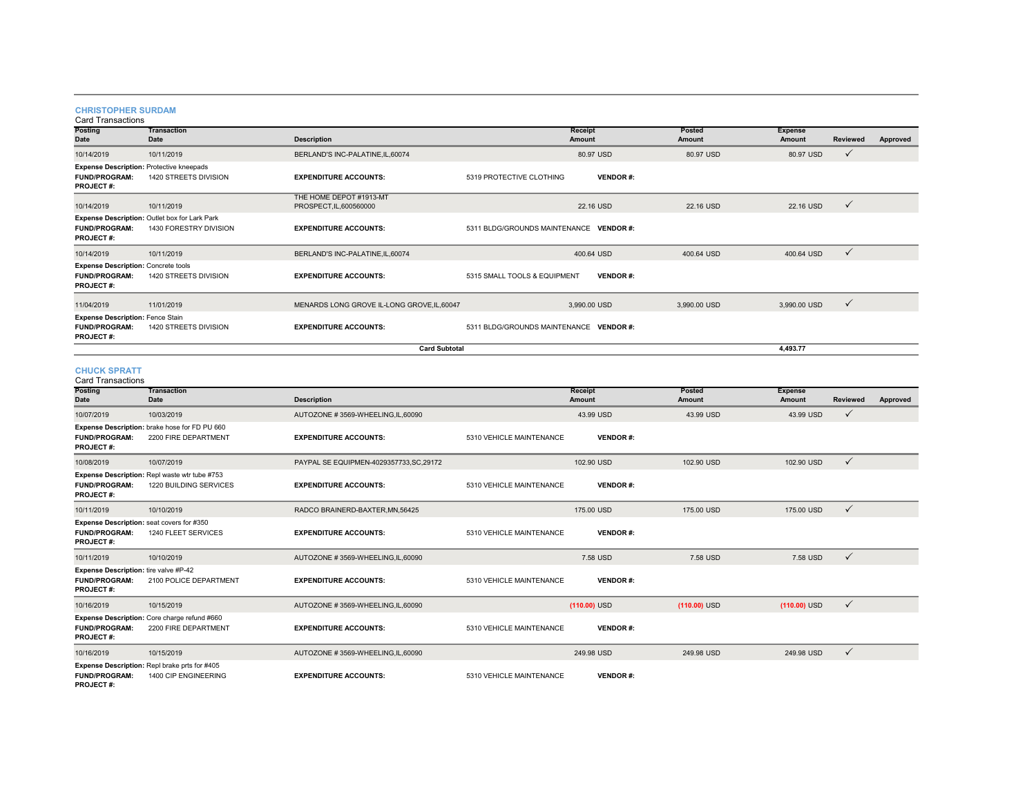## CHRISTOPHER SURDAM

Card Transactions

| Posting Date | Transaction Date | Description | Receipt Amount | Posted Amount | Expense Amount | Reviewed | Approved |
|---|---|---|---|---|---|---|---|
| 10/14/2019 | 10/11/2019 | BERLAND'S INC-PALATINE,IL,60074 | 80.97 USD | 80.97 USD | 80.97 USD | ✓ | |

**Expense Description:** Protective kneepads
**FUND/PROGRAM:** 1420 STREETS DIVISION **EXPENDITURE ACCOUNTS:** 5319 PROTECTIVE CLOTHING **VENDOR #:**
**PROJECT #:**

| Posting Date | Transaction Date | Description | Receipt Amount | Posted Amount | Expense Amount | Reviewed | Approved |
|---|---|---|---|---|---|---|---|
| 10/14/2019 | 10/11/2019 | THE HOME DEPOT #1913-MT PROSPECT,IL,600560000 | 22.16 USD | 22.16 USD | 22.16 USD | ✓ | |

**Expense Description:** Outlet box for Lark Park
**FUND/PROGRAM:** 1430 FORESTRY DIVISION **EXPENDITURE ACCOUNTS:** 5311 BLDG/GROUNDS MAINTENANCE **VENDOR #:**
**PROJECT #:**

| Posting Date | Transaction Date | Description | Receipt Amount | Posted Amount | Expense Amount | Reviewed | Approved |
|---|---|---|---|---|---|---|---|
| 10/14/2019 | 10/11/2019 | BERLAND'S INC-PALATINE,IL,60074 | 400.64 USD | 400.64 USD | 400.64 USD | ✓ | |

**Expense Description:** Concrete tools
**FUND/PROGRAM:** 1420 STREETS DIVISION **EXPENDITURE ACCOUNTS:** 5315 SMALL TOOLS & EQUIPMENT **VENDOR #:**
**PROJECT #:**

| Posting Date | Transaction Date | Description | Receipt Amount | Posted Amount | Expense Amount | Reviewed | Approved |
|---|---|---|---|---|---|---|---|
| 11/04/2019 | 11/01/2019 | MENARDS LONG GROVE IL-LONG GROVE,IL,60047 | 3,990.00 USD | 3,990.00 USD | 3,990.00 USD | ✓ | |

**Expense Description:** Fence Stain
**FUND/PROGRAM:** 1420 STREETS DIVISION **EXPENDITURE ACCOUNTS:** 5311 BLDG/GROUNDS MAINTENANCE **VENDOR #:**
**PROJECT #:**

**Card Subtotal** **4,493.77**

## CHUCK SPRATT

Card Transactions

| Posting Date | Transaction Date | Description | Receipt Amount | Posted Amount | Expense Amount | Reviewed | Approved |
|---|---|---|---|---|---|---|---|
| 10/07/2019 | 10/03/2019 | AUTOZONE # 3569-WHEELING,IL,60090 | 43.99 USD | 43.99 USD | 43.99 USD | ✓ | |

**Expense Description:** brake hose for FD PU 660
**FUND/PROGRAM:** 2200 FIRE DEPARTMENT **EXPENDITURE ACCOUNTS:** 5310 VEHICLE MAINTENANCE **VENDOR #:**
**PROJECT #:**

| Posting Date | Transaction Date | Description | Receipt Amount | Posted Amount | Expense Amount | Reviewed | Approved |
|---|---|---|---|---|---|---|---|
| 10/08/2019 | 10/07/2019 | PAYPAL SE EQUIPMEN-4029357733,SC,29172 | 102.90 USD | 102.90 USD | 102.90 USD | ✓ | |

**Expense Description:** Repl waste wtr tube #753
**FUND/PROGRAM:** 1220 BUILDING SERVICES **EXPENDITURE ACCOUNTS:** 5310 VEHICLE MAINTENANCE **VENDOR #:**
**PROJECT #:**

| Posting Date | Transaction Date | Description | Receipt Amount | Posted Amount | Expense Amount | Reviewed | Approved |
|---|---|---|---|---|---|---|---|
| 10/11/2019 | 10/10/2019 | RADCO BRAINERD-BAXTER,MN,56425 | 175.00 USD | 175.00 USD | 175.00 USD | ✓ | |

**Expense Description:** seat covers for #350
**FUND/PROGRAM:** 1240 FLEET SERVICES **EXPENDITURE ACCOUNTS:** 5310 VEHICLE MAINTENANCE **VENDOR #:**
**PROJECT #:**

| Posting Date | Transaction Date | Description | Receipt Amount | Posted Amount | Expense Amount | Reviewed | Approved |
|---|---|---|---|---|---|---|---|
| 10/11/2019 | 10/10/2019 | AUTOZONE # 3569-WHEELING,IL,60090 | 7.58 USD | 7.58 USD | 7.58 USD | ✓ | |

**Expense Description:** tire valve #P-42
**FUND/PROGRAM:** 2100 POLICE DEPARTMENT **EXPENDITURE ACCOUNTS:** 5310 VEHICLE MAINTENANCE **VENDOR #:**
**PROJECT #:**

| Posting Date | Transaction Date | Description | Receipt Amount | Posted Amount | Expense Amount | Reviewed | Approved |
|---|---|---|---|---|---|---|---|
| 10/16/2019 | 10/15/2019 | AUTOZONE # 3569-WHEELING,IL,60090 | (110.00) USD | (110.00) USD | (110.00) USD | ✓ | |

**Expense Description:** Core charge refund #660
**FUND/PROGRAM:** 2200 FIRE DEPARTMENT **EXPENDITURE ACCOUNTS:** 5310 VEHICLE MAINTENANCE **VENDOR #:**
**PROJECT #:**

| Posting Date | Transaction Date | Description | Receipt Amount | Posted Amount | Expense Amount | Reviewed | Approved |
|---|---|---|---|---|---|---|---|
| 10/16/2019 | 10/15/2019 | AUTOZONE # 3569-WHEELING,IL,60090 | 249.98 USD | 249.98 USD | 249.98 USD | ✓ | |

**Expense Description:** Repl brake prts for #405
**FUND/PROGRAM:** 1400 CIP ENGINEERING **EXPENDITURE ACCOUNTS:** 5310 VEHICLE MAINTENANCE **VENDOR #:**
**PROJECT #:**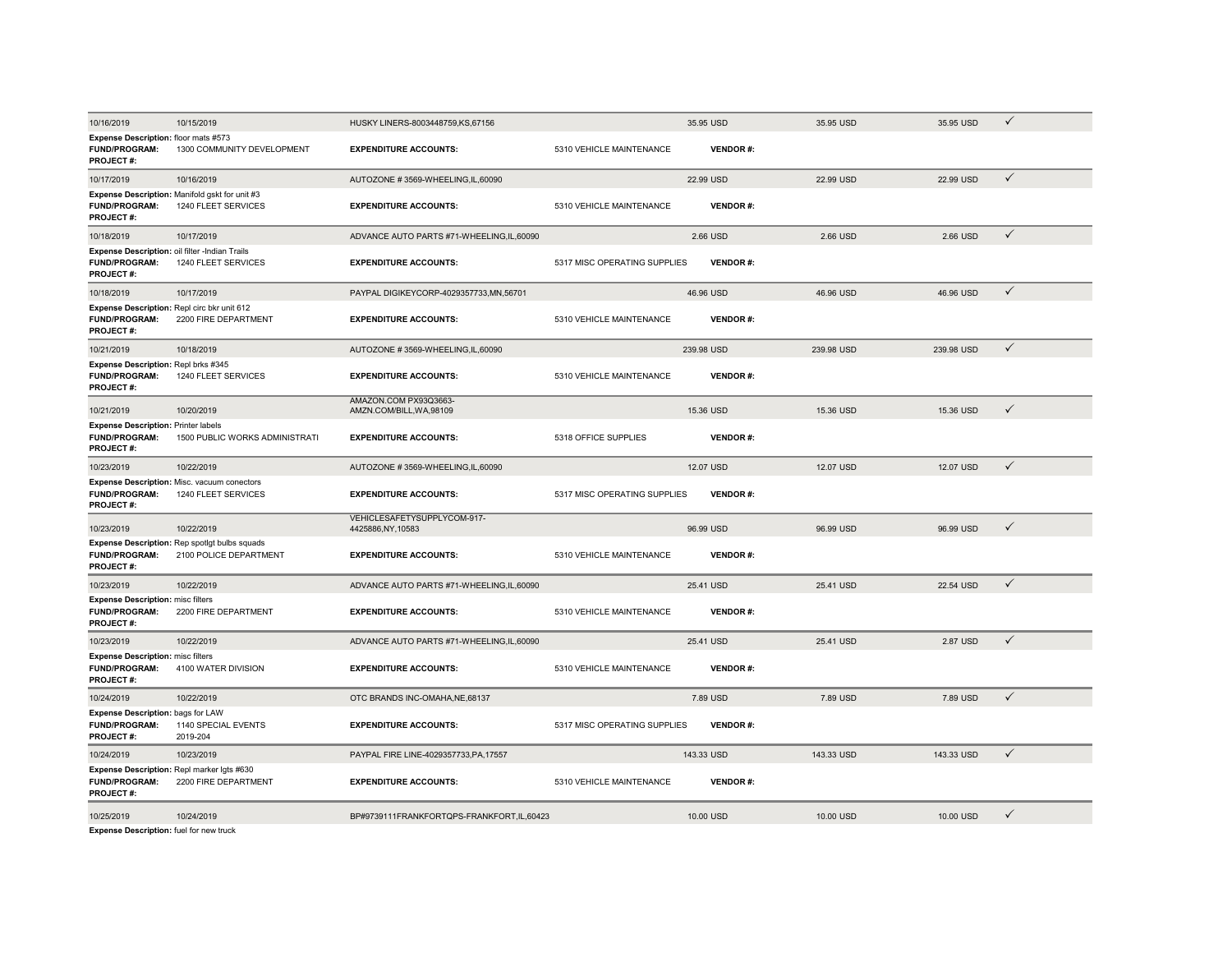| | | | | | | | |
|---|---|---|---|---|---|---|---|
| 10/16/2019 | 10/15/2019 | HUSKY LINERS-8003448759,KS,67156 | | 35.95 USD | 35.95 USD | 35.95 USD | ✓ |

**Expense Description:** floor mats #573
**FUND/PROGRAM:** 1300 COMMUNITY DEVELOPMENT **EXPENDITURE ACCOUNTS:** 5310 VEHICLE MAINTENANCE **VENDOR #:**
**PROJECT #:**

| | | | | | | | |
|---|---|---|---|---|---|---|---|
| 10/17/2019 | 10/16/2019 | AUTOZONE # 3569-WHEELING,IL,60090 | | 22.99 USD | 22.99 USD | 22.99 USD | ✓ |

**Expense Description:** Manifold gskt for unit #3
**FUND/PROGRAM:** 1240 FLEET SERVICES **EXPENDITURE ACCOUNTS:** 5310 VEHICLE MAINTENANCE **VENDOR #:**
**PROJECT #:**

| | | | | | | | |
|---|---|---|---|---|---|---|---|
| 10/18/2019 | 10/17/2019 | ADVANCE AUTO PARTS #71-WHEELING,IL,60090 | | 2.66 USD | 2.66 USD | 2.66 USD | ✓ |

**Expense Description:** oil filter -Indian Trails
**FUND/PROGRAM:** 1240 FLEET SERVICES **EXPENDITURE ACCOUNTS:** 5317 MISC OPERATING SUPPLIES **VENDOR #:**
**PROJECT #:**

| | | | | | | | |
|---|---|---|---|---|---|---|---|
| 10/18/2019 | 10/17/2019 | PAYPAL DIGIKEYCORP-4029357733,MN,56701 | | 46.96 USD | 46.96 USD | 46.96 USD | ✓ |

**Expense Description:** Repl circ bkr unit 612
**FUND/PROGRAM:** 2200 FIRE DEPARTMENT **EXPENDITURE ACCOUNTS:** 5310 VEHICLE MAINTENANCE **VENDOR #:**
**PROJECT #:**

| | | | | | | | |
|---|---|---|---|---|---|---|---|
| 10/21/2019 | 10/18/2019 | AUTOZONE # 3569-WHEELING,IL,60090 | | 239.98 USD | 239.98 USD | 239.98 USD | ✓ |

**Expense Description:** Repl brks #345
**FUND/PROGRAM:** 1240 FLEET SERVICES **EXPENDITURE ACCOUNTS:** 5310 VEHICLE MAINTENANCE **VENDOR #:**
**PROJECT #:**

| | | | | | | | |
|---|---|---|---|---|---|---|---|
| 10/21/2019 | 10/20/2019 | AMAZON.COM PX93Q3663-AMZN.COM/BILL,WA,98109 | | 15.36 USD | 15.36 USD | 15.36 USD | ✓ |

**Expense Description:** Printer labels
**FUND/PROGRAM:** 1500 PUBLIC WORKS ADMINISTRATI **EXPENDITURE ACCOUNTS:** 5318 OFFICE SUPPLIES **VENDOR #:**
**PROJECT #:**

| | | | | | | | |
|---|---|---|---|---|---|---|---|
| 10/23/2019 | 10/22/2019 | AUTOZONE # 3569-WHEELING,IL,60090 | | 12.07 USD | 12.07 USD | 12.07 USD | ✓ |

**Expense Description:** Misc. vacuum conectors
**FUND/PROGRAM:** 1240 FLEET SERVICES **EXPENDITURE ACCOUNTS:** 5317 MISC OPERATING SUPPLIES **VENDOR #:**
**PROJECT #:**

| | | | | | | | |
|---|---|---|---|---|---|---|---|
| 10/23/2019 | 10/22/2019 | VEHICLESAFETYSUPPLYCOM-917-4425886,NY,10583 | | 96.99 USD | 96.99 USD | 96.99 USD | ✓ |

**Expense Description:** Rep spotlgt bulbs squads
**FUND/PROGRAM:** 2100 POLICE DEPARTMENT **EXPENDITURE ACCOUNTS:** 5310 VEHICLE MAINTENANCE **VENDOR #:**
**PROJECT #:**

| | | | | | | | |
|---|---|---|---|---|---|---|---|
| 10/23/2019 | 10/22/2019 | ADVANCE AUTO PARTS #71-WHEELING,IL,60090 | | 25.41 USD | 25.41 USD | 22.54 USD | ✓ |

**Expense Description:** misc filters
**FUND/PROGRAM:** 2200 FIRE DEPARTMENT **EXPENDITURE ACCOUNTS:** 5310 VEHICLE MAINTENANCE **VENDOR #:**
**PROJECT #:**

| | | | | | | | |
|---|---|---|---|---|---|---|---|
| 10/23/2019 | 10/22/2019 | ADVANCE AUTO PARTS #71-WHEELING,IL,60090 | | 25.41 USD | 25.41 USD | 2.87 USD | ✓ |

**Expense Description:** misc filters
**FUND/PROGRAM:** 4100 WATER DIVISION **EXPENDITURE ACCOUNTS:** 5310 VEHICLE MAINTENANCE **VENDOR #:**
**PROJECT #:**

| | | | | | | | |
|---|---|---|---|---|---|---|---|
| 10/24/2019 | 10/22/2019 | OTC BRANDS INC-OMAHA,NE,68137 | | 7.89 USD | 7.89 USD | 7.89 USD | ✓ |

**Expense Description:** bags for LAW
**FUND/PROGRAM:** 1140 SPECIAL EVENTS **EXPENDITURE ACCOUNTS:** 5317 MISC OPERATING SUPPLIES **VENDOR #:**
**PROJECT #:** 2019-204

| | | | | | | | |
|---|---|---|---|---|---|---|---|
| 10/24/2019 | 10/23/2019 | PAYPAL FIRE LINE-4029357733,PA,17557 | | 143.33 USD | 143.33 USD | 143.33 USD | ✓ |

**Expense Description:** Repl marker lgts #630
**FUND/PROGRAM:** 2200 FIRE DEPARTMENT **EXPENDITURE ACCOUNTS:** 5310 VEHICLE MAINTENANCE **VENDOR #:**
**PROJECT #:**

| | | | | | | | |
|---|---|---|---|---|---|---|---|
| 10/25/2019 | 10/24/2019 | BP#9739111FRANKFORTQPS-FRANKFORT,IL,60423 | | 10.00 USD | 10.00 USD | 10.00 USD | ✓ |

**Expense Description:** fuel for new truck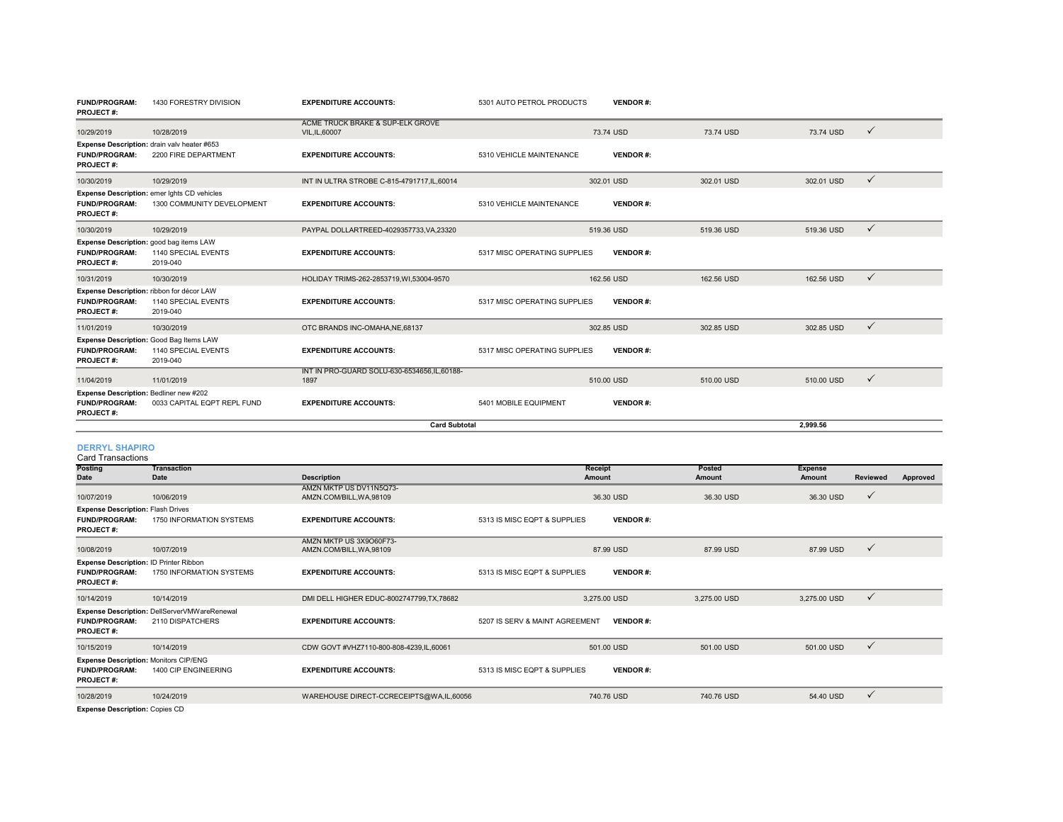| | | | | | | | | |
|---|---|---|---|---|---|---|---|---|
| **FUND/PROGRAM:** | 1430 FORESTRY DIVISION | **EXPENDITURE ACCOUNTS:** | 5301 AUTO PETROL PRODUCTS | **VENDOR #:** | | | | |
| **PROJECT #:** | | | | | | | | |
| 10/29/2019 | 10/28/2019 | ACME TRUCK BRAKE & SUP-ELK GROVE VIL,IL,60007 | 73.74 USD | | 73.74 USD | 73.74 USD | ✓ | |
| **Expense Description:** drain valv heater #653 | | | | | | | | |
| **FUND/PROGRAM:** | 2200 FIRE DEPARTMENT | **EXPENDITURE ACCOUNTS:** | 5310 VEHICLE MAINTENANCE | **VENDOR #:** | | | | |
| **PROJECT #:** | | | | | | | | |
| 10/30/2019 | 10/29/2019 | INT IN ULTRA STROBE C-815-4791717,IL,60014 | 302.01 USD | | 302.01 USD | 302.01 USD | ✓ | |
| **Expense Description:** emer lghts CD vehicles | | | | | | | | |
| **FUND/PROGRAM:** | 1300 COMMUNITY DEVELOPMENT | **EXPENDITURE ACCOUNTS:** | 5310 VEHICLE MAINTENANCE | **VENDOR #:** | | | | |
| **PROJECT #:** | | | | | | | | |
| 10/30/2019 | 10/29/2019 | PAYPAL DOLLARTREED-4029357733,VA,23320 | 519.36 USD | | 519.36 USD | 519.36 USD | ✓ | |
| **Expense Description:** good bag items LAW | | | | | | | | |
| **FUND/PROGRAM:** | 1140 SPECIAL EVENTS | **EXPENDITURE ACCOUNTS:** | 5317 MISC OPERATING SUPPLIES | **VENDOR #:** | | | | |
| **PROJECT #:** | 2019-040 | | | | | | | |
| 10/31/2019 | 10/30/2019 | HOLIDAY TRIMS-262-2853719,WI,53004-9570 | 162.56 USD | | 162.56 USD | 162.56 USD | ✓ | |
| **Expense Description:** ribbon for décor LAW | | | | | | | | |
| **FUND/PROGRAM:** | 1140 SPECIAL EVENTS | **EXPENDITURE ACCOUNTS:** | 5317 MISC OPERATING SUPPLIES | **VENDOR #:** | | | | |
| **PROJECT #:** | 2019-040 | | | | | | | |
| 11/01/2019 | 10/30/2019 | OTC BRANDS INC-OMAHA,NE,68137 | 302.85 USD | | 302.85 USD | 302.85 USD | ✓ | |
| **Expense Description:** Good Bag Items LAW | | | | | | | | |
| **FUND/PROGRAM:** | 1140 SPECIAL EVENTS | **EXPENDITURE ACCOUNTS:** | 5317 MISC OPERATING SUPPLIES | **VENDOR #:** | | | | |
| **PROJECT #:** | 2019-040 | | | | | | | |
| 11/04/2019 | 11/01/2019 | INT IN PRO-GUARD SOLU-630-6534656,IL,60188-1897 | 510.00 USD | | 510.00 USD | 510.00 USD | ✓ | |
| **Expense Description:** Bedliner new #202 | | | | | | | | |
| **FUND/PROGRAM:** | 0033 CAPITAL EQPT REPL FUND | **EXPENDITURE ACCOUNTS:** | 5401 MOBILE EQUIPMENT | **VENDOR #:** | | | | |
| **PROJECT #:** | | | | | | | | |
| | | **Card Subtotal** | | | | **2,999.56** | | |

## DERRYL SHAPIRO

Card Transactions

| Posting Date | Transaction Date | Description | Receipt Amount | | Posted Amount | Expense Amount | Reviewed | Approved |
|---|---|---|---|---|---|---|---|---|
| 10/07/2019 | 10/06/2019 | AMZN MKTP US DV11N5Q73-AMZN.COM/BILL,WA,98109 | 36.30 USD | | 36.30 USD | 36.30 USD | ✓ | |
| **Expense Description:** Flash Drives | | | | | | | | |
| **FUND/PROGRAM:** | 1750 INFORMATION SYSTEMS | **EXPENDITURE ACCOUNTS:** | 5313 IS MISC EQPT & SUPPLIES | **VENDOR #:** | | | | |
| **PROJECT #:** | | | | | | | | |
| 10/08/2019 | 10/07/2019 | AMZN MKTP US 3X9O60F73-AMZN.COM/BILL,WA,98109 | 87.99 USD | | 87.99 USD | 87.99 USD | ✓ | |
| **Expense Description:** ID Printer Ribbon | | | | | | | | |
| **FUND/PROGRAM:** | 1750 INFORMATION SYSTEMS | **EXPENDITURE ACCOUNTS:** | 5313 IS MISC EQPT & SUPPLIES | **VENDOR #:** | | | | |
| **PROJECT #:** | | | | | | | | |
| 10/14/2019 | 10/14/2019 | DMI DELL HIGHER EDUC-8002747799,TX,78682 | 3,275.00 USD | | 3,275.00 USD | 3,275.00 USD | ✓ | |
| **Expense Description:** DellServerVMWareRenewal | | | | | | | | |
| **FUND/PROGRAM:** | 2110 DISPATCHERS | **EXPENDITURE ACCOUNTS:** | 5207 IS SERV & MAINT AGREEMENT | **VENDOR #:** | | | | |
| **PROJECT #:** | | | | | | | | |
| 10/15/2019 | 10/14/2019 | CDW GOVT #VHZ7110-800-808-4239,IL,60061 | 501.00 USD | | 501.00 USD | 501.00 USD | ✓ | |
| **Expense Description:** Monitors CIP/ENG | | | | | | | | |
| **FUND/PROGRAM:** | 1400 CIP ENGINEERING | **EXPENDITURE ACCOUNTS:** | 5313 IS MISC EQPT & SUPPLIES | **VENDOR #:** | | | | |
| **PROJECT #:** | | | | | | | | |
| 10/28/2019 | 10/24/2019 | WAREHOUSE DIRECT-CCRECEIPTS@WA,IL,60056 | 740.76 USD | | 740.76 USD | 54.40 USD | ✓ | |
| **Expense Description:** Copies CD | | | | | | | | |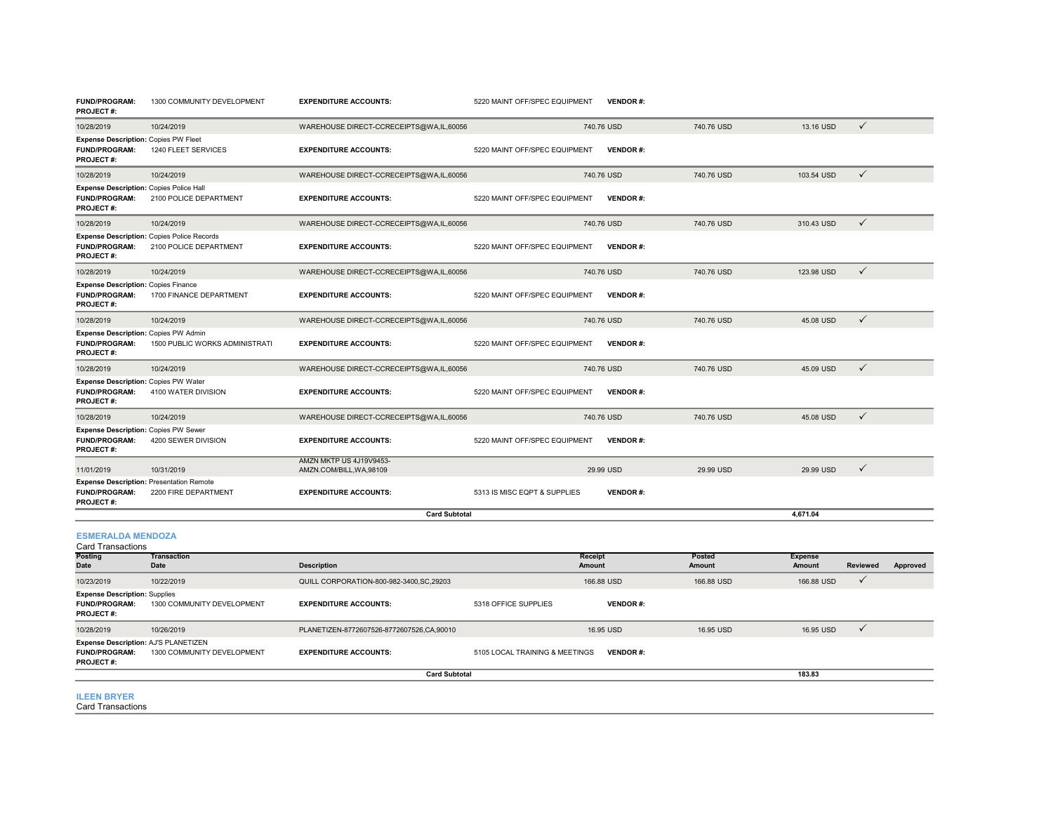| | | | | | | | |
|---|---|---|---|---|---|---|---|
| **FUND/PROGRAM:** 1300 COMMUNITY DEVELOPMENT **PROJECT #:** | | **EXPENDITURE ACCOUNTS:** 5220 MAINT OFF/SPEC EQUIPMENT | **VENDOR #:** | | | | |
| 10/28/2019 | 10/24/2019 | WAREHOUSE DIRECT-CCRECEIPTS@WA,IL,60056 | 740.76 USD | 740.76 USD | 13.16 USD | ✓ | |
| **Expense Description:** Copies PW Fleet **FUND/PROGRAM:** 1240 FLEET SERVICES **PROJECT #:** | | **EXPENDITURE ACCOUNTS:** 5220 MAINT OFF/SPEC EQUIPMENT | **VENDOR #:** | | | | |
| 10/28/2019 | 10/24/2019 | WAREHOUSE DIRECT-CCRECEIPTS@WA,IL,60056 | 740.76 USD | 740.76 USD | 103.54 USD | ✓ | |
| **Expense Description:** Copies Police Hall **FUND/PROGRAM:** 2100 POLICE DEPARTMENT **PROJECT #:** | | **EXPENDITURE ACCOUNTS:** 5220 MAINT OFF/SPEC EQUIPMENT | **VENDOR #:** | | | | |
| 10/28/2019 | 10/24/2019 | WAREHOUSE DIRECT-CCRECEIPTS@WA,IL,60056 | 740.76 USD | 740.76 USD | 310.43 USD | ✓ | |
| **Expense Description:** Copies Police Records **FUND/PROGRAM:** 2100 POLICE DEPARTMENT **PROJECT #:** | | **EXPENDITURE ACCOUNTS:** 5220 MAINT OFF/SPEC EQUIPMENT | **VENDOR #:** | | | | |
| 10/28/2019 | 10/24/2019 | WAREHOUSE DIRECT-CCRECEIPTS@WA,IL,60056 | 740.76 USD | 740.76 USD | 123.98 USD | ✓ | |
| **Expense Description:** Copies Finance **FUND/PROGRAM:** 1700 FINANCE DEPARTMENT **PROJECT #:** | | **EXPENDITURE ACCOUNTS:** 5220 MAINT OFF/SPEC EQUIPMENT | **VENDOR #:** | | | | |
| 10/28/2019 | 10/24/2019 | WAREHOUSE DIRECT-CCRECEIPTS@WA,IL,60056 | 740.76 USD | 740.76 USD | 45.08 USD | ✓ | |
| **Expense Description:** Copies PW Admin **FUND/PROGRAM:** 1500 PUBLIC WORKS ADMINISTRATI **PROJECT #:** | | **EXPENDITURE ACCOUNTS:** 5220 MAINT OFF/SPEC EQUIPMENT | **VENDOR #:** | | | | |
| 10/28/2019 | 10/24/2019 | WAREHOUSE DIRECT-CCRECEIPTS@WA,IL,60056 | 740.76 USD | 740.76 USD | 45.09 USD | ✓ | |
| **Expense Description:** Copies PW Water **FUND/PROGRAM:** 4100 WATER DIVISION **PROJECT #:** | | **EXPENDITURE ACCOUNTS:** 5220 MAINT OFF/SPEC EQUIPMENT | **VENDOR #:** | | | | |
| 10/28/2019 | 10/24/2019 | WAREHOUSE DIRECT-CCRECEIPTS@WA,IL,60056 | 740.76 USD | 740.76 USD | 45.08 USD | ✓ | |
| **Expense Description:** Copies PW Sewer **FUND/PROGRAM:** 4200 SEWER DIVISION **PROJECT #:** | | **EXPENDITURE ACCOUNTS:** 5220 MAINT OFF/SPEC EQUIPMENT | **VENDOR #:** | | | | |
| 11/01/2019 | 10/31/2019 | AMZN MKTP US 4J19V9453- AMZN.COM/BILL,WA,98109 | 29.99 USD | 29.99 USD | 29.99 USD | ✓ | |
| **Expense Description:** Presentation Remote **FUND/PROGRAM:** 2200 FIRE DEPARTMENT **PROJECT #:** | | **EXPENDITURE ACCOUNTS:** 5313 IS MISC EQPT & SUPPLIES | **VENDOR #:** | | | | |
| | | **Card Subtotal** | | | **4,671.04** | | |

## ESMERALDA MENDOZA

Card Transactions

| Posting Date | Transaction Date | Description | Receipt Amount | Posted Amount | Expense Amount | Reviewed | Approved |
|---|---|---|---|---|---|---|---|
| 10/23/2019 | 10/22/2019 | QUILL CORPORATION-800-982-3400,SC,29203 | 166.88 USD | 166.88 USD | 166.88 USD | ✓ | |
| **Expense Description:** Supplies **FUND/PROGRAM:** 1300 COMMUNITY DEVELOPMENT **PROJECT #:** | | **EXPENDITURE ACCOUNTS:** 5318 OFFICE SUPPLIES | **VENDOR #:** | | | | |
| 10/28/2019 | 10/26/2019 | PLANETIZEN-8772607526-8772607526,CA,90010 | 16.95 USD | 16.95 USD | 16.95 USD | ✓ | |
| **Expense Description:** AJ'S PLANETIZEN **FUND/PROGRAM:** 1300 COMMUNITY DEVELOPMENT **PROJECT #:** | | **EXPENDITURE ACCOUNTS:** 5105 LOCAL TRAINING & MEETINGS | **VENDOR #:** | | | | |
| | | **Card Subtotal** | | | **183.83** | | |

## ILEEN BRYER

Card Transactions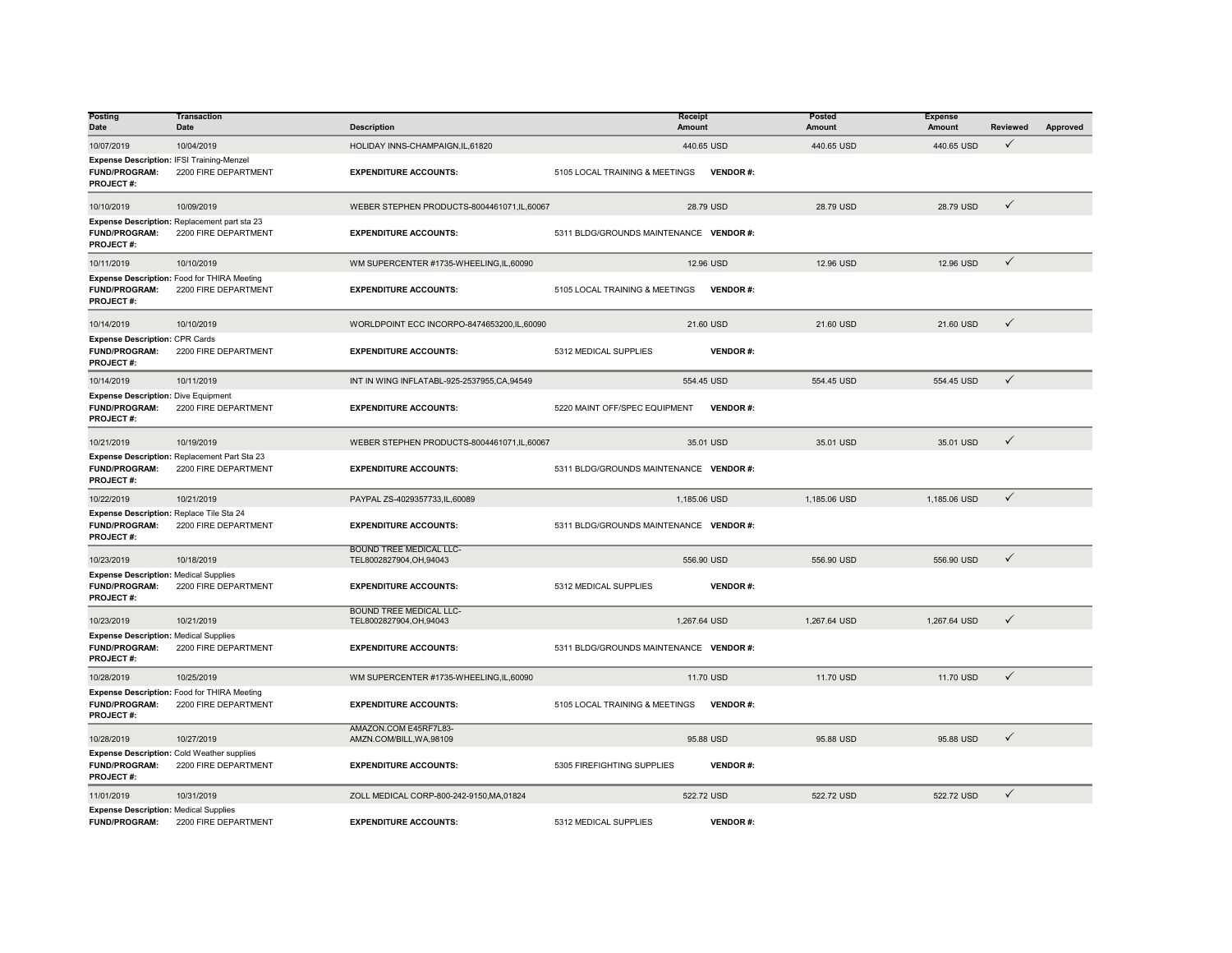| Posting Date | Transaction Date | Description | Receipt Amount | Posted Amount | Expense Amount | Reviewed | Approved |
|---|---|---|---|---|---|---|---|
| 10/07/2019 | 10/04/2019 | HOLIDAY INNS-CHAMPAIGN,IL,61820 | 440.65 USD | 440.65 USD | 440.65 USD | ✓ | |

**Expense Description:** IFSI Training-Menzel
**FUND/PROGRAM:** 2200 FIRE DEPARTMENT **EXPENDITURE ACCOUNTS:** 5105 LOCAL TRAINING & MEETINGS **VENDOR #:**
**PROJECT #:**

| Posting Date | Transaction Date | Description | Receipt Amount | Posted Amount | Expense Amount | Reviewed | Approved |
|---|---|---|---|---|---|---|---|
| 10/10/2019 | 10/09/2019 | WEBER STEPHEN PRODUCTS-8004461071,IL,60067 | 28.79 USD | 28.79 USD | 28.79 USD | ✓ | |

**Expense Description:** Replacement part sta 23
**FUND/PROGRAM:** 2200 FIRE DEPARTMENT **EXPENDITURE ACCOUNTS:** 5311 BLDG/GROUNDS MAINTENANCE **VENDOR #:**
**PROJECT #:**

| Posting Date | Transaction Date | Description | Receipt Amount | Posted Amount | Expense Amount | Reviewed | Approved |
|---|---|---|---|---|---|---|---|
| 10/11/2019 | 10/10/2019 | WM SUPERCENTER #1735-WHEELING,IL,60090 | 12.96 USD | 12.96 USD | 12.96 USD | ✓ | |

**Expense Description:** Food for THIRA Meeting
**FUND/PROGRAM:** 2200 FIRE DEPARTMENT **EXPENDITURE ACCOUNTS:** 5105 LOCAL TRAINING & MEETINGS **VENDOR #:**
**PROJECT #:**

| Posting Date | Transaction Date | Description | Receipt Amount | Posted Amount | Expense Amount | Reviewed | Approved |
|---|---|---|---|---|---|---|---|
| 10/14/2019 | 10/10/2019 | WORLDPOINT ECC INCORPO-8474653200,IL,60090 | 21.60 USD | 21.60 USD | 21.60 USD | ✓ | |

**Expense Description:** CPR Cards
**FUND/PROGRAM:** 2200 FIRE DEPARTMENT **EXPENDITURE ACCOUNTS:** 5312 MEDICAL SUPPLIES **VENDOR #:**
**PROJECT #:**

| Posting Date | Transaction Date | Description | Receipt Amount | Posted Amount | Expense Amount | Reviewed | Approved |
|---|---|---|---|---|---|---|---|
| 10/14/2019 | 10/11/2019 | INT IN WING INFLATABL-925-2537955,CA,94549 | 554.45 USD | 554.45 USD | 554.45 USD | ✓ | |

**Expense Description:** Dive Equipment
**FUND/PROGRAM:** 2200 FIRE DEPARTMENT **EXPENDITURE ACCOUNTS:** 5220 MAINT OFF/SPEC EQUIPMENT **VENDOR #:**
**PROJECT #:**

| Posting Date | Transaction Date | Description | Receipt Amount | Posted Amount | Expense Amount | Reviewed | Approved |
|---|---|---|---|---|---|---|---|
| 10/21/2019 | 10/19/2019 | WEBER STEPHEN PRODUCTS-8004461071,IL,60067 | 35.01 USD | 35.01 USD | 35.01 USD | ✓ | |

**Expense Description:** Replacement Part Sta 23
**FUND/PROGRAM:** 2200 FIRE DEPARTMENT **EXPENDITURE ACCOUNTS:** 5311 BLDG/GROUNDS MAINTENANCE **VENDOR #:**
**PROJECT #:**

| Posting Date | Transaction Date | Description | Receipt Amount | Posted Amount | Expense Amount | Reviewed | Approved |
|---|---|---|---|---|---|---|---|
| 10/22/2019 | 10/21/2019 | PAYPAL ZS-4029357733,IL,60089 | 1,185.06 USD | 1,185.06 USD | 1,185.06 USD | ✓ | |

**Expense Description:** Replace Tile Sta 24
**FUND/PROGRAM:** 2200 FIRE DEPARTMENT **EXPENDITURE ACCOUNTS:** 5311 BLDG/GROUNDS MAINTENANCE **VENDOR #:**
**PROJECT #:**

| Posting Date | Transaction Date | Description | Receipt Amount | Posted Amount | Expense Amount | Reviewed | Approved |
|---|---|---|---|---|---|---|---|
| 10/23/2019 | 10/18/2019 | BOUND TREE MEDICAL LLC-TEL8002827904,OH,94043 | 556.90 USD | 556.90 USD | 556.90 USD | ✓ | |

**Expense Description:** Medical Supplies
**FUND/PROGRAM:** 2200 FIRE DEPARTMENT **EXPENDITURE ACCOUNTS:** 5312 MEDICAL SUPPLIES **VENDOR #:**
**PROJECT #:**

| Posting Date | Transaction Date | Description | Receipt Amount | Posted Amount | Expense Amount | Reviewed | Approved |
|---|---|---|---|---|---|---|---|
| 10/23/2019 | 10/21/2019 | BOUND TREE MEDICAL LLC-TEL8002827904,OH,94043 | 1,267.64 USD | 1,267.64 USD | 1,267.64 USD | ✓ | |

**Expense Description:** Medical Supplies
**FUND/PROGRAM:** 2200 FIRE DEPARTMENT **EXPENDITURE ACCOUNTS:** 5311 BLDG/GROUNDS MAINTENANCE **VENDOR #:**
**PROJECT #:**

| Posting Date | Transaction Date | Description | Receipt Amount | Posted Amount | Expense Amount | Reviewed | Approved |
|---|---|---|---|---|---|---|---|
| 10/28/2019 | 10/25/2019 | WM SUPERCENTER #1735-WHEELING,IL,60090 | 11.70 USD | 11.70 USD | 11.70 USD | ✓ | |

**Expense Description:** Food for THIRA Meeting
**FUND/PROGRAM:** 2200 FIRE DEPARTMENT **EXPENDITURE ACCOUNTS:** 5105 LOCAL TRAINING & MEETINGS **VENDOR #:**
**PROJECT #:**

| Posting Date | Transaction Date | Description | Receipt Amount | Posted Amount | Expense Amount | Reviewed | Approved |
|---|---|---|---|---|---|---|---|
| 10/28/2019 | 10/27/2019 | AMAZON.COM E45RF7L83-AMZN.COM/BILL,WA,98109 | 95.88 USD | 95.88 USD | 95.88 USD | ✓ | |

**Expense Description:** Cold Weather supplies
**FUND/PROGRAM:** 2200 FIRE DEPARTMENT **EXPENDITURE ACCOUNTS:** 5305 FIREFIGHTING SUPPLIES **VENDOR #:**
**PROJECT #:**

| Posting Date | Transaction Date | Description | Receipt Amount | Posted Amount | Expense Amount | Reviewed | Approved |
|---|---|---|---|---|---|---|---|
| 11/01/2019 | 10/31/2019 | ZOLL MEDICAL CORP-800-242-9150,MA,01824 | 522.72 USD | 522.72 USD | 522.72 USD | ✓ | |

**Expense Description:** Medical Supplies
**FUND/PROGRAM:** 2200 FIRE DEPARTMENT **EXPENDITURE ACCOUNTS:** 5312 MEDICAL SUPPLIES **VENDOR #:**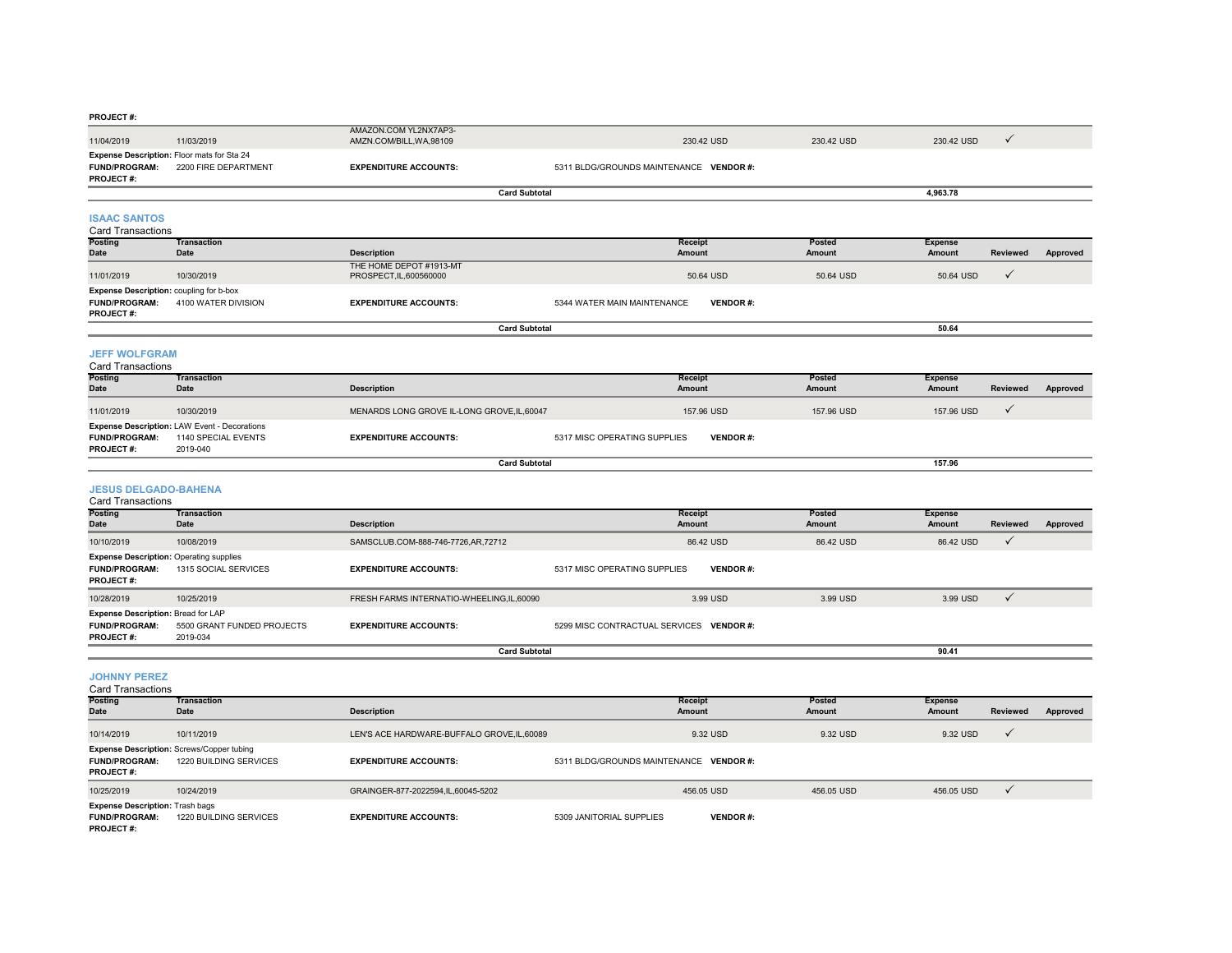**PROJECT #:**

| Posting Date | Transaction Date | Description | Receipt Amount | Posted Amount | Expense Amount | Reviewed | Approved |
|---|---|---|---|---|---|---|---|
| 11/04/2019 | 11/03/2019 | AMAZON.COM YL2NX7AP3-AMZN.COM/BILL,WA,98109 | 230.42 USD | 230.42 USD | 230.42 USD | ✓ | |

**Expense Description:** Floor mats for Sta 24
**FUND/PROGRAM:** 2200 FIRE DEPARTMENT **EXPENDITURE ACCOUNTS:** 5311 BLDG/GROUNDS MAINTENANCE **VENDOR #:**
**PROJECT #:**

**Card Subtotal** 4,963.78

## ISAAC SANTOS

Card Transactions

| Posting Date | Transaction Date | Description | Receipt Amount | Posted Amount | Expense Amount | Reviewed | Approved |
|---|---|---|---|---|---|---|---|
| 11/01/2019 | 10/30/2019 | THE HOME DEPOT #1913-MT PROSPECT,IL,600560000 | 50.64 USD | 50.64 USD | 50.64 USD | ✓ | |

**Expense Description:** coupling for b-box
**FUND/PROGRAM:** 4100 WATER DIVISION **EXPENDITURE ACCOUNTS:** 5344 WATER MAIN MAINTENANCE **VENDOR #:**
**PROJECT #:**

**Card Subtotal** 50.64

## JEFF WOLFGRAM

Card Transactions

| Posting Date | Transaction Date | Description | Receipt Amount | Posted Amount | Expense Amount | Reviewed | Approved |
|---|---|---|---|---|---|---|---|
| 11/01/2019 | 10/30/2019 | MENARDS LONG GROVE IL-LONG GROVE,IL,60047 | 157.96 USD | 157.96 USD | 157.96 USD | ✓ | |

**Expense Description:** LAW Event - Decorations
**FUND/PROGRAM:** 1140 SPECIAL EVENTS **EXPENDITURE ACCOUNTS:** 5317 MISC OPERATING SUPPLIES **VENDOR #:**
**PROJECT #:** 2019-040

**Card Subtotal** 157.96

## JESUS DELGADO-BAHENA

Card Transactions

| Posting Date | Transaction Date | Description | Receipt Amount | Posted Amount | Expense Amount | Reviewed | Approved |
|---|---|---|---|---|---|---|---|
| 10/10/2019 | 10/08/2019 | SAMSCLUB.COM-888-746-7726,AR,72712 | 86.42 USD | 86.42 USD | 86.42 USD | ✓ | |

**Expense Description:** Operating supplies
**FUND/PROGRAM:** 1315 SOCIAL SERVICES **EXPENDITURE ACCOUNTS:** 5317 MISC OPERATING SUPPLIES **VENDOR #:**
**PROJECT #:**

| Posting Date | Transaction Date | Description | Receipt Amount | Posted Amount | Expense Amount | Reviewed | Approved |
|---|---|---|---|---|---|---|---|
| 10/28/2019 | 10/25/2019 | FRESH FARMS INTERNATIO-WHEELING,IL,60090 | 3.99 USD | 3.99 USD | 3.99 USD | ✓ | |

**Expense Description:** Bread for LAP
**FUND/PROGRAM:** 5500 GRANT FUNDED PROJECTS **EXPENDITURE ACCOUNTS:** 5299 MISC CONTRACTUAL SERVICES **VENDOR #:**
**PROJECT #:** 2019-034

**Card Subtotal** 90.41

## JOHNNY PEREZ

Card Transactions

| Posting Date | Transaction Date | Description | Receipt Amount | Posted Amount | Expense Amount | Reviewed | Approved |
|---|---|---|---|---|---|---|---|
| 10/14/2019 | 10/11/2019 | LEN'S ACE HARDWARE-BUFFALO GROVE,IL,60089 | 9.32 USD | 9.32 USD | 9.32 USD | ✓ | |

**Expense Description:** Screws/Copper tubing
**FUND/PROGRAM:** 1220 BUILDING SERVICES **EXPENDITURE ACCOUNTS:** 5311 BLDG/GROUNDS MAINTENANCE **VENDOR #:**
**PROJECT #:**

| Posting Date | Transaction Date | Description | Receipt Amount | Posted Amount | Expense Amount | Reviewed | Approved |
|---|---|---|---|---|---|---|---|
| 10/25/2019 | 10/24/2019 | GRAINGER-877-2022594,IL,60045-5202 | 456.05 USD | 456.05 USD | 456.05 USD | ✓ | |

**Expense Description:** Trash bags
**FUND/PROGRAM:** 1220 BUILDING SERVICES **EXPENDITURE ACCOUNTS:** 5309 JANITORIAL SUPPLIES **VENDOR #:**
**PROJECT #:**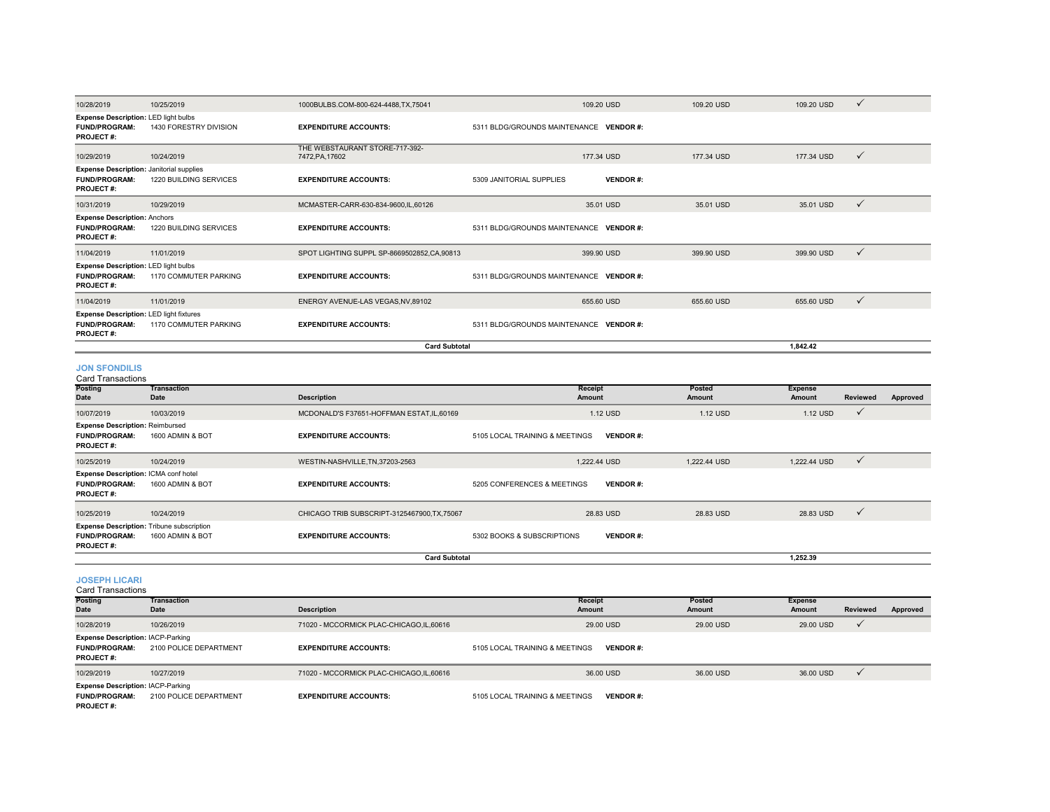| Posting Date | Transaction Date | Description | Receipt Amount | Posted Amount | Expense Amount | Reviewed | Approved |
|---|---|---|---|---|---|---|---|
| 10/28/2019 | 10/25/2019 | 1000BULBS.COM-800-624-4488,TX,75041 | 109.20 USD | 109.20 USD | 109.20 USD | ✓ | |
| **Expense Description:** LED light bulbs | | | | | | | |
| **FUND/PROGRAM:** 1430 FORESTRY DIVISION | | **EXPENDITURE ACCOUNTS:** | 5311 BLDG/GROUNDS MAINTENANCE **VENDOR #:** | | | | |
| **PROJECT #:** | | | | | | | |
| 10/29/2019 | 10/24/2019 | THE WEBSTAURANT STORE-717-392-7472,PA,17602 | 177.34 USD | 177.34 USD | 177.34 USD | ✓ | |
| **Expense Description:** Janitorial supplies | | | | | | | |
| **FUND/PROGRAM:** 1220 BUILDING SERVICES | | **EXPENDITURE ACCOUNTS:** | 5309 JANITORIAL SUPPLIES **VENDOR #:** | | | | |
| **PROJECT #:** | | | | | | | |
| 10/31/2019 | 10/29/2019 | MCMASTER-CARR-630-834-9600,IL,60126 | 35.01 USD | 35.01 USD | 35.01 USD | ✓ | |
| **Expense Description:** Anchors | | | | | | | |
| **FUND/PROGRAM:** 1220 BUILDING SERVICES | | **EXPENDITURE ACCOUNTS:** | 5311 BLDG/GROUNDS MAINTENANCE **VENDOR #:** | | | | |
| **PROJECT #:** | | | | | | | |
| 11/04/2019 | 11/01/2019 | SPOT LIGHTING SUPPL SP-8669502852,CA,90813 | 399.90 USD | 399.90 USD | 399.90 USD | ✓ | |
| **Expense Description:** LED light bulbs | | | | | | | |
| **FUND/PROGRAM:** 1170 COMMUTER PARKING | | **EXPENDITURE ACCOUNTS:** | 5311 BLDG/GROUNDS MAINTENANCE **VENDOR #:** | | | | |
| **PROJECT #:** | | | | | | | |
| 11/04/2019 | 11/01/2019 | ENERGY AVENUE-LAS VEGAS,NV,89102 | 655.60 USD | 655.60 USD | 655.60 USD | ✓ | |
| **Expense Description:** LED light fixtures | | | | | | | |
| **FUND/PROGRAM:** 1170 COMMUTER PARKING | | **EXPENDITURE ACCOUNTS:** | 5311 BLDG/GROUNDS MAINTENANCE **VENDOR #:** | | | | |
| **PROJECT #:** | | | | | | | |
| | | **Card Subtotal** | | | **1,842.42** | | |

## JON SFONDILIS

Card Transactions

| Posting Date | Transaction Date | Description | Receipt Amount | Posted Amount | Expense Amount | Reviewed | Approved |
|---|---|---|---|---|---|---|---|
| 10/07/2019 | 10/03/2019 | MCDONALD'S F37651-HOFFMAN ESTAT,IL,60169 | 1.12 USD | 1.12 USD | 1.12 USD | ✓ | |
| **Expense Description:** Reimbursed | | | | | | | |
| **FUND/PROGRAM:** 1600 ADMIN & BOT | | **EXPENDITURE ACCOUNTS:** | 5105 LOCAL TRAINING & MEETINGS **VENDOR #:** | | | | |
| **PROJECT #:** | | | | | | | |
| 10/25/2019 | 10/24/2019 | WESTIN-NASHVILLE,TN,37203-2563 | 1,222.44 USD | 1,222.44 USD | 1,222.44 USD | ✓ | |
| **Expense Description:** ICMA conf hotel | | | | | | | |
| **FUND/PROGRAM:** 1600 ADMIN & BOT | | **EXPENDITURE ACCOUNTS:** | 5205 CONFERENCES & MEETINGS **VENDOR #:** | | | | |
| **PROJECT #:** | | | | | | | |
| 10/25/2019 | 10/24/2019 | CHICAGO TRIB SUBSCRIPT-3125467900,TX,75067 | 28.83 USD | 28.83 USD | 28.83 USD | ✓ | |
| **Expense Description:** Tribune subscription | | | | | | | |
| **FUND/PROGRAM:** 1600 ADMIN & BOT | | **EXPENDITURE ACCOUNTS:** | 5302 BOOKS & SUBSCRIPTIONS **VENDOR #:** | | | | |
| **PROJECT #:** | | | | | | | |
| | | **Card Subtotal** | | | **1,252.39** | | |

## JOSEPH LICARI

Card Transactions

| Posting Date | Transaction Date | Description | Receipt Amount | Posted Amount | Expense Amount | Reviewed | Approved |
|---|---|---|---|---|---|---|---|
| 10/28/2019 | 10/26/2019 | 71020 - MCCORMICK PLAC-CHICAGO,IL,60616 | 29.00 USD | 29.00 USD | 29.00 USD | ✓ | |
| **Expense Description:** IACP-Parking | | | | | | | |
| **FUND/PROGRAM:** 2100 POLICE DEPARTMENT | | **EXPENDITURE ACCOUNTS:** | 5105 LOCAL TRAINING & MEETINGS **VENDOR #:** | | | | |
| **PROJECT #:** | | | | | | | |
| 10/29/2019 | 10/27/2019 | 71020 - MCCORMICK PLAC-CHICAGO,IL,60616 | 36.00 USD | 36.00 USD | 36.00 USD | ✓ | |
| **Expense Description:** IACP-Parking | | | | | | | |
| **FUND/PROGRAM:** 2100 POLICE DEPARTMENT | | **EXPENDITURE ACCOUNTS:** | 5105 LOCAL TRAINING & MEETINGS **VENDOR #:** | | | | |
| **PROJECT #:** | | | | | | | |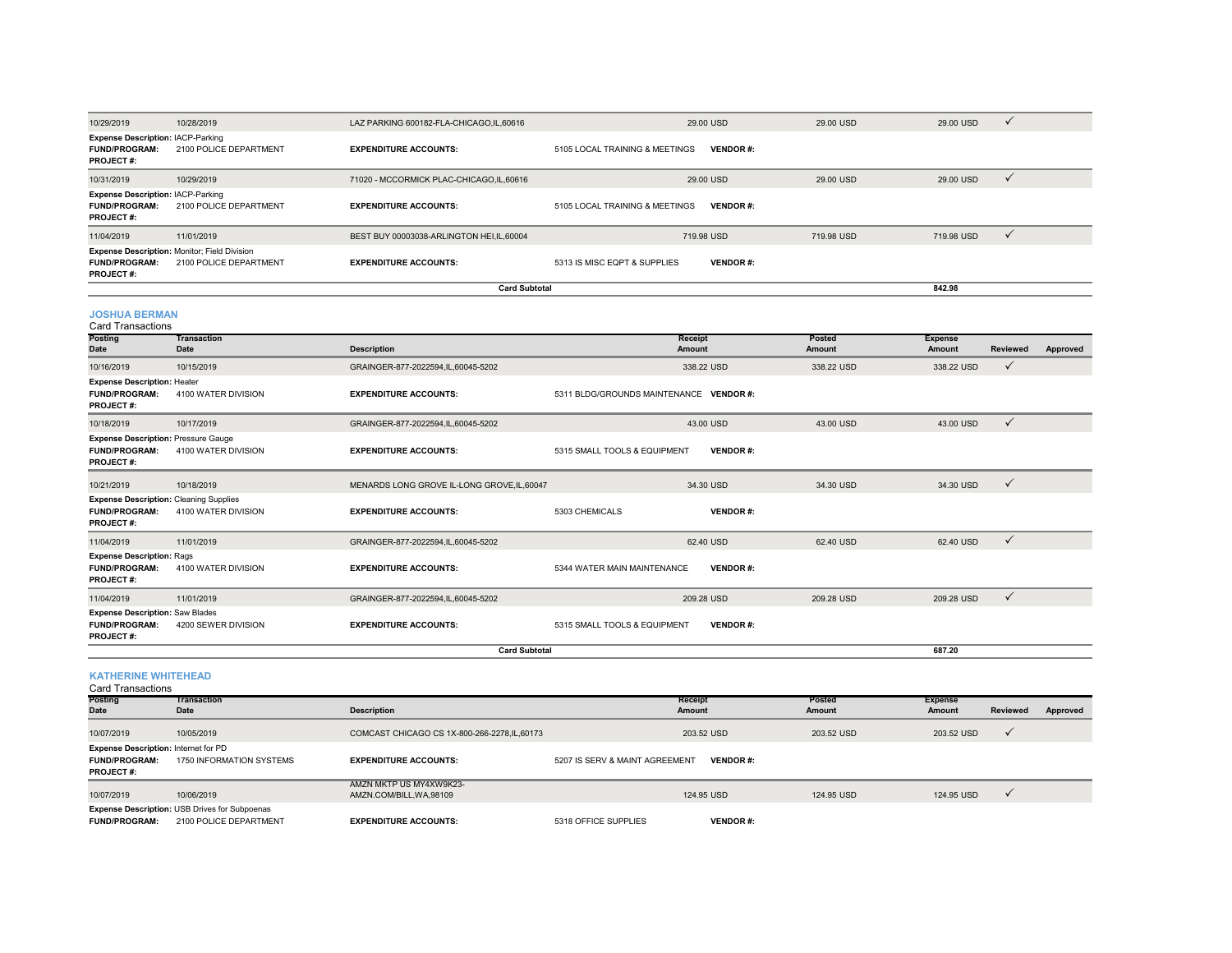| Posting Date | Transaction Date | Description | Receipt Amount | Posted Amount | Expense Amount | Reviewed | Approved |
|---|---|---|---|---|---|---|---|
| 10/29/2019 | 10/28/2019 | LAZ PARKING 600182-FLA-CHICAGO,IL,60616 | 29.00 USD | 29.00 USD | 29.00 USD | ✓ | |
| **Expense Description:** IACP-Parking | | | | | | | |
| **FUND/PROGRAM:** | 2100 POLICE DEPARTMENT | **EXPENDITURE ACCOUNTS:** | 5105 LOCAL TRAINING & MEETINGS | **VENDOR #:** | | | |
| **PROJECT #:** | | | | | | | |
| 10/31/2019 | 10/29/2019 | 71020 - MCCORMICK PLAC-CHICAGO,IL,60616 | 29.00 USD | 29.00 USD | 29.00 USD | ✓ | |
| **Expense Description:** IACP-Parking | | | | | | | |
| **FUND/PROGRAM:** | 2100 POLICE DEPARTMENT | **EXPENDITURE ACCOUNTS:** | 5105 LOCAL TRAINING & MEETINGS | **VENDOR #:** | | | |
| **PROJECT #:** | | | | | | | |
| 11/04/2019 | 11/01/2019 | BEST BUY 00003038-ARLINGTON HEI,IL,60004 | 719.98 USD | 719.98 USD | 719.98 USD | ✓ | |
| **Expense Description:** Monitor; Field Division | | | | | | | |
| **FUND/PROGRAM:** | 2100 POLICE DEPARTMENT | **EXPENDITURE ACCOUNTS:** | 5313 IS MISC EQPT & SUPPLIES | **VENDOR #:** | | | |
| **PROJECT #:** | | | | | | | |
| | | **Card Subtotal** | | | **842.98** | | |

## JOSHUA BERMAN

Card Transactions

| Posting Date | Transaction Date | Description | Receipt Amount | Posted Amount | Expense Amount | Reviewed | Approved |
|---|---|---|---|---|---|---|---|
| 10/16/2019 | 10/15/2019 | GRAINGER-877-2022594,IL,60045-5202 | 338.22 USD | 338.22 USD | 338.22 USD | ✓ | |
| **Expense Description:** Heater | | | | | | | |
| **FUND/PROGRAM:** | 4100 WATER DIVISION | **EXPENDITURE ACCOUNTS:** | 5311 BLDG/GROUNDS MAINTENANCE | **VENDOR #:** | | | |
| **PROJECT #:** | | | | | | | |
| 10/18/2019 | 10/17/2019 | GRAINGER-877-2022594,IL,60045-5202 | 43.00 USD | 43.00 USD | 43.00 USD | ✓ | |
| **Expense Description:** Pressure Gauge | | | | | | | |
| **FUND/PROGRAM:** | 4100 WATER DIVISION | **EXPENDITURE ACCOUNTS:** | 5315 SMALL TOOLS & EQUIPMENT | **VENDOR #:** | | | |
| **PROJECT #:** | | | | | | | |
| 10/21/2019 | 10/18/2019 | MENARDS LONG GROVE IL-LONG GROVE,IL,60047 | 34.30 USD | 34.30 USD | 34.30 USD | ✓ | |
| **Expense Description:** Cleaning Supplies | | | | | | | |
| **FUND/PROGRAM:** | 4100 WATER DIVISION | **EXPENDITURE ACCOUNTS:** | 5303 CHEMICALS | **VENDOR #:** | | | |
| **PROJECT #:** | | | | | | | |
| 11/04/2019 | 11/01/2019 | GRAINGER-877-2022594,IL,60045-5202 | 62.40 USD | 62.40 USD | 62.40 USD | ✓ | |
| **Expense Description:** Rags | | | | | | | |
| **FUND/PROGRAM:** | 4100 WATER DIVISION | **EXPENDITURE ACCOUNTS:** | 5344 WATER MAIN MAINTENANCE | **VENDOR #:** | | | |
| **PROJECT #:** | | | | | | | |
| 11/04/2019 | 11/01/2019 | GRAINGER-877-2022594,IL,60045-5202 | 209.28 USD | 209.28 USD | 209.28 USD | ✓ | |
| **Expense Description:** Saw Blades | | | | | | | |
| **FUND/PROGRAM:** | 4200 SEWER DIVISION | **EXPENDITURE ACCOUNTS:** | 5315 SMALL TOOLS & EQUIPMENT | **VENDOR #:** | | | |
| **PROJECT #:** | | | | | | | |
| | | **Card Subtotal** | | | **687.20** | | |

## KATHERINE WHITEHEAD

Card Transactions

| Posting Date | Transaction Date | Description | Receipt Amount | Posted Amount | Expense Amount | Reviewed | Approved |
|---|---|---|---|---|---|---|---|
| 10/07/2019 | 10/05/2019 | COMCAST CHICAGO CS 1X-800-266-2278,IL,60173 | 203.52 USD | 203.52 USD | 203.52 USD | ✓ | |
| **Expense Description:** Internet for PD | | | | | | | |
| **FUND/PROGRAM:** | 1750 INFORMATION SYSTEMS | **EXPENDITURE ACCOUNTS:** | 5207 IS SERV & MAINT AGREEMENT | **VENDOR #:** | | | |
| **PROJECT #:** | | | | | | | |
| 10/07/2019 | 10/06/2019 | AMZN MKTP US MY4XW9K23-AMZN.COM/BILL,WA,98109 | 124.95 USD | 124.95 USD | 124.95 USD | ✓ | |
| **Expense Description:** USB Drives for Subpoenas | | | | | | | |
| **FUND/PROGRAM:** | 2100 POLICE DEPARTMENT | **EXPENDITURE ACCOUNTS:** | 5318 OFFICE SUPPLIES | **VENDOR #:** | | | |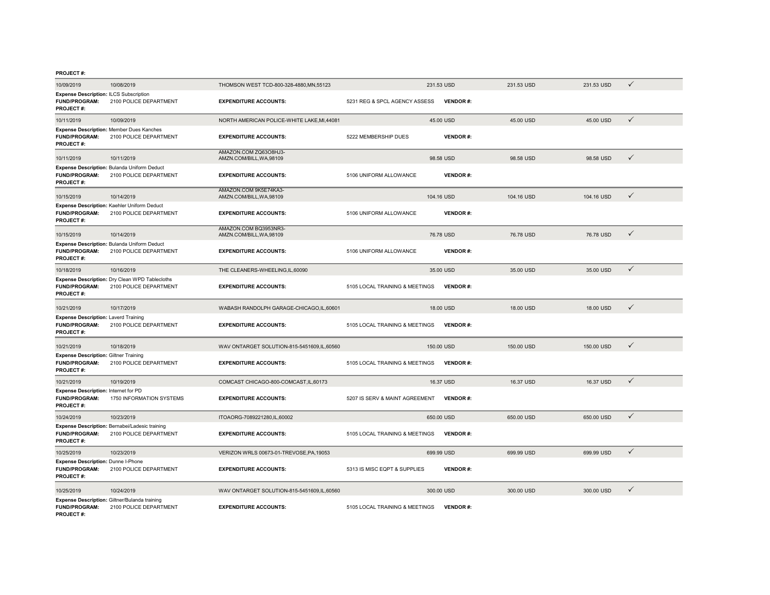**PROJECT #:**

| Date Posted | Transaction Date | Merchant | | Amount | Amount | Amount | |
|---|---|---|---|---|---|---|---|
| 10/09/2019 | 10/08/2019 | THOMSON WEST TCD-800-328-4880,MN,55123 | | 231.53 USD | 231.53 USD | 231.53 USD | ✓ |

**Expense Description:** ILCS Subscription
**FUND/PROGRAM:** 2100 POLICE DEPARTMENT **EXPENDITURE ACCOUNTS:** 5231 REG & SPCL AGENCY ASSESS **VENDOR #:**
**PROJECT #:**

| | | | | | | | |
|---|---|---|---|---|---|---|---|
| 10/11/2019 | 10/09/2019 | NORTH AMERICAN POLICE-WHITE LAKE,MI,44081 | | 45.00 USD | 45.00 USD | 45.00 USD | ✓ |

**Expense Description:** Member Dues Kanches
**FUND/PROGRAM:** 2100 POLICE DEPARTMENT **EXPENDITURE ACCOUNTS:** 5222 MEMBERSHIP DUES **VENDOR #:**
**PROJECT #:**

| | | | | | | | |
|---|---|---|---|---|---|---|---|
| 10/11/2019 | 10/11/2019 | AMAZON.COM ZQ63O8HJ3-AMZN.COM/BILL,WA,98109 | | 98.58 USD | 98.58 USD | 98.58 USD | ✓ |

**Expense Description:** Bulanda Uniform Deduct
**FUND/PROGRAM:** 2100 POLICE DEPARTMENT **EXPENDITURE ACCOUNTS:** 5106 UNIFORM ALLOWANCE **VENDOR #:**
**PROJECT #:**

| | | | | | | | |
|---|---|---|---|---|---|---|---|
| 10/15/2019 | 10/14/2019 | AMAZON.COM 9K5E74KA3-AMZN.COM/BILL,WA,98109 | | 104.16 USD | 104.16 USD | 104.16 USD | ✓ |

**Expense Description:** Kaehler Uniform Deduct
**FUND/PROGRAM:** 2100 POLICE DEPARTMENT **EXPENDITURE ACCOUNTS:** 5106 UNIFORM ALLOWANCE **VENDOR #:**
**PROJECT #:**

| | | | | | | | |
|---|---|---|---|---|---|---|---|
| 10/15/2019 | 10/14/2019 | AMAZON.COM BQ3953NR3-AMZN.COM/BILL,WA,98109 | | 76.78 USD | 76.78 USD | 76.78 USD | ✓ |

**Expense Description:** Bulanda Uniform Deduct
**FUND/PROGRAM:** 2100 POLICE DEPARTMENT **EXPENDITURE ACCOUNTS:** 5106 UNIFORM ALLOWANCE **VENDOR #:**
**PROJECT #:**

| | | | | | | | |
|---|---|---|---|---|---|---|---|
| 10/18/2019 | 10/16/2019 | THE CLEANERS-WHEELING,IL,60090 | | 35.00 USD | 35.00 USD | 35.00 USD | ✓ |

**Expense Description:** Dry Clean WPD Tablecloths
**FUND/PROGRAM:** 2100 POLICE DEPARTMENT **EXPENDITURE ACCOUNTS:** 5105 LOCAL TRAINING & MEETINGS **VENDOR #:**
**PROJECT #:**

| | | | | | | | |
|---|---|---|---|---|---|---|---|
| 10/21/2019 | 10/17/2019 | WABASH RANDOLPH GARAGE-CHICAGO,IL,60601 | | 18.00 USD | 18.00 USD | 18.00 USD | ✓ |

**Expense Description:** Laverd Training
**FUND/PROGRAM:** 2100 POLICE DEPARTMENT **EXPENDITURE ACCOUNTS:** 5105 LOCAL TRAINING & MEETINGS **VENDOR #:**
**PROJECT #:**

| | | | | | | | |
|---|---|---|---|---|---|---|---|
| 10/21/2019 | 10/18/2019 | WAV ONTARGET SOLUTION-815-5451609,IL,60560 | | 150.00 USD | 150.00 USD | 150.00 USD | ✓ |

**Expense Description:** Giltner Training
**FUND/PROGRAM:** 2100 POLICE DEPARTMENT **EXPENDITURE ACCOUNTS:** 5105 LOCAL TRAINING & MEETINGS **VENDOR #:**
**PROJECT #:**

| | | | | | | | |
|---|---|---|---|---|---|---|---|
| 10/21/2019 | 10/19/2019 | COMCAST CHICAGO-800-COMCAST,IL,60173 | | 16.37 USD | 16.37 USD | 16.37 USD | ✓ |

**Expense Description:** Internet for PD
**FUND/PROGRAM:** 1750 INFORMATION SYSTEMS **EXPENDITURE ACCOUNTS:** 5207 IS SERV & MAINT AGREEMENT **VENDOR #:**
**PROJECT #:**

| | | | | | | | |
|---|---|---|---|---|---|---|---|
| 10/24/2019 | 10/23/2019 | ITOAORG-7089221280,IL,60002 | | 650.00 USD | 650.00 USD | 650.00 USD | ✓ |

**Expense Description:** Bernabei/Ladesic training
**FUND/PROGRAM:** 2100 POLICE DEPARTMENT **EXPENDITURE ACCOUNTS:** 5105 LOCAL TRAINING & MEETINGS **VENDOR #:**
**PROJECT #:**

| | | | | | | | |
|---|---|---|---|---|---|---|---|
| 10/25/2019 | 10/23/2019 | VERIZON WRLS 00673-01-TREVOSE,PA,19053 | | 699.99 USD | 699.99 USD | 699.99 USD | ✓ |

**Expense Description:** Dunne I-Phone
**FUND/PROGRAM:** 2100 POLICE DEPARTMENT **EXPENDITURE ACCOUNTS:** 5313 IS MISC EQPT & SUPPLIES **VENDOR #:**
**PROJECT #:**

| | | | | | | | |
|---|---|---|---|---|---|---|---|
| 10/25/2019 | 10/24/2019 | WAV ONTARGET SOLUTION-815-5451609,IL,60560 | | 300.00 USD | 300.00 USD | 300.00 USD | ✓ |

**Expense Description:** Giltner/Bulanda training
**FUND/PROGRAM:** 2100 POLICE DEPARTMENT **EXPENDITURE ACCOUNTS:** 5105 LOCAL TRAINING & MEETINGS **VENDOR #:**
**PROJECT #:**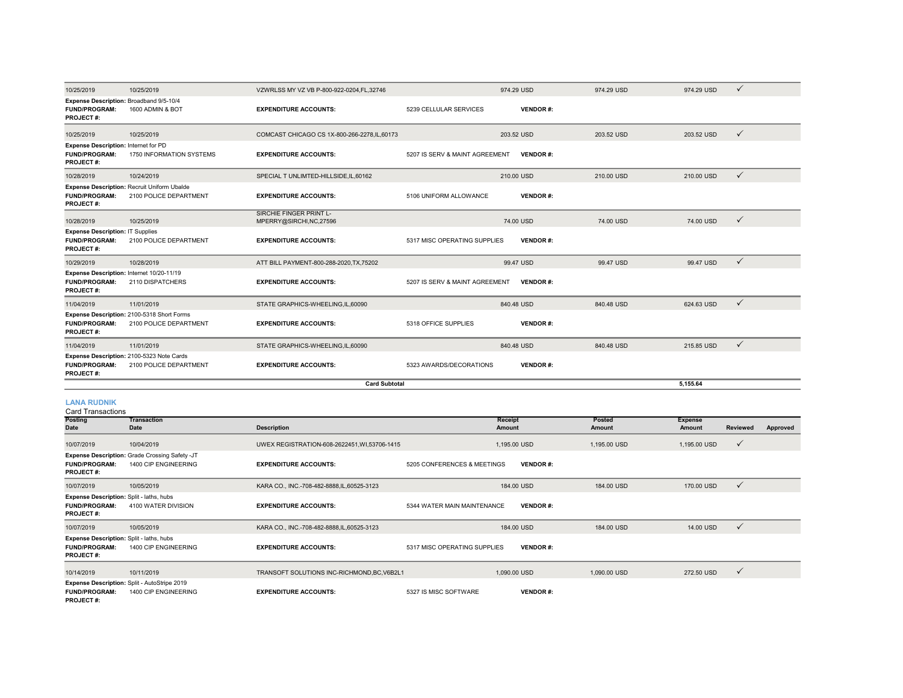| Posting Date | Transaction Date | Description | | Receipt Amount | Posted Amount | Expense Amount | Reviewed | Approved |
|---|---|---|---|---|---|---|---|---|
| 10/25/2019 | 10/25/2019 | VZWRLSS MY VZ VB P-800-922-0204,FL,32746 | | 974.29 USD | 974.29 USD | 974.29 USD | ✓ | |
| **Expense Description:** Broadband 9/5-10/4 | | | | | | | | |
| **FUND/PROGRAM:** | 1600 ADMIN & BOT | **EXPENDITURE ACCOUNTS:** | 5239 CELLULAR SERVICES | **VENDOR #:** | | | | |
| **PROJECT #:** | | | | | | | | |
| 10/25/2019 | 10/25/2019 | COMCAST CHICAGO CS 1X-800-266-2278,IL,60173 | | 203.52 USD | 203.52 USD | 203.52 USD | ✓ | |
| **Expense Description:** Internet for PD | | | | | | | | |
| **FUND/PROGRAM:** | 1750 INFORMATION SYSTEMS | **EXPENDITURE ACCOUNTS:** | 5207 IS SERV & MAINT AGREEMENT | **VENDOR #:** | | | | |
| **PROJECT #:** | | | | | | | | |
| 10/28/2019 | 10/24/2019 | SPECIAL T UNLIMTED-HILLSIDE,IL,60162 | | 210.00 USD | 210.00 USD | 210.00 USD | ✓ | |
| **Expense Description:** Recruit Uniform Ubalde | | | | | | | | |
| **FUND/PROGRAM:** | 2100 POLICE DEPARTMENT | **EXPENDITURE ACCOUNTS:** | 5106 UNIFORM ALLOWANCE | **VENDOR #:** | | | | |
| **PROJECT #:** | | | | | | | | |
| 10/28/2019 | 10/25/2019 | SIRCHIE FINGER PRINT L-MPERRY@SIRCHI,NC,27596 | | 74.00 USD | 74.00 USD | 74.00 USD | ✓ | |
| **Expense Description:** IT Supplies | | | | | | | | |
| **FUND/PROGRAM:** | 2100 POLICE DEPARTMENT | **EXPENDITURE ACCOUNTS:** | 5317 MISC OPERATING SUPPLIES | **VENDOR #:** | | | | |
| **PROJECT #:** | | | | | | | | |
| 10/29/2019 | 10/28/2019 | ATT BILL PAYMENT-800-288-2020,TX,75202 | | 99.47 USD | 99.47 USD | 99.47 USD | ✓ | |
| **Expense Description:** Internet 10/20-11/19 | | | | | | | | |
| **FUND/PROGRAM:** | 2110 DISPATCHERS | **EXPENDITURE ACCOUNTS:** | 5207 IS SERV & MAINT AGREEMENT | **VENDOR #:** | | | | |
| **PROJECT #:** | | | | | | | | |
| 11/04/2019 | 11/01/2019 | STATE GRAPHICS-WHEELING,IL,60090 | | 840.48 USD | 840.48 USD | 624.63 USD | ✓ | |
| **Expense Description:** 2100-5318 Short Forms | | | | | | | | |
| **FUND/PROGRAM:** | 2100 POLICE DEPARTMENT | **EXPENDITURE ACCOUNTS:** | 5318 OFFICE SUPPLIES | **VENDOR #:** | | | | |
| **PROJECT #:** | | | | | | | | |
| 11/04/2019 | 11/01/2019 | STATE GRAPHICS-WHEELING,IL,60090 | | 840.48 USD | 840.48 USD | 215.85 USD | ✓ | |
| **Expense Description:** 2100-5323 Note Cards | | | | | | | | |
| **FUND/PROGRAM:** | 2100 POLICE DEPARTMENT | **EXPENDITURE ACCOUNTS:** | 5323 AWARDS/DECORATIONS | **VENDOR #:** | | | | |
| **PROJECT #:** | | | | | | | | |
| | | **Card Subtotal** | | | | **5,155.64** | | |

## LANA RUDNIK

Card Transactions

| Posting Date | Transaction Date | Description | | Receipt Amount | Posted Amount | Expense Amount | Reviewed | Approved |
|---|---|---|---|---|---|---|---|---|
| 10/07/2019 | 10/04/2019 | UWEX REGISTRATION-608-2622451,WI,53706-1415 | | 1,195.00 USD | 1,195.00 USD | 1,195.00 USD | ✓ | |
| **Expense Description:** Grade Crossing Safety -JT | | | | | | | | |
| **FUND/PROGRAM:** | 1400 CIP ENGINEERING | **EXPENDITURE ACCOUNTS:** | 5205 CONFERENCES & MEETINGS | **VENDOR #:** | | | | |
| **PROJECT #:** | | | | | | | | |
| 10/07/2019 | 10/05/2019 | KARA CO., INC.-708-482-8888,IL,60525-3123 | | 184.00 USD | 184.00 USD | 170.00 USD | ✓ | |
| **Expense Description:** Split - laths, hubs | | | | | | | | |
| **FUND/PROGRAM:** | 4100 WATER DIVISION | **EXPENDITURE ACCOUNTS:** | 5344 WATER MAIN MAINTENANCE | **VENDOR #:** | | | | |
| **PROJECT #:** | | | | | | | | |
| 10/07/2019 | 10/05/2019 | KARA CO., INC.-708-482-8888,IL,60525-3123 | | 184.00 USD | 184.00 USD | 14.00 USD | ✓ | |
| **Expense Description:** Split - laths, hubs | | | | | | | | |
| **FUND/PROGRAM:** | 1400 CIP ENGINEERING | **EXPENDITURE ACCOUNTS:** | 5317 MISC OPERATING SUPPLIES | **VENDOR #:** | | | | |
| **PROJECT #:** | | | | | | | | |
| 10/14/2019 | 10/11/2019 | TRANSOFT SOLUTIONS INC-RICHMOND,BC,V6B2L1 | | 1,090.00 USD | 1,090.00 USD | 272.50 USD | ✓ | |
| **Expense Description:** Split - AutoStripe 2019 | | | | | | | | |
| **FUND/PROGRAM:** | 1400 CIP ENGINEERING | **EXPENDITURE ACCOUNTS:** | 5327 IS MISC SOFTWARE | **VENDOR #:** | | | | |
| **PROJECT #:** | | | | | | | | |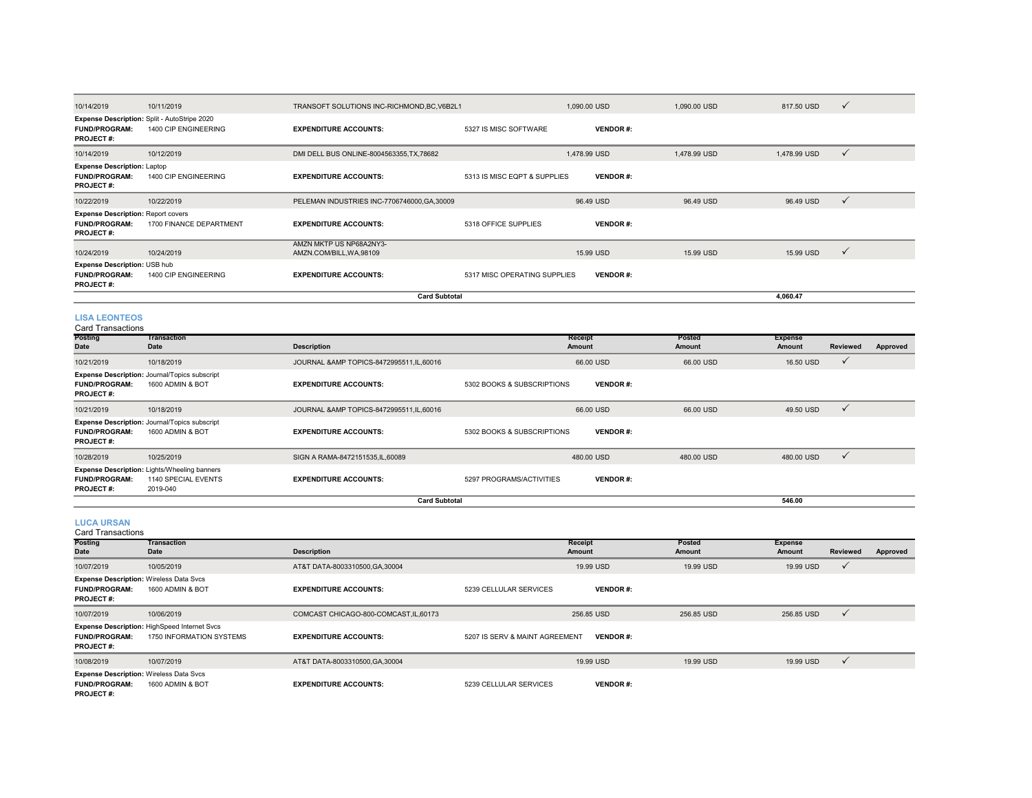| Posting Date | Transaction Date | Description | | Receipt Amount | Posted Amount | Expense Amount | Reviewed | Approved |
|---|---|---|---|---|---|---|---|---|
| 10/14/2019 | 10/11/2019 | TRANSOFT SOLUTIONS INC-RICHMOND,BC,V6B2L1 | | 1,090.00 USD | 1,090.00 USD | 817.50 USD | ✓ | |
| **Expense Description:** Split - AutoStripe 2020 | | | | | | | | |
| **FUND/PROGRAM:** | 1400 CIP ENGINEERING | **EXPENDITURE ACCOUNTS:** | 5327 IS MISC SOFTWARE | **VENDOR #:** | | | | |
| **PROJECT #:** | | | | | | | | |
| 10/14/2019 | 10/12/2019 | DMI DELL BUS ONLINE-8004563355,TX,78682 | | 1,478.99 USD | 1,478.99 USD | 1,478.99 USD | ✓ | |
| **Expense Description:** Laptop | | | | | | | | |
| **FUND/PROGRAM:** | 1400 CIP ENGINEERING | **EXPENDITURE ACCOUNTS:** | 5313 IS MISC EQPT & SUPPLIES | **VENDOR #:** | | | | |
| **PROJECT #:** | | | | | | | | |
| 10/22/2019 | 10/22/2019 | PELEMAN INDUSTRIES INC-7706746000,GA,30009 | | 96.49 USD | 96.49 USD | 96.49 USD | ✓ | |
| **Expense Description:** Report covers | | | | | | | | |
| **FUND/PROGRAM:** | 1700 FINANCE DEPARTMENT | **EXPENDITURE ACCOUNTS:** | 5318 OFFICE SUPPLIES | **VENDOR #:** | | | | |
| **PROJECT #:** | | | | | | | | |
| 10/24/2019 | 10/24/2019 | AMZN MKTP US NP68A2NY3-AMZN.COM/BILL,WA,98109 | | 15.99 USD | 15.99 USD | 15.99 USD | ✓ | |
| **Expense Description:** USB hub | | | | | | | | |
| **FUND/PROGRAM:** | 1400 CIP ENGINEERING | **EXPENDITURE ACCOUNTS:** | 5317 MISC OPERATING SUPPLIES | **VENDOR #:** | | | | |
| **PROJECT #:** | | | | | | | | |
| | | **Card Subtotal** | | | | **4,060.47** | | |

### LISA LEONTEOS

Card Transactions

| Posting Date | Transaction Date | Description | | Receipt Amount | Posted Amount | Expense Amount | Reviewed | Approved |
|---|---|---|---|---|---|---|---|---|
| 10/21/2019 | 10/18/2019 | JOURNAL &AMP TOPICS-8472995511,IL,60016 | | 66.00 USD | 66.00 USD | 16.50 USD | ✓ | |
| **Expense Description:** Journal/Topics subscript | | | | | | | | |
| **FUND/PROGRAM:** | 1600 ADMIN & BOT | **EXPENDITURE ACCOUNTS:** | 5302 BOOKS & SUBSCRIPTIONS | **VENDOR #:** | | | | |
| **PROJECT #:** | | | | | | | | |
| 10/21/2019 | 10/18/2019 | JOURNAL &AMP TOPICS-8472995511,IL,60016 | | 66.00 USD | 66.00 USD | 49.50 USD | ✓ | |
| **Expense Description:** Journal/Topics subscript | | | | | | | | |
| **FUND/PROGRAM:** | 1600 ADMIN & BOT | **EXPENDITURE ACCOUNTS:** | 5302 BOOKS & SUBSCRIPTIONS | **VENDOR #:** | | | | |
| **PROJECT #:** | | | | | | | | |
| 10/28/2019 | 10/25/2019 | SIGN A RAMA-8472151535,IL,60089 | | 480.00 USD | 480.00 USD | 480.00 USD | ✓ | |
| **Expense Description:** Lights/Wheeling banners | | | | | | | | |
| **FUND/PROGRAM:** | 1140 SPECIAL EVENTS | **EXPENDITURE ACCOUNTS:** | 5297 PROGRAMS/ACTIVITIES | **VENDOR #:** | | | | |
| **PROJECT #:** | 2019-040 | | | | | | | |
| | | **Card Subtotal** | | | | **546.00** | | |

### LUCA URSAN

Card Transactions

| Posting Date | Transaction Date | Description | | Receipt Amount | Posted Amount | Expense Amount | Reviewed | Approved |
|---|---|---|---|---|---|---|---|---|
| 10/07/2019 | 10/05/2019 | AT&T DATA-8003310500,GA,30004 | | 19.99 USD | 19.99 USD | 19.99 USD | ✓ | |
| **Expense Description:** Wireless Data Svcs | | | | | | | | |
| **FUND/PROGRAM:** | 1600 ADMIN & BOT | **EXPENDITURE ACCOUNTS:** | 5239 CELLULAR SERVICES | **VENDOR #:** | | | | |
| **PROJECT #:** | | | | | | | | |
| 10/07/2019 | 10/06/2019 | COMCAST CHICAGO-800-COMCAST,IL,60173 | | 256.85 USD | 256.85 USD | 256.85 USD | ✓ | |
| **Expense Description:** HighSpeed Internet Svcs | | | | | | | | |
| **FUND/PROGRAM:** | 1750 INFORMATION SYSTEMS | **EXPENDITURE ACCOUNTS:** | 5207 IS SERV & MAINT AGREEMENT | **VENDOR #:** | | | | |
| **PROJECT #:** | | | | | | | | |
| 10/08/2019 | 10/07/2019 | AT&T DATA-8003310500,GA,30004 | | 19.99 USD | 19.99 USD | 19.99 USD | ✓ | |
| **Expense Description:** Wireless Data Svcs | | | | | | | | |
| **FUND/PROGRAM:** | 1600 ADMIN & BOT | **EXPENDITURE ACCOUNTS:** | 5239 CELLULAR SERVICES | **VENDOR #:** | | | | |
| **PROJECT #:** | | | | | | | | |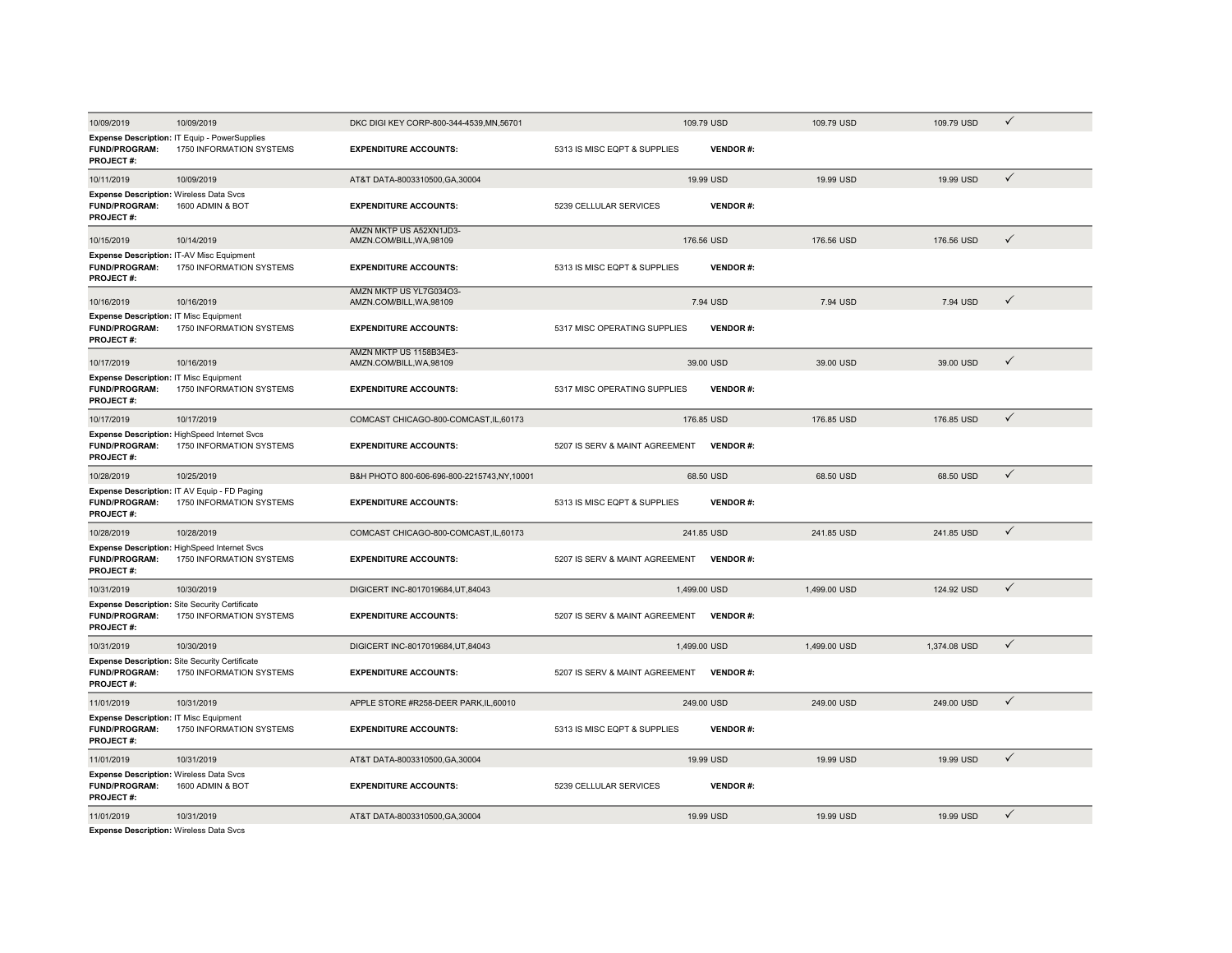| | | | | | | | |
|---|---|---|---|---|---|---|---|
| 10/09/2019 | 10/09/2019 | DKC DIGI KEY CORP-800-344-4539,MN,56701 | | 109.79 USD | 109.79 USD | 109.79 USD | ✓ |
| **Expense Description:** IT Equip - PowerSupplies | | | | | | | |
| **FUND/PROGRAM:** | 1750 INFORMATION SYSTEMS | **EXPENDITURE ACCOUNTS:** | 5313 IS MISC EQPT & SUPPLIES | **VENDOR #:** | | | |
| **PROJECT #:** | | | | | | | |
| 10/11/2019 | 10/09/2019 | AT&T DATA-8003310500,GA,30004 | | 19.99 USD | 19.99 USD | 19.99 USD | ✓ |
| **Expense Description:** Wireless Data Svcs | | | | | | | |
| **FUND/PROGRAM:** | 1600 ADMIN & BOT | **EXPENDITURE ACCOUNTS:** | 5239 CELLULAR SERVICES | **VENDOR #:** | | | |
| **PROJECT #:** | | | | | | | |
| 10/15/2019 | 10/14/2019 | AMZN MKTP US A52XN1JD3-AMZN.COM/BILL,WA,98109 | | 176.56 USD | 176.56 USD | 176.56 USD | ✓ |
| **Expense Description:** IT-AV Misc Equipment | | | | | | | |
| **FUND/PROGRAM:** | 1750 INFORMATION SYSTEMS | **EXPENDITURE ACCOUNTS:** | 5313 IS MISC EQPT & SUPPLIES | **VENDOR #:** | | | |
| **PROJECT #:** | | | | | | | |
| 10/16/2019 | 10/16/2019 | AMZN MKTP US YL7G034O3-AMZN.COM/BILL,WA,98109 | | 7.94 USD | 7.94 USD | 7.94 USD | ✓ |
| **Expense Description:** IT Misc Equipment | | | | | | | |
| **FUND/PROGRAM:** | 1750 INFORMATION SYSTEMS | **EXPENDITURE ACCOUNTS:** | 5317 MISC OPERATING SUPPLIES | **VENDOR #:** | | | |
| **PROJECT #:** | | | | | | | |
| 10/17/2019 | 10/16/2019 | AMZN MKTP US 1158B34E3-AMZN.COM/BILL,WA,98109 | | 39.00 USD | 39.00 USD | 39.00 USD | ✓ |
| **Expense Description:** IT Misc Equipment | | | | | | | |
| **FUND/PROGRAM:** | 1750 INFORMATION SYSTEMS | **EXPENDITURE ACCOUNTS:** | 5317 MISC OPERATING SUPPLIES | **VENDOR #:** | | | |
| **PROJECT #:** | | | | | | | |
| 10/17/2019 | 10/17/2019 | COMCAST CHICAGO-800-COMCAST,IL,60173 | | 176.85 USD | 176.85 USD | 176.85 USD | ✓ |
| **Expense Description:** HighSpeed Internet Svcs | | | | | | | |
| **FUND/PROGRAM:** | 1750 INFORMATION SYSTEMS | **EXPENDITURE ACCOUNTS:** | 5207 IS SERV & MAINT AGREEMENT | **VENDOR #:** | | | |
| **PROJECT #:** | | | | | | | |
| 10/28/2019 | 10/25/2019 | B&H PHOTO 800-606-696-800-2215743,NY,10001 | | 68.50 USD | 68.50 USD | 68.50 USD | ✓ |
| **Expense Description:** IT AV Equip - FD Paging | | | | | | | |
| **FUND/PROGRAM:** | 1750 INFORMATION SYSTEMS | **EXPENDITURE ACCOUNTS:** | 5313 IS MISC EQPT & SUPPLIES | **VENDOR #:** | | | |
| **PROJECT #:** | | | | | | | |
| 10/28/2019 | 10/28/2019 | COMCAST CHICAGO-800-COMCAST,IL,60173 | | 241.85 USD | 241.85 USD | 241.85 USD | ✓ |
| **Expense Description:** HighSpeed Internet Svcs | | | | | | | |
| **FUND/PROGRAM:** | 1750 INFORMATION SYSTEMS | **EXPENDITURE ACCOUNTS:** | 5207 IS SERV & MAINT AGREEMENT | **VENDOR #:** | | | |
| **PROJECT #:** | | | | | | | |
| 10/31/2019 | 10/30/2019 | DIGICERT INC-8017019684,UT,84043 | | 1,499.00 USD | 1,499.00 USD | 124.92 USD | ✓ |
| **Expense Description:** Site Security Certificate | | | | | | | |
| **FUND/PROGRAM:** | 1750 INFORMATION SYSTEMS | **EXPENDITURE ACCOUNTS:** | 5207 IS SERV & MAINT AGREEMENT | **VENDOR #:** | | | |
| **PROJECT #:** | | | | | | | |
| 10/31/2019 | 10/30/2019 | DIGICERT INC-8017019684,UT,84043 | | 1,499.00 USD | 1,499.00 USD | 1,374.08 USD | ✓ |
| **Expense Description:** Site Security Certificate | | | | | | | |
| **FUND/PROGRAM:** | 1750 INFORMATION SYSTEMS | **EXPENDITURE ACCOUNTS:** | 5207 IS SERV & MAINT AGREEMENT | **VENDOR #:** | | | |
| **PROJECT #:** | | | | | | | |
| 11/01/2019 | 10/31/2019 | APPLE STORE #R258-DEER PARK,IL,60010 | | 249.00 USD | 249.00 USD | 249.00 USD | ✓ |
| **Expense Description:** IT Misc Equipment | | | | | | | |
| **FUND/PROGRAM:** | 1750 INFORMATION SYSTEMS | **EXPENDITURE ACCOUNTS:** | 5313 IS MISC EQPT & SUPPLIES | **VENDOR #:** | | | |
| **PROJECT #:** | | | | | | | |
| 11/01/2019 | 10/31/2019 | AT&T DATA-8003310500,GA,30004 | | 19.99 USD | 19.99 USD | 19.99 USD | ✓ |
| **Expense Description:** Wireless Data Svcs | | | | | | | |
| **FUND/PROGRAM:** | 1600 ADMIN & BOT | **EXPENDITURE ACCOUNTS:** | 5239 CELLULAR SERVICES | **VENDOR #:** | | | |
| **PROJECT #:** | | | | | | | |
| 11/01/2019 | 10/31/2019 | AT&T DATA-8003310500,GA,30004 | | 19.99 USD | 19.99 USD | 19.99 USD | ✓ |
| **Expense Description:** Wireless Data Svcs | | | | | | | |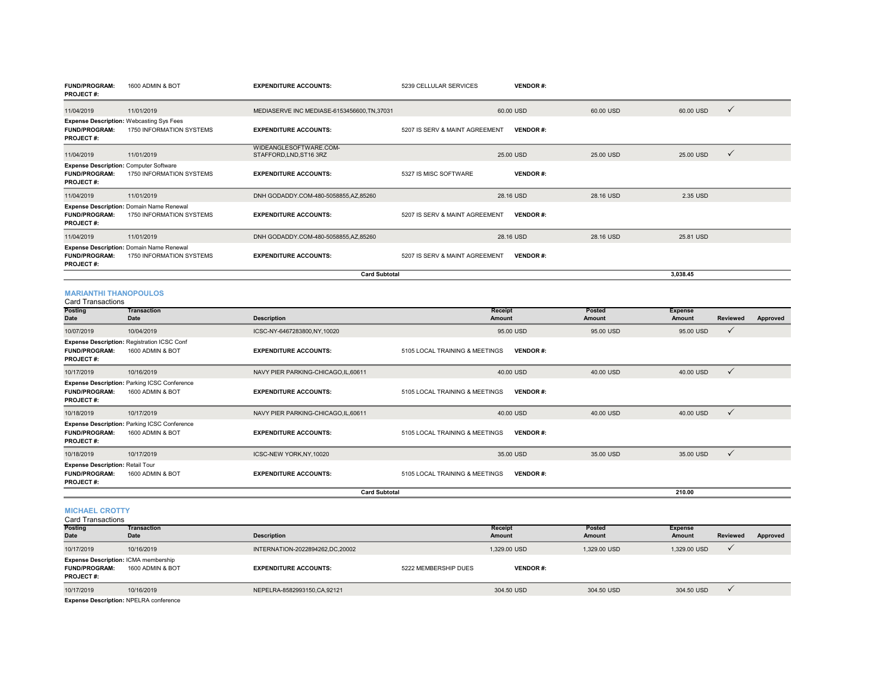| | | | | | | | | |
|---|---|---|---|---|---|---|---|---|
| **FUND/PROGRAM:** | 1600 ADMIN & BOT | **EXPENDITURE ACCOUNTS:** | 5239 CELLULAR SERVICES | **VENDOR #:** | | | | |
| **PROJECT #:** | | | | | | | | |
| 11/04/2019 | 11/01/2019 | MEDIASERVE INC MEDIASE-6153456600,TN,37031 | | 60.00 USD | 60.00 USD | 60.00 USD | ✓ | |
| **Expense Description:** Webcasting Sys Fees | | | | | | | | |
| **FUND/PROGRAM:** | 1750 INFORMATION SYSTEMS | **EXPENDITURE ACCOUNTS:** | 5207 IS SERV & MAINT AGREEMENT | **VENDOR #:** | | | | |
| **PROJECT #:** | | | | | | | | |
| 11/04/2019 | 11/01/2019 | WIDEANGLESOFTWARE.COM-STAFFORD,LND,ST16 3RZ | | 25.00 USD | 25.00 USD | 25.00 USD | ✓ | |
| **Expense Description:** Computer Software | | | | | | | | |
| **FUND/PROGRAM:** | 1750 INFORMATION SYSTEMS | **EXPENDITURE ACCOUNTS:** | 5327 IS MISC SOFTWARE | **VENDOR #:** | | | | |
| **PROJECT #:** | | | | | | | | |
| 11/04/2019 | 11/01/2019 | DNH GODADDY.COM-480-5058855,AZ,85260 | | 28.16 USD | 28.16 USD | 2.35 USD | | |
| **Expense Description:** Domain Name Renewal | | | | | | | | |
| **FUND/PROGRAM:** | 1750 INFORMATION SYSTEMS | **EXPENDITURE ACCOUNTS:** | 5207 IS SERV & MAINT AGREEMENT | **VENDOR #:** | | | | |
| **PROJECT #:** | | | | | | | | |
| 11/04/2019 | 11/01/2019 | DNH GODADDY.COM-480-5058855,AZ,85260 | | 28.16 USD | 28.16 USD | 25.81 USD | | |
| **Expense Description:** Domain Name Renewal | | | | | | | | |
| **FUND/PROGRAM:** | 1750 INFORMATION SYSTEMS | **EXPENDITURE ACCOUNTS:** | 5207 IS SERV & MAINT AGREEMENT | **VENDOR #:** | | | | |
| **PROJECT #:** | | | | | | | | |
| | | **Card Subtotal** | | | | 3,038.45 | | |

### MARIANTHI THANOPOULOS

Card Transactions

| Posting Date | Transaction Date | Description | | Receipt Amount | Posted Amount | Expense Amount | Reviewed | Approved |
|---|---|---|---|---|---|---|---|---|
| 10/07/2019 | 10/04/2019 | ICSC-NY-6467283800,NY,10020 | | 95.00 USD | 95.00 USD | 95.00 USD | ✓ | |
| **Expense Description:** Registration ICSC Conf | | | | | | | | |
| **FUND/PROGRAM:** | 1600 ADMIN & BOT | **EXPENDITURE ACCOUNTS:** | 5105 LOCAL TRAINING & MEETINGS | **VENDOR #:** | | | | |
| **PROJECT #:** | | | | | | | | |
| 10/17/2019 | 10/16/2019 | NAVY PIER PARKING-CHICAGO,IL,60611 | | 40.00 USD | 40.00 USD | 40.00 USD | ✓ | |
| **Expense Description:** Parking ICSC Conference | | | | | | | | |
| **FUND/PROGRAM:** | 1600 ADMIN & BOT | **EXPENDITURE ACCOUNTS:** | 5105 LOCAL TRAINING & MEETINGS | **VENDOR #:** | | | | |
| **PROJECT #:** | | | | | | | | |
| 10/18/2019 | 10/17/2019 | NAVY PIER PARKING-CHICAGO,IL,60611 | | 40.00 USD | 40.00 USD | 40.00 USD | ✓ | |
| **Expense Description:** Parking ICSC Conference | | | | | | | | |
| **FUND/PROGRAM:** | 1600 ADMIN & BOT | **EXPENDITURE ACCOUNTS:** | 5105 LOCAL TRAINING & MEETINGS | **VENDOR #:** | | | | |
| **PROJECT #:** | | | | | | | | |
| 10/18/2019 | 10/17/2019 | ICSC-NEW YORK,NY,10020 | | 35.00 USD | 35.00 USD | 35.00 USD | ✓ | |
| **Expense Description:** Retail Tour | | | | | | | | |
| **FUND/PROGRAM:** | 1600 ADMIN & BOT | **EXPENDITURE ACCOUNTS:** | 5105 LOCAL TRAINING & MEETINGS | **VENDOR #:** | | | | |
| **PROJECT #:** | | | | | | | | |
| | | **Card Subtotal** | | | | 210.00 | | |

### MICHAEL CROTTY

Card Transactions

| Posting Date | Transaction Date | Description | | Receipt Amount | Posted Amount | Expense Amount | Reviewed | Approved |
|---|---|---|---|---|---|---|---|---|
| 10/17/2019 | 10/16/2019 | INTERNATION-2022894262,DC,20002 | | 1,329.00 USD | 1,329.00 USD | 1,329.00 USD | ✓ | |
| **Expense Description:** ICMA membership | | | | | | | | |
| **FUND/PROGRAM:** | 1600 ADMIN & BOT | **EXPENDITURE ACCOUNTS:** | 5222 MEMBERSHIP DUES | **VENDOR #:** | | | | |
| **PROJECT #:** | | | | | | | | |
| 10/17/2019 | 10/16/2019 | NEPELRA-8582993150,CA,92121 | | 304.50 USD | 304.50 USD | 304.50 USD | ✓ | |
| **Expense Description:** NPELRA conference | | | | | | | | |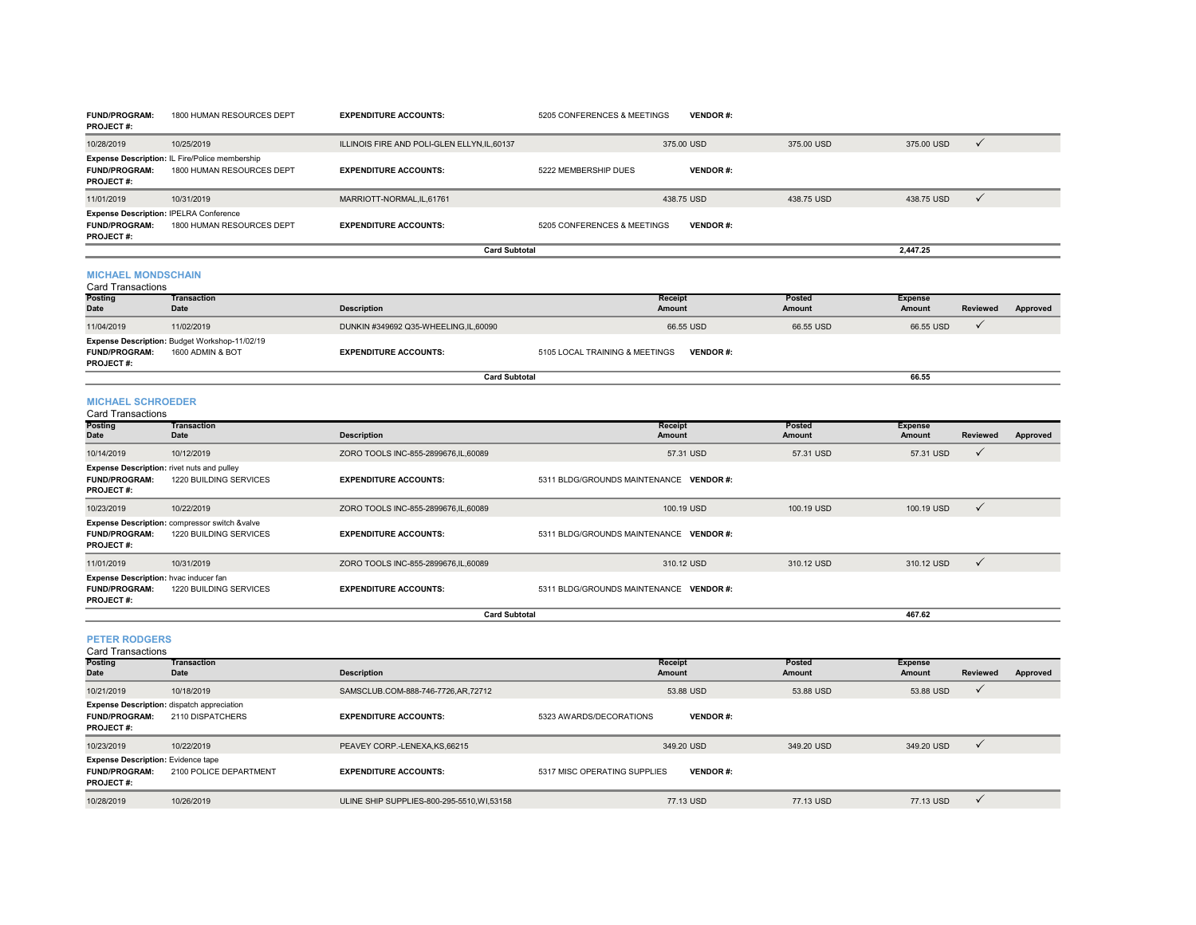| | | | | | | | |
|---|---|---|---|---|---|---|---|
| **FUND/PROGRAM:** 1800 HUMAN RESOURCES DEPT<br>**PROJECT #:** | | **EXPENDITURE ACCOUNTS:** | 5205 CONFERENCES & MEETINGS **VENDOR #:** | | | | |
| 10/28/2019 | 10/25/2019 | ILLINOIS FIRE AND POLI-GLEN ELLYN,IL,60137 | 375.00 USD | 375.00 USD | 375.00 USD | ✓ | |
| **Expense Description:** IL Fire/Police membership<br>**FUND/PROGRAM:** 1800 HUMAN RESOURCES DEPT<br>**PROJECT #:** | | **EXPENDITURE ACCOUNTS:** | 5222 MEMBERSHIP DUES **VENDOR #:** | | | | |
| 11/01/2019 | 10/31/2019 | MARRIOTT-NORMAL,IL,61761 | 438.75 USD | 438.75 USD | 438.75 USD | ✓ | |
| **Expense Description:** IPELRA Conference<br>**FUND/PROGRAM:** 1800 HUMAN RESOURCES DEPT<br>**PROJECT #:** | | **EXPENDITURE ACCOUNTS:** | 5205 CONFERENCES & MEETINGS **VENDOR #:** | | | | |
| | | **Card Subtotal** | | | **2,447.25** | | |

## MICHAEL MONDSCHAIN

Card Transactions

| Posting Date | Transaction Date | Description | Receipt Amount | Posted Amount | Expense Amount | Reviewed | Approved |
|---|---|---|---|---|---|---|---|
| 11/04/2019 | 11/02/2019 | DUNKIN #349692 Q35-WHEELING,IL,60090 | 66.55 USD | 66.55 USD | 66.55 USD | ✓ | |
| **Expense Description:** Budget Workshop-11/02/19<br>**FUND/PROGRAM:** 1600 ADMIN & BOT<br>**PROJECT #:** | | **EXPENDITURE ACCOUNTS:** | 5105 LOCAL TRAINING & MEETINGS **VENDOR #:** | | | | |
| | | **Card Subtotal** | | | **66.55** | | |

## MICHAEL SCHROEDER

Card Transactions

| Posting Date | Transaction Date | Description | Receipt Amount | Posted Amount | Expense Amount | Reviewed | Approved |
|---|---|---|---|---|---|---|---|
| 10/14/2019 | 10/12/2019 | ZORO TOOLS INC-855-2899676,IL,60089 | 57.31 USD | 57.31 USD | 57.31 USD | ✓ | |
| **Expense Description:** rivet nuts and pulley<br>**FUND/PROGRAM:** 1220 BUILDING SERVICES<br>**PROJECT #:** | | **EXPENDITURE ACCOUNTS:** | 5311 BLDG/GROUNDS MAINTENANCE **VENDOR #:** | | | | |
| 10/23/2019 | 10/22/2019 | ZORO TOOLS INC-855-2899676,IL,60089 | 100.19 USD | 100.19 USD | 100.19 USD | ✓ | |
| **Expense Description:** compressor switch &valve<br>**FUND/PROGRAM:** 1220 BUILDING SERVICES<br>**PROJECT #:** | | **EXPENDITURE ACCOUNTS:** | 5311 BLDG/GROUNDS MAINTENANCE **VENDOR #:** | | | | |
| 11/01/2019 | 10/31/2019 | ZORO TOOLS INC-855-2899676,IL,60089 | 310.12 USD | 310.12 USD | 310.12 USD | ✓ | |
| **Expense Description:** hvac inducer fan<br>**FUND/PROGRAM:** 1220 BUILDING SERVICES<br>**PROJECT #:** | | **EXPENDITURE ACCOUNTS:** | 5311 BLDG/GROUNDS MAINTENANCE **VENDOR #:** | | | | |
| | | **Card Subtotal** | | | **467.62** | | |

## PETER RODGERS

Card Transactions

| Posting Date | Transaction Date | Description | Receipt Amount | Posted Amount | Expense Amount | Reviewed | Approved |
|---|---|---|---|---|---|---|---|
| 10/21/2019 | 10/18/2019 | SAMSCLUB.COM-888-746-7726,AR,72712 | 53.88 USD | 53.88 USD | 53.88 USD | ✓ | |
| **Expense Description:** dispatch appreciation<br>**FUND/PROGRAM:** 2110 DISPATCHERS<br>**PROJECT #:** | | **EXPENDITURE ACCOUNTS:** | 5323 AWARDS/DECORATIONS **VENDOR #:** | | | | |
| 10/23/2019 | 10/22/2019 | PEAVEY CORP.-LENEXA,KS,66215 | 349.20 USD | 349.20 USD | 349.20 USD | ✓ | |
| **Expense Description:** Evidence tape<br>**FUND/PROGRAM:** 2100 POLICE DEPARTMENT<br>**PROJECT #:** | | **EXPENDITURE ACCOUNTS:** | 5317 MISC OPERATING SUPPLIES **VENDOR #:** | | | | |
| 10/28/2019 | 10/26/2019 | ULINE SHIP SUPPLIES-800-295-5510,WI,53158 | 77.13 USD | 77.13 USD | 77.13 USD | ✓ | |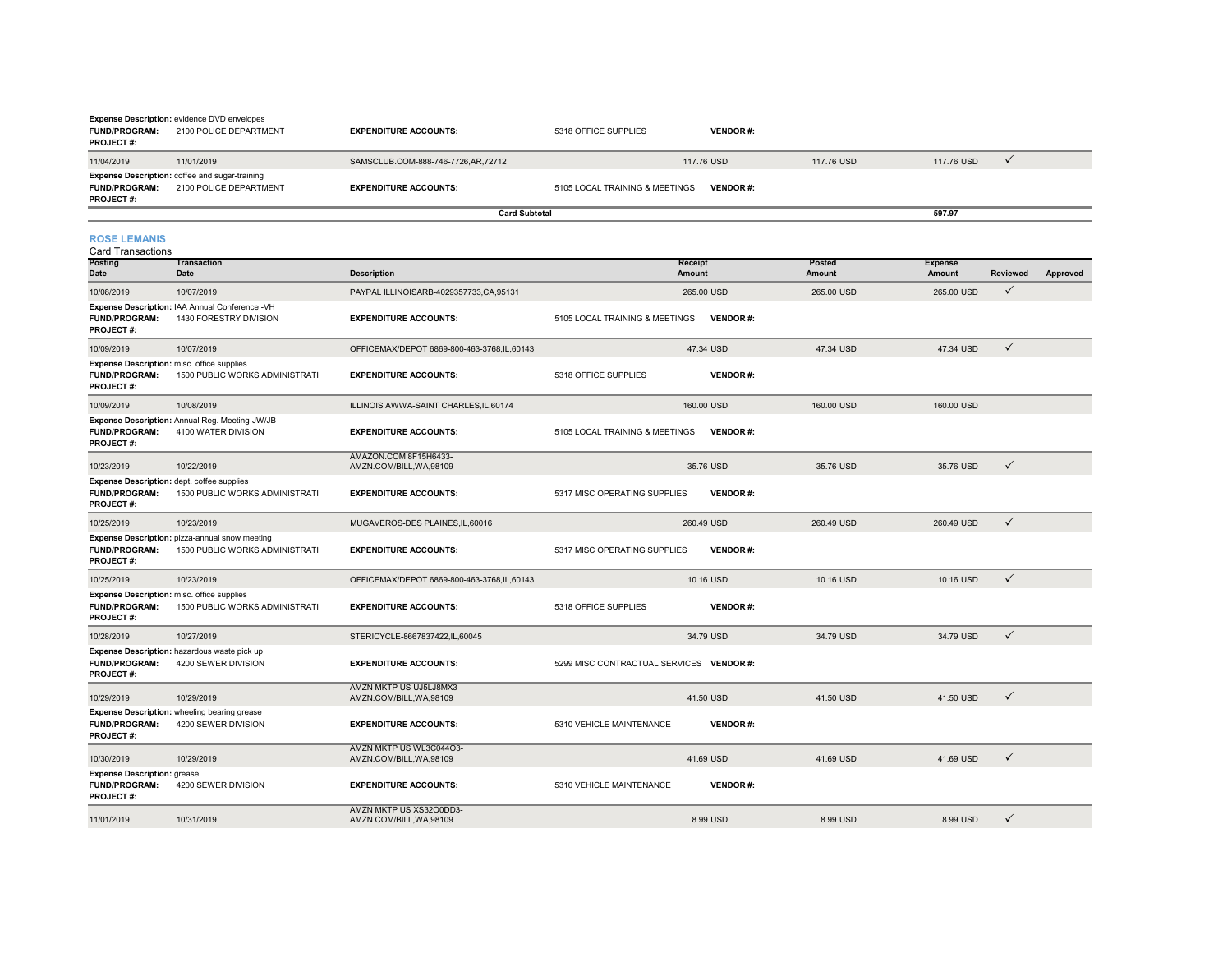**Expense Description:** evidence DVD envelopes
**FUND/PROGRAM:** 2100 POLICE DEPARTMENT **EXPENDITURE ACCOUNTS:** 5318 OFFICE SUPPLIES **VENDOR #:**
**PROJECT #:**

| Posting Date | Transaction Date | Description | Receipt Amount | Posted Amount | Expense Amount | Reviewed | Approved |
|---|---|---|---|---|---|---|---|
| 11/04/2019 | 11/01/2019 | SAMSCLUB.COM-888-746-7726,AR,72712 | 117.76 USD | 117.76 USD | 117.76 USD | ✓ | |

**Expense Description:** coffee and sugar-training
**FUND/PROGRAM:** 2100 POLICE DEPARTMENT **EXPENDITURE ACCOUNTS:** 5105 LOCAL TRAINING & MEETINGS **VENDOR #:**
**PROJECT #:**

**Card Subtotal** 597.97

## ROSE LEMANIS

Card Transactions

| Posting Date | Transaction Date | Description | Receipt Amount | Posted Amount | Expense Amount | Reviewed | Approved |
|---|---|---|---|---|---|---|---|
| 10/08/2019 | 10/07/2019 | PAYPAL ILLINOISARB-4029357733,CA,95131 | 265.00 USD | 265.00 USD | 265.00 USD | ✓ | |
| Expense Description: IAA Annual Conference -VH | FUND/PROGRAM: 1430 FORESTRY DIVISION | EXPENDITURE ACCOUNTS: 5105 LOCAL TRAINING & MEETINGS | VENDOR #: | PROJECT #: | | | |
| 10/09/2019 | 10/07/2019 | OFFICEMAX/DEPOT 6869-800-463-3768,IL,60143 | 47.34 USD | 47.34 USD | 47.34 USD | ✓ | |
| Expense Description: misc. office supplies | FUND/PROGRAM: 1500 PUBLIC WORKS ADMINISTRATI | EXPENDITURE ACCOUNTS: 5318 OFFICE SUPPLIES | VENDOR #: | PROJECT #: | | | |
| 10/09/2019 | 10/08/2019 | ILLINOIS AWWA-SAINT CHARLES,IL,60174 | 160.00 USD | 160.00 USD | 160.00 USD | | |
| Expense Description: Annual Reg. Meeting-JW/JB | FUND/PROGRAM: 4100 WATER DIVISION | EXPENDITURE ACCOUNTS: 5105 LOCAL TRAINING & MEETINGS | VENDOR #: | PROJECT #: | | | |
| 10/23/2019 | 10/22/2019 | AMAZON.COM 8F15H6433-AMZN.COM/BILL,WA,98109 | 35.76 USD | 35.76 USD | 35.76 USD | ✓ | |
| Expense Description: dept. coffee supplies | FUND/PROGRAM: 1500 PUBLIC WORKS ADMINISTRATI | EXPENDITURE ACCOUNTS: 5317 MISC OPERATING SUPPLIES | VENDOR #: | PROJECT #: | | | |
| 10/25/2019 | 10/23/2019 | MUGAVEROS-DES PLAINES,IL,60016 | 260.49 USD | 260.49 USD | 260.49 USD | ✓ | |
| Expense Description: pizza-annual snow meeting | FUND/PROGRAM: 1500 PUBLIC WORKS ADMINISTRATI | EXPENDITURE ACCOUNTS: 5317 MISC OPERATING SUPPLIES | VENDOR #: | PROJECT #: | | | |
| 10/25/2019 | 10/23/2019 | OFFICEMAX/DEPOT 6869-800-463-3768,IL,60143 | 10.16 USD | 10.16 USD | 10.16 USD | ✓ | |
| Expense Description: misc. office supplies | FUND/PROGRAM: 1500 PUBLIC WORKS ADMINISTRATI | EXPENDITURE ACCOUNTS: 5318 OFFICE SUPPLIES | VENDOR #: | PROJECT #: | | | |
| 10/28/2019 | 10/27/2019 | STERICYCLE-8667837422,IL,60045 | 34.79 USD | 34.79 USD | 34.79 USD | ✓ | |
| Expense Description: hazardous waste pick up | FUND/PROGRAM: 4200 SEWER DIVISION | EXPENDITURE ACCOUNTS: 5299 MISC CONTRACTUAL SERVICES | VENDOR #: | PROJECT #: | | | |
| 10/29/2019 | 10/29/2019 | AMZN MKTP US UJ5LJ8MX3-AMZN.COM/BILL,WA,98109 | 41.50 USD | 41.50 USD | 41.50 USD | ✓ | |
| Expense Description: wheeling bearing grease | FUND/PROGRAM: 4200 SEWER DIVISION | EXPENDITURE ACCOUNTS: 5310 VEHICLE MAINTENANCE | VENDOR #: | PROJECT #: | | | |
| 10/30/2019 | 10/29/2019 | AMZN MKTP US WL3C044O3-AMZN.COM/BILL,WA,98109 | 41.69 USD | 41.69 USD | 41.69 USD | ✓ | |
| Expense Description: grease | FUND/PROGRAM: 4200 SEWER DIVISION | EXPENDITURE ACCOUNTS: 5310 VEHICLE MAINTENANCE | VENDOR #: | PROJECT #: | | | |
| 11/01/2019 | 10/31/2019 | AMZN MKTP US XS32O0DD3-AMZN.COM/BILL,WA,98109 | 8.99 USD | 8.99 USD | 8.99 USD | ✓ | |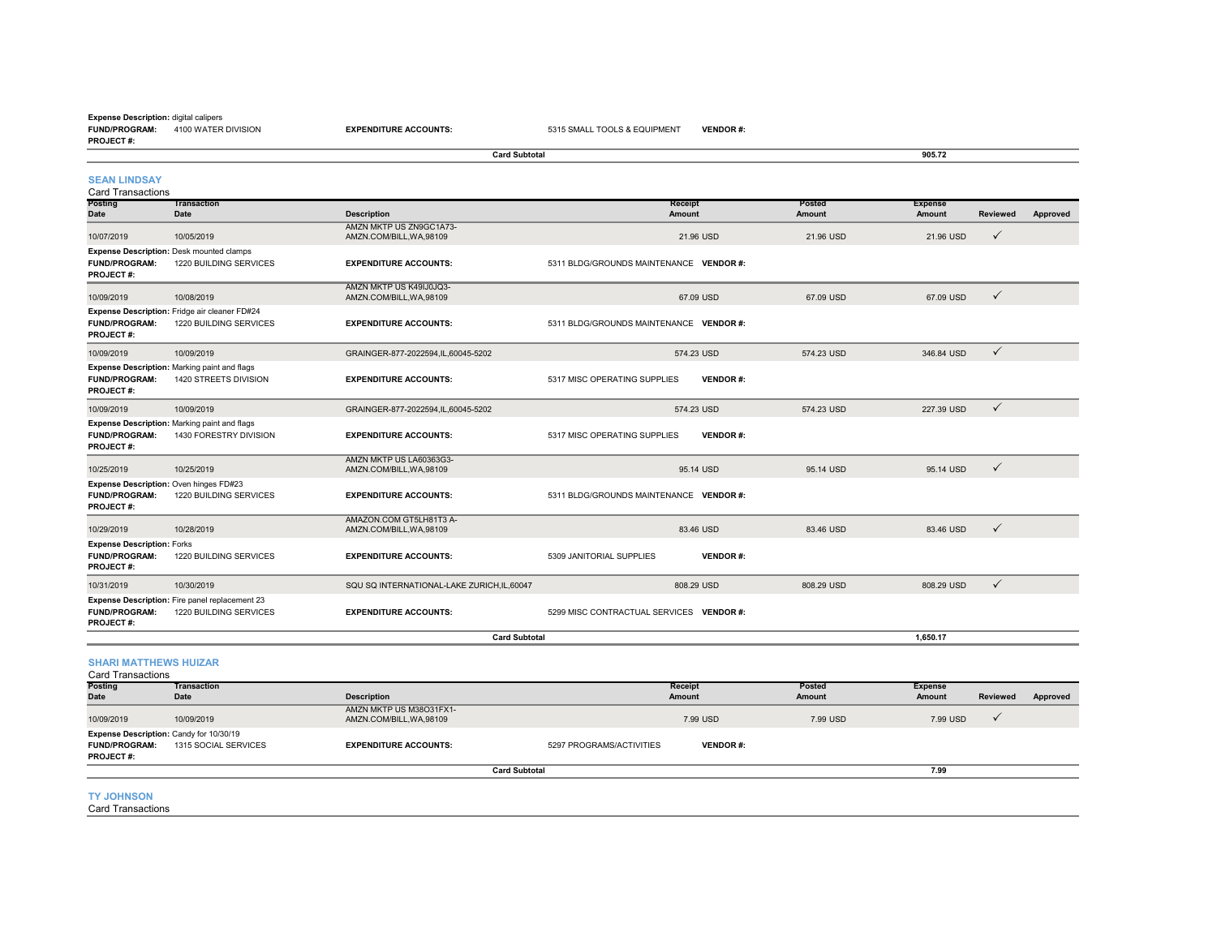**Expense Description:** digital calipers
**FUND/PROGRAM:** 4100 WATER DIVISION **EXPENDITURE ACCOUNTS:** 5315 SMALL TOOLS & EQUIPMENT **VENDOR #:**
**PROJECT #:**

**Card Subtotal** 905.72

## SEAN LINDSAY

Card Transactions

| Posting Date | Transaction Date | Description | Receipt Amount | Posted Amount | Expense Amount | Reviewed | Approved |
|---|---|---|---|---|---|---|---|
| 10/07/2019 | 10/05/2019 | AMZN MKTP US ZN9GC1A73- AMZN.COM/BILL,WA,98109 | 21.96 USD | 21.96 USD | 21.96 USD | ✓ | |
| **Expense Description:** Desk mounted clamps | | | | | | | |
| **FUND/PROGRAM:** 1220 BUILDING SERVICES | | **EXPENDITURE ACCOUNTS:** | 5311 BLDG/GROUNDS MAINTENANCE **VENDOR #:** | | | | |
| **PROJECT #:** | | | | | | | |
| 10/09/2019 | 10/08/2019 | AMZN MKTP US K49IJ0JQ3- AMZN.COM/BILL,WA,98109 | 67.09 USD | 67.09 USD | 67.09 USD | ✓ | |
| **Expense Description:** Fridge air cleaner FD#24 | | | | | | | |
| **FUND/PROGRAM:** 1220 BUILDING SERVICES | | **EXPENDITURE ACCOUNTS:** | 5311 BLDG/GROUNDS MAINTENANCE **VENDOR #:** | | | | |
| **PROJECT #:** | | | | | | | |
| 10/09/2019 | 10/09/2019 | GRAINGER-877-2022594,IL,60045-5202 | 574.23 USD | 574.23 USD | 346.84 USD | ✓ | |
| **Expense Description:** Marking paint and flags | | | | | | | |
| **FUND/PROGRAM:** 1420 STREETS DIVISION | | **EXPENDITURE ACCOUNTS:** | 5317 MISC OPERATING SUPPLIES **VENDOR #:** | | | | |
| **PROJECT #:** | | | | | | | |
| 10/09/2019 | 10/09/2019 | GRAINGER-877-2022594,IL,60045-5202 | 574.23 USD | 574.23 USD | 227.39 USD | ✓ | |
| **Expense Description:** Marking paint and flags | | | | | | | |
| **FUND/PROGRAM:** 1430 FORESTRY DIVISION | | **EXPENDITURE ACCOUNTS:** | 5317 MISC OPERATING SUPPLIES **VENDOR #:** | | | | |
| **PROJECT #:** | | | | | | | |
| 10/25/2019 | 10/25/2019 | AMZN MKTP US LA60363G3- AMZN.COM/BILL,WA,98109 | 95.14 USD | 95.14 USD | 95.14 USD | ✓ | |
| **Expense Description:** Oven hinges FD#23 | | | | | | | |
| **FUND/PROGRAM:** 1220 BUILDING SERVICES | | **EXPENDITURE ACCOUNTS:** | 5311 BLDG/GROUNDS MAINTENANCE **VENDOR #:** | | | | |
| **PROJECT #:** | | | | | | | |
| 10/29/2019 | 10/28/2019 | AMAZON.COM GT5LH81T3 A- AMZN.COM/BILL,WA,98109 | 83.46 USD | 83.46 USD | 83.46 USD | ✓ | |
| **Expense Description:** Forks | | | | | | | |
| **FUND/PROGRAM:** 1220 BUILDING SERVICES | | **EXPENDITURE ACCOUNTS:** | 5309 JANITORIAL SUPPLIES **VENDOR #:** | | | | |
| **PROJECT #:** | | | | | | | |
| 10/31/2019 | 10/30/2019 | SQU SQ INTERNATIONAL-LAKE ZURICH,IL,60047 | 808.29 USD | 808.29 USD | 808.29 USD | ✓ | |
| **Expense Description:** Fire panel replacement 23 | | | | | | | |
| **FUND/PROGRAM:** 1220 BUILDING SERVICES | | **EXPENDITURE ACCOUNTS:** | 5299 MISC CONTRACTUAL SERVICES **VENDOR #:** | | | | |
| **PROJECT #:** | | | | | | | |
| | | **Card Subtotal** | | | 1,650.17 | | |

## SHARI MATTHEWS HUIZAR

Card Transactions

| Posting Date | Transaction Date | Description | Receipt Amount | Posted Amount | Expense Amount | Reviewed | Approved |
|---|---|---|---|---|---|---|---|
| 10/09/2019 | 10/09/2019 | AMZN MKTP US M38O31FX1- AMZN.COM/BILL,WA,98109 | 7.99 USD | 7.99 USD | 7.99 USD | ✓ | |
| **Expense Description:** Candy for 10/30/19 | | | | | | | |
| **FUND/PROGRAM:** 1315 SOCIAL SERVICES | | **EXPENDITURE ACCOUNTS:** | 5297 PROGRAMS/ACTIVITIES **VENDOR #:** | | | | |
| **PROJECT #:** | | | | | | | |
| | | **Card Subtotal** | | | 7.99 | | |

## TY JOHNSON

Card Transactions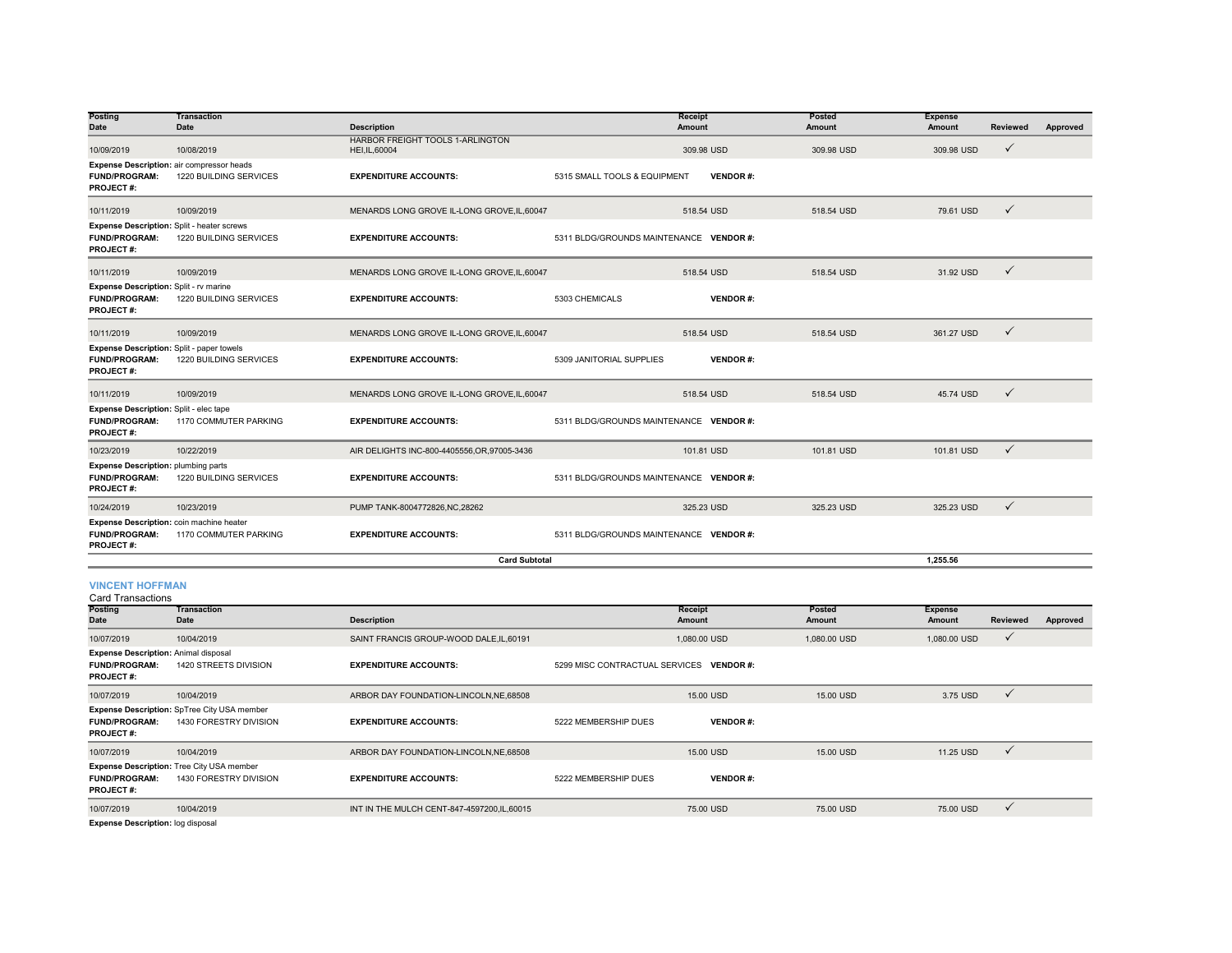| Posting Date | Transaction Date | Description | Receipt Amount | Posted Amount | Expense Amount | Reviewed | Approved |
|---|---|---|---|---|---|---|---|
| 10/09/2019 | 10/08/2019 | HARBOR FREIGHT TOOLS 1-ARLINGTON HEI,IL,60004 | 309.98 USD | 309.98 USD | 309.98 USD | ✓ | |
| **Expense Description:** air compressor heads | | | | | | | |
| **FUND/PROGRAM:** | 1220 BUILDING SERVICES | **EXPENDITURE ACCOUNTS:** | 5315 SMALL TOOLS & EQUIPMENT | **VENDOR #:** | | | |
| **PROJECT #:** | | | | | | | |
| 10/11/2019 | 10/09/2019 | MENARDS LONG GROVE IL-LONG GROVE,IL,60047 | 518.54 USD | 518.54 USD | 79.61 USD | ✓ | |
| **Expense Description:** Split - heater screws | | | | | | | |
| **FUND/PROGRAM:** | 1220 BUILDING SERVICES | **EXPENDITURE ACCOUNTS:** | 5311 BLDG/GROUNDS MAINTENANCE | **VENDOR #:** | | | |
| **PROJECT #:** | | | | | | | |
| 10/11/2019 | 10/09/2019 | MENARDS LONG GROVE IL-LONG GROVE,IL,60047 | 518.54 USD | 518.54 USD | 31.92 USD | ✓ | |
| **Expense Description:** Split - rv marine | | | | | | | |
| **FUND/PROGRAM:** | 1220 BUILDING SERVICES | **EXPENDITURE ACCOUNTS:** | 5303 CHEMICALS | **VENDOR #:** | | | |
| **PROJECT #:** | | | | | | | |
| 10/11/2019 | 10/09/2019 | MENARDS LONG GROVE IL-LONG GROVE,IL,60047 | 518.54 USD | 518.54 USD | 361.27 USD | ✓ | |
| **Expense Description:** Split - paper towels | | | | | | | |
| **FUND/PROGRAM:** | 1220 BUILDING SERVICES | **EXPENDITURE ACCOUNTS:** | 5309 JANITORIAL SUPPLIES | **VENDOR #:** | | | |
| **PROJECT #:** | | | | | | | |
| 10/11/2019 | 10/09/2019 | MENARDS LONG GROVE IL-LONG GROVE,IL,60047 | 518.54 USD | 518.54 USD | 45.74 USD | ✓ | |
| **Expense Description:** Split - elec tape | | | | | | | |
| **FUND/PROGRAM:** | 1170 COMMUTER PARKING | **EXPENDITURE ACCOUNTS:** | 5311 BLDG/GROUNDS MAINTENANCE | **VENDOR #:** | | | |
| **PROJECT #:** | | | | | | | |
| 10/23/2019 | 10/22/2019 | AIR DELIGHTS INC-800-4405556,OR,97005-3436 | 101.81 USD | 101.81 USD | 101.81 USD | ✓ | |
| **Expense Description:** plumbing parts | | | | | | | |
| **FUND/PROGRAM:** | 1220 BUILDING SERVICES | **EXPENDITURE ACCOUNTS:** | 5311 BLDG/GROUNDS MAINTENANCE | **VENDOR #:** | | | |
| **PROJECT #:** | | | | | | | |
| 10/24/2019 | 10/23/2019 | PUMP TANK-8004772826,NC,28262 | 325.23 USD | 325.23 USD | 325.23 USD | ✓ | |
| **Expense Description:** coin machine heater | | | | | | | |
| **FUND/PROGRAM:** | 1170 COMMUTER PARKING | **EXPENDITURE ACCOUNTS:** | 5311 BLDG/GROUNDS MAINTENANCE | **VENDOR #:** | | | |
| **PROJECT #:** | | | | | | | |
| | | **Card Subtotal** | | | **1,255.56** | | |

## VINCENT HOFFMAN

Card Transactions

| Posting Date | Transaction Date | Description | Receipt Amount | Posted Amount | Expense Amount | Reviewed | Approved |
|---|---|---|---|---|---|---|---|
| 10/07/2019 | 10/04/2019 | SAINT FRANCIS GROUP-WOOD DALE,IL,60191 | 1,080.00 USD | 1,080.00 USD | 1,080.00 USD | ✓ | |
| **Expense Description:** Animal disposal | | | | | | | |
| **FUND/PROGRAM:** | 1420 STREETS DIVISION | **EXPENDITURE ACCOUNTS:** | 5299 MISC CONTRACTUAL SERVICES | **VENDOR #:** | | | |
| **PROJECT #:** | | | | | | | |
| 10/07/2019 | 10/04/2019 | ARBOR DAY FOUNDATION-LINCOLN,NE,68508 | 15.00 USD | 15.00 USD | 3.75 USD | ✓ | |
| **Expense Description:** SpTree City USA member | | | | | | | |
| **FUND/PROGRAM:** | 1430 FORESTRY DIVISION | **EXPENDITURE ACCOUNTS:** | 5222 MEMBERSHIP DUES | **VENDOR #:** | | | |
| **PROJECT #:** | | | | | | | |
| 10/07/2019 | 10/04/2019 | ARBOR DAY FOUNDATION-LINCOLN,NE,68508 | 15.00 USD | 15.00 USD | 11.25 USD | ✓ | |
| **Expense Description:** Tree City USA member | | | | | | | |
| **FUND/PROGRAM:** | 1430 FORESTRY DIVISION | **EXPENDITURE ACCOUNTS:** | 5222 MEMBERSHIP DUES | **VENDOR #:** | | | |
| **PROJECT #:** | | | | | | | |
| 10/07/2019 | 10/04/2019 | INT IN THE MULCH CENT-847-4597200,IL,60015 | 75.00 USD | 75.00 USD | 75.00 USD | ✓ | |
| **Expense Description:** log disposal | | | | | | | |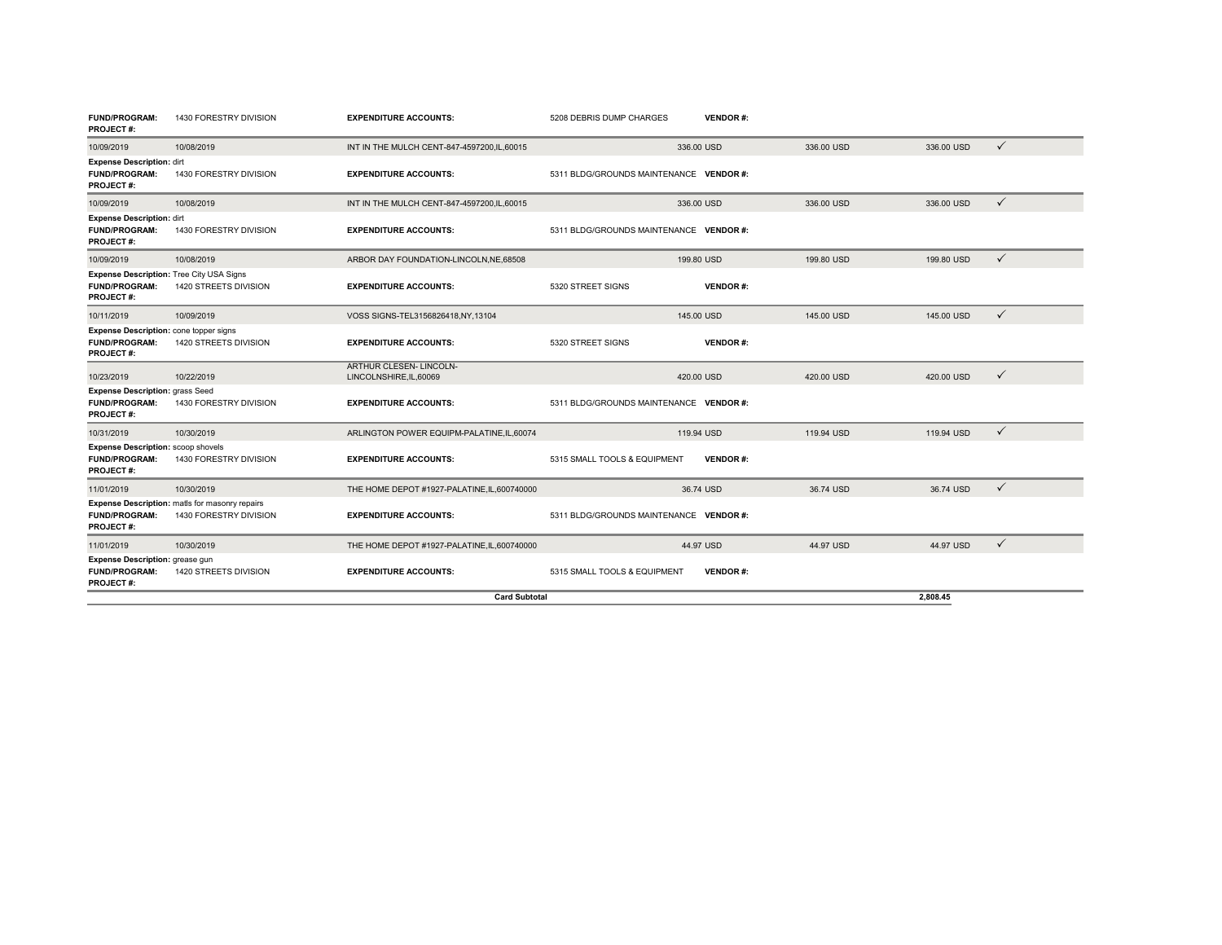| | | | | | | | |
|---|---|---|---|---|---|---|---|
| **FUND/PROGRAM:** | 1430 FORESTRY DIVISION | **EXPENDITURE ACCOUNTS:** | 5208 DEBRIS DUMP CHARGES | **VENDOR #:** | | | |
| **PROJECT #:** | | | | | | | |
| 10/09/2019 | 10/08/2019 | INT IN THE MULCH CENT-847-4597200,IL,60015 | 336.00 USD | | 336.00 USD | 336.00 USD | ✓ |
| **Expense Description:** dirt | | | | | | | |
| **FUND/PROGRAM:** | 1430 FORESTRY DIVISION | **EXPENDITURE ACCOUNTS:** | 5311 BLDG/GROUNDS MAINTENANCE | **VENDOR #:** | | | |
| **PROJECT #:** | | | | | | | |
| 10/09/2019 | 10/08/2019 | INT IN THE MULCH CENT-847-4597200,IL,60015 | 336.00 USD | | 336.00 USD | 336.00 USD | ✓ |
| **Expense Description:** dirt | | | | | | | |
| **FUND/PROGRAM:** | 1430 FORESTRY DIVISION | **EXPENDITURE ACCOUNTS:** | 5311 BLDG/GROUNDS MAINTENANCE | **VENDOR #:** | | | |
| **PROJECT #:** | | | | | | | |
| 10/09/2019 | 10/08/2019 | ARBOR DAY FOUNDATION-LINCOLN,NE,68508 | 199.80 USD | | 199.80 USD | 199.80 USD | ✓ |
| **Expense Description:** Tree City USA Signs | | | | | | | |
| **FUND/PROGRAM:** | 1420 STREETS DIVISION | **EXPENDITURE ACCOUNTS:** | 5320 STREET SIGNS | **VENDOR #:** | | | |
| **PROJECT #:** | | | | | | | |
| 10/11/2019 | 10/09/2019 | VOSS SIGNS-TEL3156826418,NY,13104 | 145.00 USD | | 145.00 USD | 145.00 USD | ✓ |
| **Expense Description:** cone topper signs | | | | | | | |
| **FUND/PROGRAM:** | 1420 STREETS DIVISION | **EXPENDITURE ACCOUNTS:** | 5320 STREET SIGNS | **VENDOR #:** | | | |
| **PROJECT #:** | | | | | | | |
| 10/23/2019 | 10/22/2019 | ARTHUR CLESEN- LINCOLN-LINCOLNSHIRE,IL,60069 | 420.00 USD | | 420.00 USD | 420.00 USD | ✓ |
| **Expense Description:** grass Seed | | | | | | | |
| **FUND/PROGRAM:** | 1430 FORESTRY DIVISION | **EXPENDITURE ACCOUNTS:** | 5311 BLDG/GROUNDS MAINTENANCE | **VENDOR #:** | | | |
| **PROJECT #:** | | | | | | | |
| 10/31/2019 | 10/30/2019 | ARLINGTON POWER EQUIPM-PALATINE,IL,60074 | 119.94 USD | | 119.94 USD | 119.94 USD | ✓ |
| **Expense Description:** scoop shovels | | | | | | | |
| **FUND/PROGRAM:** | 1430 FORESTRY DIVISION | **EXPENDITURE ACCOUNTS:** | 5315 SMALL TOOLS & EQUIPMENT | **VENDOR #:** | | | |
| **PROJECT #:** | | | | | | | |
| 11/01/2019 | 10/30/2019 | THE HOME DEPOT #1927-PALATINE,IL,600740000 | 36.74 USD | | 36.74 USD | 36.74 USD | ✓ |
| **Expense Description:** matls for masonry repairs | | | | | | | |
| **FUND/PROGRAM:** | 1430 FORESTRY DIVISION | **EXPENDITURE ACCOUNTS:** | 5311 BLDG/GROUNDS MAINTENANCE | **VENDOR #:** | | | |
| **PROJECT #:** | | | | | | | |
| 11/01/2019 | 10/30/2019 | THE HOME DEPOT #1927-PALATINE,IL,600740000 | 44.97 USD | | 44.97 USD | 44.97 USD | ✓ |
| **Expense Description:** grease gun | | | | | | | |
| **FUND/PROGRAM:** | 1420 STREETS DIVISION | **EXPENDITURE ACCOUNTS:** | 5315 SMALL TOOLS & EQUIPMENT | **VENDOR #:** | | | |
| **PROJECT #:** | | | | | | | |
| | | **Card Subtotal** | | | | 2,808.45 | |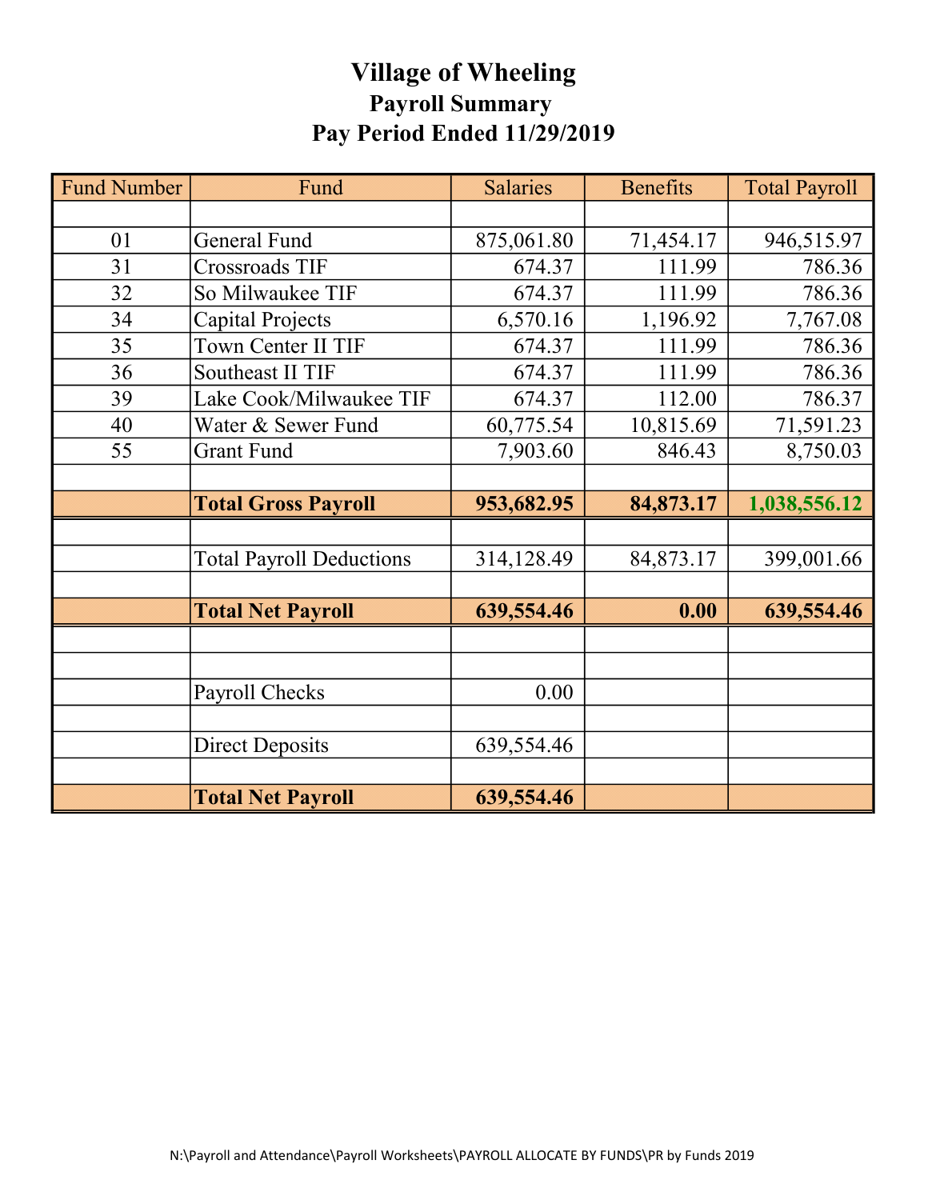# Village of Wheeling
## Payroll Summary
## Pay Period Ended 11/29/2019

| Fund Number | Fund | Salaries | Benefits | Total Payroll |
|---|---|---|---|---|
| | | | | |
| 01 | General Fund | 875,061.80 | 71,454.17 | 946,515.97 |
| 31 | Crossroads TIF | 674.37 | 111.99 | 786.36 |
| 32 | So Milwaukee TIF | 674.37 | 111.99 | 786.36 |
| 34 | Capital Projects | 6,570.16 | 1,196.92 | 7,767.08 |
| 35 | Town Center II TIF | 674.37 | 111.99 | 786.36 |
| 36 | Southeast II TIF | 674.37 | 111.99 | 786.36 |
| 39 | Lake Cook/Milwaukee TIF | 674.37 | 112.00 | 786.37 |
| 40 | Water & Sewer Fund | 60,775.54 | 10,815.69 | 71,591.23 |
| 55 | Grant Fund | 7,903.60 | 846.43 | 8,750.03 |
| | | | | |
| | **Total Gross Payroll** | **953,682.95** | **84,873.17** | **1,038,556.12** |
| | | | | |
| | Total Payroll Deductions | 314,128.49 | 84,873.17 | 399,001.66 |
| | | | | |
| | **Total Net Payroll** | **639,554.46** | **0.00** | **639,554.46** |
| | | | | |
| | | | | |
| | Payroll Checks | 0.00 | | |
| | | | | |
| | Direct Deposits | 639,554.46 | | |
| | | | | |
| | **Total Net Payroll** | **639,554.46** | | |

N:\Payroll and Attendance\Payroll Worksheets\PAYROLL ALLOCATE BY FUNDS\PR by Funds 2019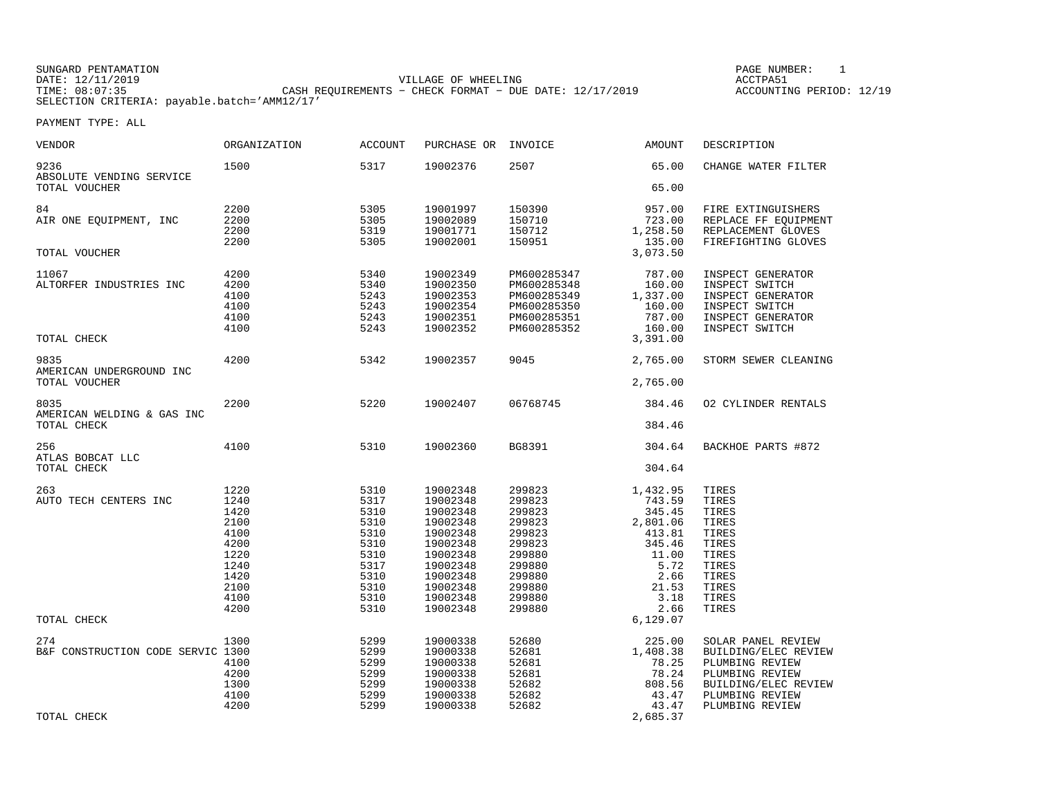SUNGARD PENTAMATION
DATE: 12/11/2019
TIME: 08:07:35
SELECTION CRITERIA: payable.batch='AMM12/17'

VILLAGE OF WHEELING
CASH REQUIREMENTS - CHECK FORMAT - DUE DATE: 12/17/2019

PAGE NUMBER: 1
ACCTPA51
ACCOUNTING PERIOD: 12/19

PAYMENT TYPE: ALL

| VENDOR | ORGANIZATION | ACCOUNT | PURCHASE OR | INVOICE | AMOUNT | DESCRIPTION |
|---|---|---|---|---|---|---|
| 9236 | 1500 | 5317 | 19002376 | 2507 | 65.00 | CHANGE WATER FILTER |
| ABSOLUTE VENDING SERVICE | | | | | | |
| TOTAL VOUCHER | | | | | 65.00 | |
| 84 | 2200 | 5305 | 19001997 | 150390 | 957.00 | FIRE EXTINGUISHERS |
| AIR ONE EQUIPMENT, INC | 2200 | 5305 | 19002089 | 150710 | 723.00 | REPLACE FF EQUIPMENT |
| | 2200 | 5319 | 19001771 | 150712 | 1,258.50 | REPLACEMENT GLOVES |
| | 2200 | 5305 | 19002001 | 150951 | 135.00 | FIREFIGHTING GLOVES |
| TOTAL VOUCHER | | | | | 3,073.50 | |
| 11067 | 4200 | 5340 | 19002349 | PM600285347 | 787.00 | INSPECT GENERATOR |
| ALTORFER INDUSTRIES INC | 4200 | 5340 | 19002350 | PM600285348 | 160.00 | INSPECT SWITCH |
| | 4100 | 5243 | 19002353 | PM600285349 | 1,337.00 | INSPECT GENERATOR |
| | 4100 | 5243 | 19002354 | PM600285350 | 160.00 | INSPECT SWITCH |
| | 4100 | 5243 | 19002351 | PM600285351 | 787.00 | INSPECT GENERATOR |
| | 4100 | 5243 | 19002352 | PM600285352 | 160.00 | INSPECT SWITCH |
| TOTAL CHECK | | | | | 3,391.00 | |
| 9835 | 4200 | 5342 | 19002357 | 9045 | 2,765.00 | STORM SEWER CLEANING |
| AMERICAN UNDERGROUND INC | | | | | | |
| TOTAL VOUCHER | | | | | 2,765.00 | |
| 8035 | 2200 | 5220 | 19002407 | 06768745 | 384.46 | O2 CYLINDER RENTALS |
| AMERICAN WELDING & GAS INC | | | | | | |
| TOTAL CHECK | | | | | 384.46 | |
| 256 | 4100 | 5310 | 19002360 | BG8391 | 304.64 | BACKHOE PARTS #872 |
| ATLAS BOBCAT LLC | | | | | | |
| TOTAL CHECK | | | | | 304.64 | |
| 263 | 1220 | 5310 | 19002348 | 299823 | 1,432.95 | TIRES |
| AUTO TECH CENTERS INC | 1240 | 5317 | 19002348 | 299823 | 743.59 | TIRES |
| | 1420 | 5310 | 19002348 | 299823 | 345.45 | TIRES |
| | 2100 | 5310 | 19002348 | 299823 | 2,801.06 | TIRES |
| | 4100 | 5310 | 19002348 | 299823 | 413.81 | TIRES |
| | 4200 | 5310 | 19002348 | 299823 | 345.46 | TIRES |
| | 1220 | 5310 | 19002348 | 299880 | 11.00 | TIRES |
| | 1240 | 5317 | 19002348 | 299880 | 5.72 | TIRES |
| | 1420 | 5310 | 19002348 | 299880 | 2.66 | TIRES |
| | 2100 | 5310 | 19002348 | 299880 | 21.53 | TIRES |
| | 4100 | 5310 | 19002348 | 299880 | 3.18 | TIRES |
| | 4200 | 5310 | 19002348 | 299880 | 2.66 | TIRES |
| TOTAL CHECK | | | | | 6,129.07 | |
| 274 | 1300 | 5299 | 19000338 | 52680 | 225.00 | SOLAR PANEL REVIEW |
| B&F CONSTRUCTION CODE SERVIC | 1300 | 5299 | 19000338 | 52681 | 1,408.38 | BUILDING/ELEC REVIEW |
| | 4100 | 5299 | 19000338 | 52681 | 78.25 | PLUMBING REVIEW |
| | 4200 | 5299 | 19000338 | 52681 | 78.24 | PLUMBING REVIEW |
| | 1300 | 5299 | 19000338 | 52682 | 808.56 | BUILDING/ELEC REVIEW |
| | 4100 | 5299 | 19000338 | 52682 | 43.47 | PLUMBING REVIEW |
| | 4200 | 5299 | 19000338 | 52682 | 43.47 | PLUMBING REVIEW |
| TOTAL CHECK | | | | | 2,685.37 | |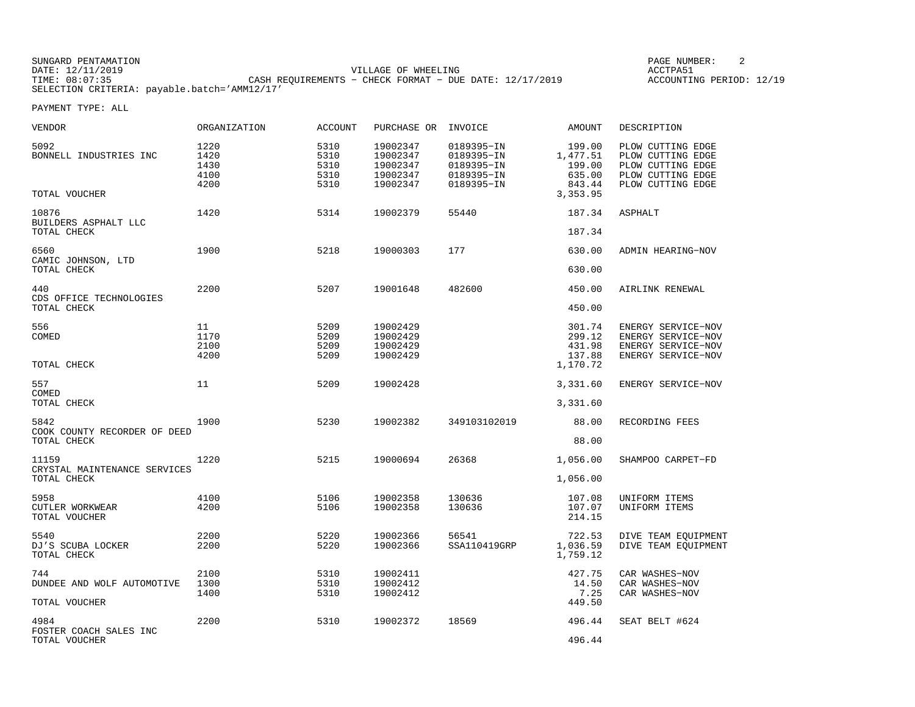SUNGARD PENTAMATION
DATE: 12/11/2019
TIME: 08:07:35
SELECTION CRITERIA: payable.batch='AMM12/17'

VILLAGE OF WHEELING
CASH REQUIREMENTS - CHECK FORMAT - DUE DATE: 12/17/2019

ACCTPA51
ACCOUNTING PERIOD: 12/19

PAYMENT TYPE: ALL

| VENDOR | ORGANIZATION | ACCOUNT | PURCHASE OR | INVOICE | AMOUNT | DESCRIPTION |
|---|---|---|---|---|---|---|
| 5092 | 1220 | 5310 | 19002347 | 0189395-IN | 199.00 | PLOW CUTTING EDGE |
| BONNELL INDUSTRIES INC | 1420 | 5310 | 19002347 | 0189395-IN | 1,477.51 | PLOW CUTTING EDGE |
| | 1430 | 5310 | 19002347 | 0189395-IN | 199.00 | PLOW CUTTING EDGE |
| | 4100 | 5310 | 19002347 | 0189395-IN | 635.00 | PLOW CUTTING EDGE |
| | 4200 | 5310 | 19002347 | 0189395-IN | 843.44 | PLOW CUTTING EDGE |
| TOTAL VOUCHER | | | | | 3,353.95 | |
| 10876 | 1420 | 5314 | 19002379 | 55440 | 187.34 | ASPHALT |
| BUILDERS ASPHALT LLC | | | | | | |
| TOTAL CHECK | | | | | 187.34 | |
| 6560 | 1900 | 5218 | 19000303 | 177 | 630.00 | ADMIN HEARING-NOV |
| CAMIC JOHNSON, LTD | | | | | | |
| TOTAL CHECK | | | | | 630.00 | |
| 440 | 2200 | 5207 | 19001648 | 482600 | 450.00 | AIRLINK RENEWAL |
| CDS OFFICE TECHNOLOGIES | | | | | | |
| TOTAL CHECK | | | | | 450.00 | |
| 556 | 11 | 5209 | 19002429 | | 301.74 | ENERGY SERVICE-NOV |
| COMED | 1170 | 5209 | 19002429 | | 299.12 | ENERGY SERVICE-NOV |
| | 2100 | 5209 | 19002429 | | 431.98 | ENERGY SERVICE-NOV |
| | 4200 | 5209 | 19002429 | | 137.88 | ENERGY SERVICE-NOV |
| TOTAL CHECK | | | | | 1,170.72 | |
| 557 | 11 | 5209 | 19002428 | | 3,331.60 | ENERGY SERVICE-NOV |
| COMED | | | | | | |
| TOTAL CHECK | | | | | 3,331.60 | |
| 5842 | 1900 | 5230 | 19002382 | 349103102019 | 88.00 | RECORDING FEES |
| COOK COUNTY RECORDER OF DEED | | | | | | |
| TOTAL CHECK | | | | | 88.00 | |
| 11159 | 1220 | 5215 | 19000694 | 26368 | 1,056.00 | SHAMPOO CARPET-FD |
| CRYSTAL MAINTENANCE SERVICES | | | | | | |
| TOTAL CHECK | | | | | 1,056.00 | |
| 5958 | 4100 | 5106 | 19002358 | 130636 | 107.08 | UNIFORM ITEMS |
| CUTLER WORKWEAR | 4200 | 5106 | 19002358 | 130636 | 107.07 | UNIFORM ITEMS |
| TOTAL VOUCHER | | | | | 214.15 | |
| 5540 | 2200 | 5220 | 19002366 | 56541 | 722.53 | DIVE TEAM EQUIPMENT |
| DJ'S SCUBA LOCKER | 2200 | 5220 | 19002366 | SSA110419GRP | 1,036.59 | DIVE TEAM EQUIPMENT |
| TOTAL CHECK | | | | | 1,759.12 | |
| 744 | 2100 | 5310 | 19002411 | | 427.75 | CAR WASHES-NOV |
| DUNDEE AND WOLF AUTOMOTIVE | 1300 | 5310 | 19002412 | | 14.50 | CAR WASHES-NOV |
| | 1400 | 5310 | 19002412 | | 7.25 | CAR WASHES-NOV |
| TOTAL VOUCHER | | | | | 449.50 | |
| 4984 | 2200 | 5310 | 19002372 | 18569 | 496.44 | SEAT BELT #624 |
| FOSTER COACH SALES INC | | | | | | |
| TOTAL VOUCHER | | | | | 496.44 | |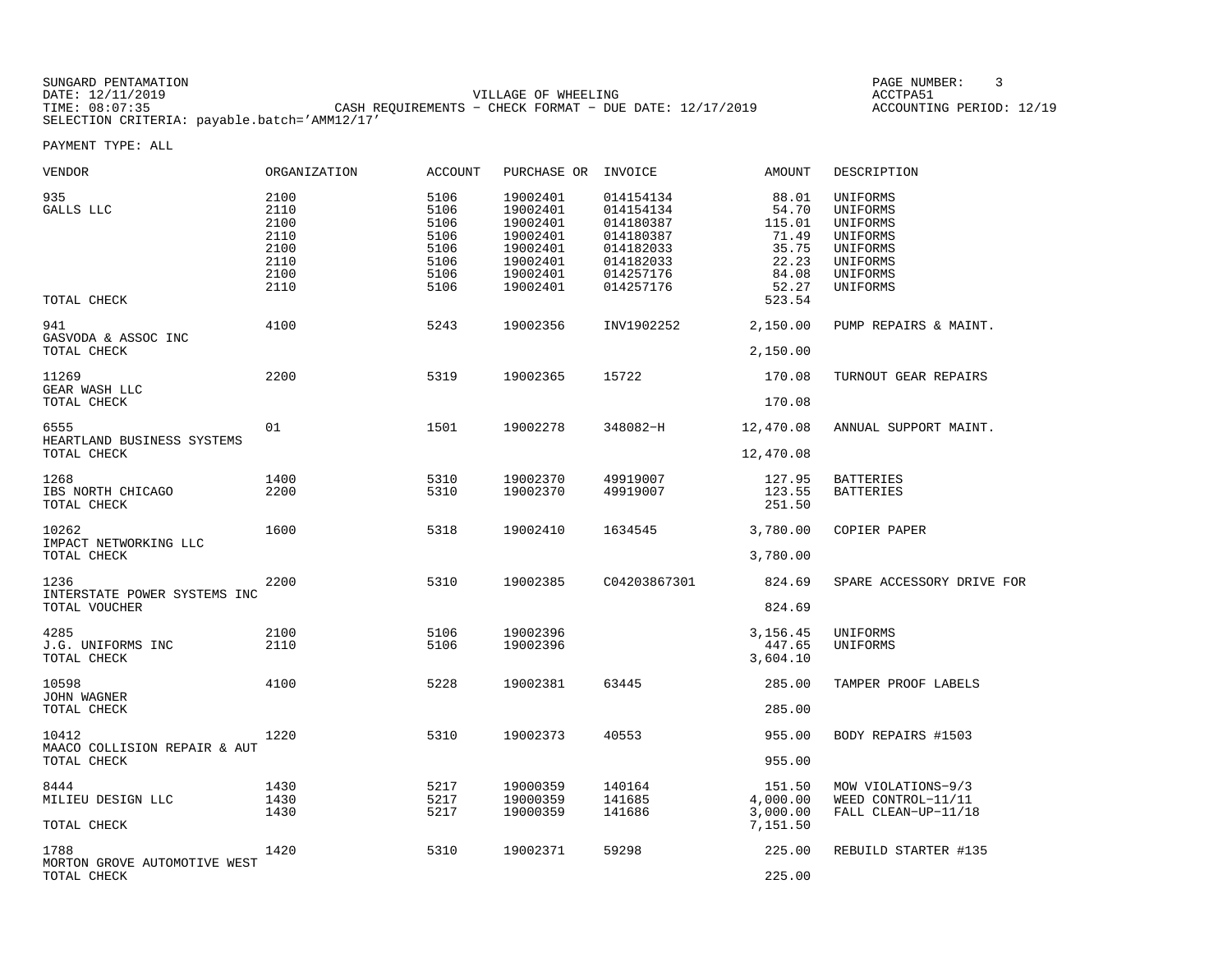SUNGARD PENTAMATION
DATE: 12/11/2019
TIME: 08:07:35
SELECTION CRITERIA: payable.batch='AMM12/17'

VILLAGE OF WHEELING
CASH REQUIREMENTS - CHECK FORMAT - DUE DATE: 12/17/2019

PAGE NUMBER: 3
ACCTPA51
ACCOUNTING PERIOD: 12/19

PAYMENT TYPE: ALL

| VENDOR | ORGANIZATION | ACCOUNT | PURCHASE OR | INVOICE | AMOUNT | DESCRIPTION |
|---|---|---|---|---|---|---|
| 935 | 2100 | 5106 | 19002401 | 014154134 | 88.01 | UNIFORMS |
| GALLS LLC | 2110 | 5106 | 19002401 | 014154134 | 54.70 | UNIFORMS |
| | 2100 | 5106 | 19002401 | 014180387 | 115.01 | UNIFORMS |
| | 2110 | 5106 | 19002401 | 014180387 | 71.49 | UNIFORMS |
| | 2100 | 5106 | 19002401 | 014182033 | 35.75 | UNIFORMS |
| | 2110 | 5106 | 19002401 | 014182033 | 22.23 | UNIFORMS |
| | 2100 | 5106 | 19002401 | 014257176 | 84.08 | UNIFORMS |
| | 2110 | 5106 | 19002401 | 014257176 | 52.27 | UNIFORMS |
| TOTAL CHECK | | | | | 523.54 | |
| 941 | 4100 | 5243 | 19002356 | INV1902252 | 2,150.00 | PUMP REPAIRS & MAINT. |
| GASVODA & ASSOC INC | | | | | | |
| TOTAL CHECK | | | | | 2,150.00 | |
| 11269 | 2200 | 5319 | 19002365 | 15722 | 170.08 | TURNOUT GEAR REPAIRS |
| GEAR WASH LLC | | | | | | |
| TOTAL CHECK | | | | | 170.08 | |
| 6555 | 01 | 1501 | 19002278 | 348082-H | 12,470.08 | ANNUAL SUPPORT MAINT. |
| HEARTLAND BUSINESS SYSTEMS | | | | | | |
| TOTAL CHECK | | | | | 12,470.08 | |
| 1268 | 1400 | 5310 | 19002370 | 49919007 | 127.95 | BATTERIES |
| IBS NORTH CHICAGO | 2200 | 5310 | 19002370 | 49919007 | 123.55 | BATTERIES |
| TOTAL CHECK | | | | | 251.50 | |
| 10262 | 1600 | 5318 | 19002410 | 1634545 | 3,780.00 | COPIER PAPER |
| IMPACT NETWORKING LLC | | | | | | |
| TOTAL CHECK | | | | | 3,780.00 | |
| 1236 | 2200 | 5310 | 19002385 | C04203867301 | 824.69 | SPARE ACCESSORY DRIVE FOR |
| INTERSTATE POWER SYSTEMS INC | | | | | | |
| TOTAL VOUCHER | | | | | 824.69 | |
| 4285 | 2100 | 5106 | 19002396 | | 3,156.45 | UNIFORMS |
| J.G. UNIFORMS INC | 2110 | 5106 | 19002396 | | 447.65 | UNIFORMS |
| TOTAL CHECK | | | | | 3,604.10 | |
| 10598 | 4100 | 5228 | 19002381 | 63445 | 285.00 | TAMPER PROOF LABELS |
| JOHN WAGNER | | | | | | |
| TOTAL CHECK | | | | | 285.00 | |
| 10412 | 1220 | 5310 | 19002373 | 40553 | 955.00 | BODY REPAIRS #1503 |
| MAACO COLLISION REPAIR & AUT | | | | | | |
| TOTAL CHECK | | | | | 955.00 | |
| 8444 | 1430 | 5217 | 19000359 | 140164 | 151.50 | MOW VIOLATIONS-9/3 |
| MILIEU DESIGN LLC | 1430 | 5217 | 19000359 | 141685 | 4,000.00 | WEED CONTROL-11/11 |
| | 1430 | 5217 | 19000359 | 141686 | 3,000.00 | FALL CLEAN-UP-11/18 |
| TOTAL CHECK | | | | | 7,151.50 | |
| 1788 | 1420 | 5310 | 19002371 | 59298 | 225.00 | REBUILD STARTER #135 |
| MORTON GROVE AUTOMOTIVE WEST | | | | | | |
| TOTAL CHECK | | | | | 225.00 | |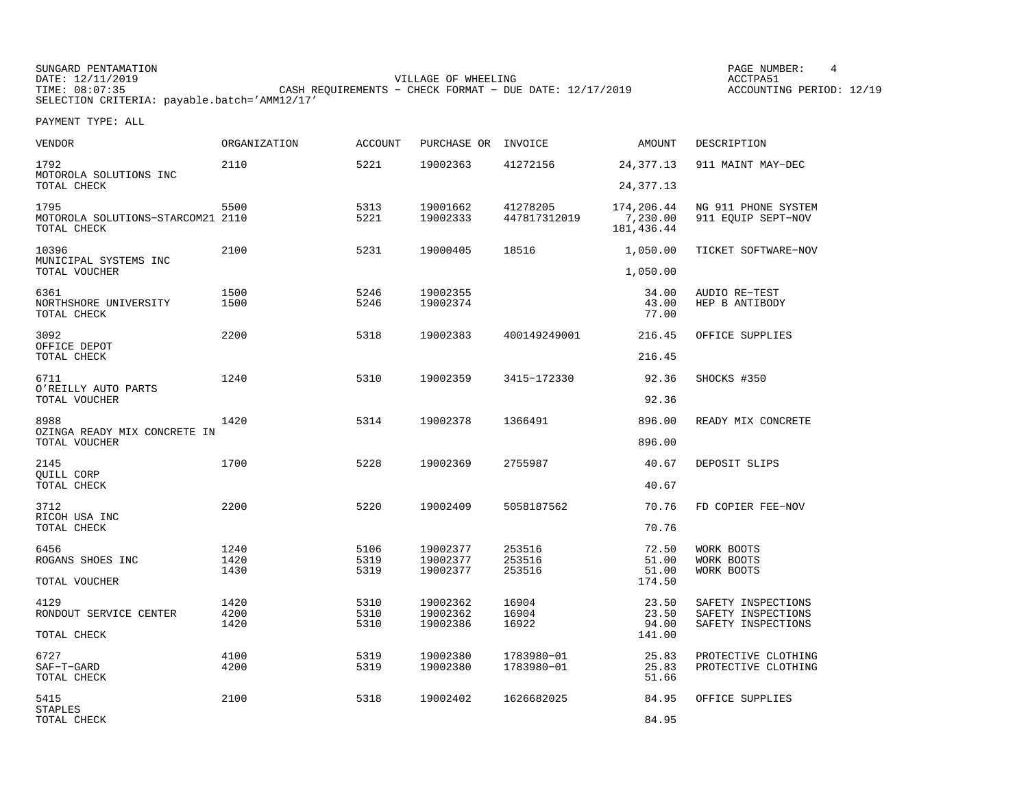SUNGARD PENTAMATION
DATE: 12/11/2019
TIME: 08:07:35
SELECTION CRITERIA: payable.batch='AMM12/17'

VILLAGE OF WHEELING
CASH REQUIREMENTS - CHECK FORMAT - DUE DATE: 12/17/2019

PAGE NUMBER: 4
ACCTPA51
ACCOUNTING PERIOD: 12/19

PAYMENT TYPE: ALL

| VENDOR | ORGANIZATION | ACCOUNT | PURCHASE OR | INVOICE | AMOUNT | DESCRIPTION |
|---|---|---|---|---|---|---|
| 1792 | 2110 | 5221 | 19002363 | 41272156 | 24,377.13 | 911 MAINT MAY-DEC |
| MOTOROLA SOLUTIONS INC | | | | | | |
| TOTAL CHECK | | | | | 24,377.13 | |
| 1795 | 5500 | 5313 | 19001662 | 41278205 | 174,206.44 | NG 911 PHONE SYSTEM |
| MOTOROLA SOLUTIONS-STARCOM21 | 2110 | 5221 | 19002333 | 447817312019 | 7,230.00 | 911 EQUIP SEPT-NOV |
| TOTAL CHECK | | | | | 181,436.44 | |
| 10396 | 2100 | 5231 | 19000405 | 18516 | 1,050.00 | TICKET SOFTWARE-NOV |
| MUNICIPAL SYSTEMS INC | | | | | | |
| TOTAL VOUCHER | | | | | 1,050.00 | |
| 6361 | 1500 | 5246 | 19002355 | | 34.00 | AUDIO RE-TEST |
| NORTHSHORE UNIVERSITY | 1500 | 5246 | 19002374 | | 43.00 | HEP B ANTIBODY |
| TOTAL CHECK | | | | | 77.00 | |
| 3092 | 2200 | 5318 | 19002383 | 400149249001 | 216.45 | OFFICE SUPPLIES |
| OFFICE DEPOT | | | | | | |
| TOTAL CHECK | | | | | 216.45 | |
| 6711 | 1240 | 5310 | 19002359 | 3415-172330 | 92.36 | SHOCKS #350 |
| O'REILLY AUTO PARTS | | | | | | |
| TOTAL VOUCHER | | | | | 92.36 | |
| 8988 | 1420 | 5314 | 19002378 | 1366491 | 896.00 | READY MIX CONCRETE |
| OZINGA READY MIX CONCRETE IN | | | | | | |
| TOTAL VOUCHER | | | | | 896.00 | |
| 2145 | 1700 | 5228 | 19002369 | 2755987 | 40.67 | DEPOSIT SLIPS |
| QUILL CORP | | | | | | |
| TOTAL CHECK | | | | | 40.67 | |
| 3712 | 2200 | 5220 | 19002409 | 5058187562 | 70.76 | FD COPIER FEE-NOV |
| RICOH USA INC | | | | | | |
| TOTAL CHECK | | | | | 70.76 | |
| 6456 | 1240 | 5106 | 19002377 | 253516 | 72.50 | WORK BOOTS |
| ROGANS SHOES INC | 1420 | 5319 | 19002377 | 253516 | 51.00 | WORK BOOTS |
| | 1430 | 5319 | 19002377 | 253516 | 51.00 | WORK BOOTS |
| TOTAL VOUCHER | | | | | 174.50 | |
| 4129 | 1420 | 5310 | 19002362 | 16904 | 23.50 | SAFETY INSPECTIONS |
| RONDOUT SERVICE CENTER | 4200 | 5310 | 19002362 | 16904 | 23.50 | SAFETY INSPECTIONS |
| | 1420 | 5310 | 19002386 | 16922 | 94.00 | SAFETY INSPECTIONS |
| TOTAL CHECK | | | | | 141.00 | |
| 6727 | 4100 | 5319 | 19002380 | 1783980-01 | 25.83 | PROTECTIVE CLOTHING |
| SAF-T-GARD | 4200 | 5319 | 19002380 | 1783980-01 | 25.83 | PROTECTIVE CLOTHING |
| TOTAL CHECK | | | | | 51.66 | |
| 5415 | 2100 | 5318 | 19002402 | 1626682025 | 84.95 | OFFICE SUPPLIES |
| STAPLES | | | | | | |
| TOTAL CHECK | | | | | 84.95 | |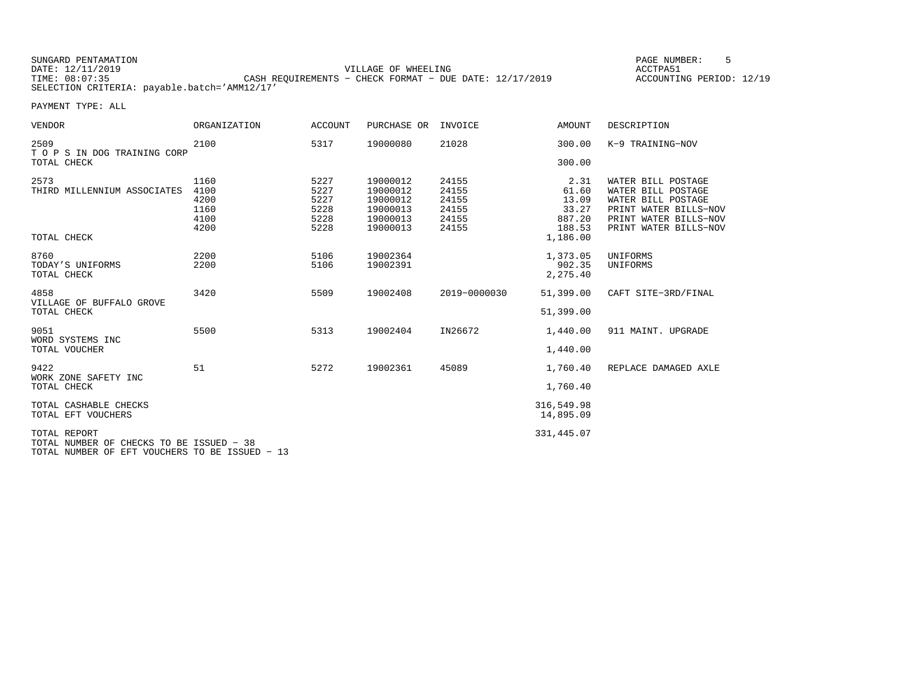SUNGARD PENTAMATION
DATE: 12/11/2019
TIME: 08:07:35
SELECTION CRITERIA: payable.batch='AMM12/17'

VILLAGE OF WHEELING
CASH REQUIREMENTS - CHECK FORMAT - DUE DATE: 12/17/2019

ACCTPA51
ACCOUNTING PERIOD: 12/19

PAYMENT TYPE: ALL

| VENDOR | ORGANIZATION | ACCOUNT | PURCHASE OR | INVOICE | AMOUNT | DESCRIPTION |
|---|---|---|---|---|---|---|
| 2509 | 2100 | 5317 | 19000080 | 21028 | 300.00 | K-9 TRAINING-NOV |
| T O P S IN DOG TRAINING CORP | | | | | | |
| TOTAL CHECK | | | | | 300.00 | |
| 2573 | 1160 | 5227 | 19000012 | 24155 | 2.31 | WATER BILL POSTAGE |
| THIRD MILLENNIUM ASSOCIATES | 4100 | 5227 | 19000012 | 24155 | 61.60 | WATER BILL POSTAGE |
| | 4200 | 5227 | 19000012 | 24155 | 13.09 | WATER BILL POSTAGE |
| | 1160 | 5228 | 19000013 | 24155 | 33.27 | PRINT WATER BILLS-NOV |
| | 4100 | 5228 | 19000013 | 24155 | 887.20 | PRINT WATER BILLS-NOV |
| | 4200 | 5228 | 19000013 | 24155 | 188.53 | PRINT WATER BILLS-NOV |
| TOTAL CHECK | | | | | 1,186.00 | |
| 8760 | 2200 | 5106 | 19002364 | | 1,373.05 | UNIFORMS |
| TODAY'S UNIFORMS | 2200 | 5106 | 19002391 | | 902.35 | UNIFORMS |
| TOTAL CHECK | | | | | 2,275.40 | |
| 4858 | 3420 | 5509 | 19002408 | 2019-0000030 | 51,399.00 | CAFT SITE-3RD/FINAL |
| VILLAGE OF BUFFALO GROVE | | | | | | |
| TOTAL CHECK | | | | | 51,399.00 | |
| 9051 | 5500 | 5313 | 19002404 | IN26672 | 1,440.00 | 911 MAINT. UPGRADE |
| WORD SYSTEMS INC | | | | | | |
| TOTAL VOUCHER | | | | | 1,440.00 | |
| 9422 | 51 | 5272 | 19002361 | 45089 | 1,760.40 | REPLACE DAMAGED AXLE |
| WORK ZONE SAFETY INC | | | | | | |
| TOTAL CHECK | | | | | 1,760.40 | |
| TOTAL CASHABLE CHECKS | | | | | 316,549.98 | |
| TOTAL EFT VOUCHERS | | | | | 14,895.09 | |
| TOTAL REPORT | | | | | 331,445.07 | |

TOTAL NUMBER OF CHECKS TO BE ISSUED - 38
TOTAL NUMBER OF EFT VOUCHERS TO BE ISSUED - 13